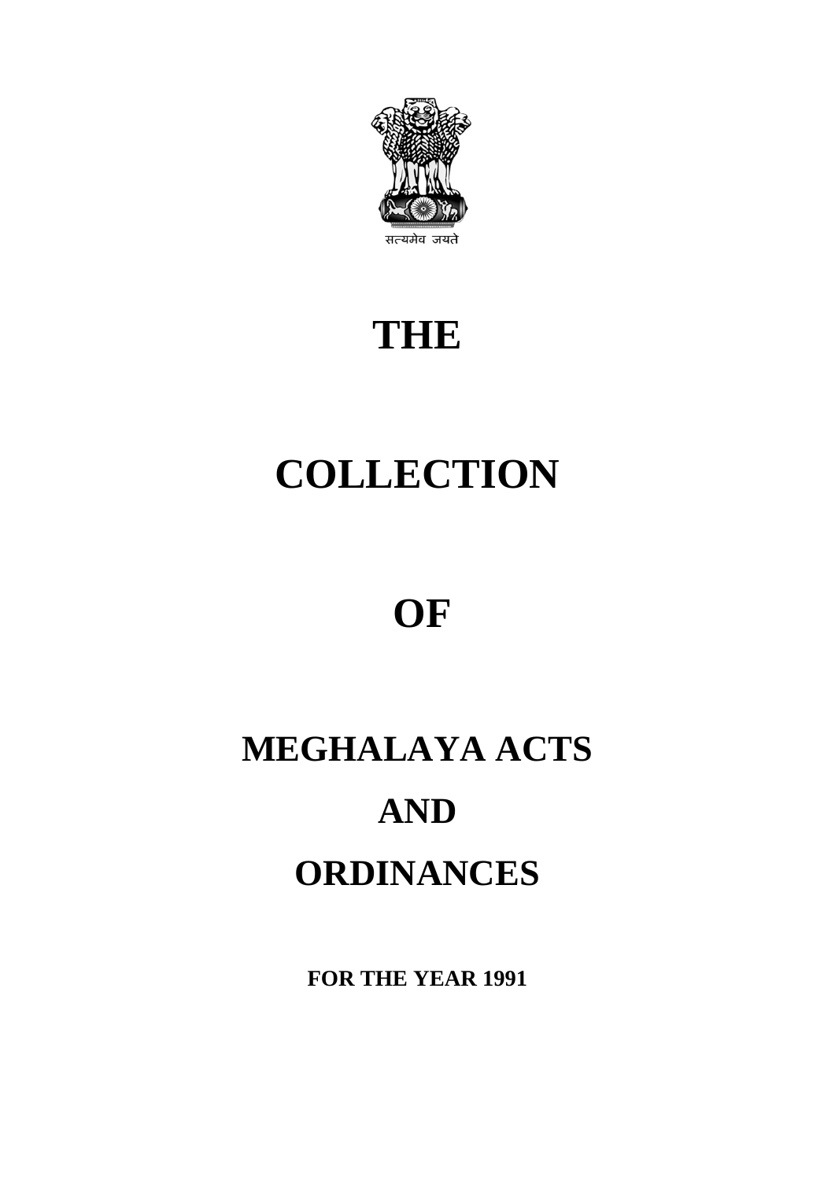सत्यमेव जयते

# THE

# COLLECTION

# OF

# MEGHALAYA ACTS

# AND

# ORDINANCES

**FOR THE YEAR 1991**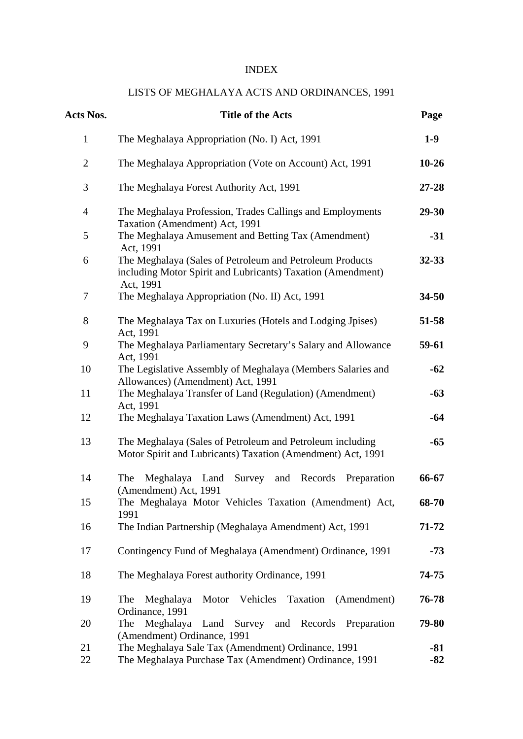# INDEX

## LISTS OF MEGHALAYA ACTS AND ORDINANCES, 1991

| Acts Nos. | Title of the Acts | Page |
|---|---|---|
| 1 | The Meghalaya Appropriation (No. I) Act, 1991 | **1-9** |
| 2 | The Meghalaya Appropriation (Vote on Account) Act, 1991 | **10-26** |
| 3 | The Meghalaya Forest Authority Act, 1991 | **27-28** |
| 4 | The Meghalaya Profession, Trades Callings and Employments Taxation (Amendment) Act, 1991 | **29-30** |
| 5 | The Meghalaya Amusement and Betting Tax (Amendment) Act, 1991 | **-31** |
| 6 | The Meghalaya (Sales of Petroleum and Petroleum Products including Motor Spirit and Lubricants) Taxation (Amendment) Act, 1991 | **32-33** |
| 7 | The Meghalaya Appropriation (No. II) Act, 1991 | **34-50** |
| 8 | The Meghalaya Tax on Luxuries (Hotels and Lodging Jpises) Act, 1991 | **51-58** |
| 9 | The Meghalaya Parliamentary Secretary's Salary and Allowance Act, 1991 | **59-61** |
| 10 | The Legislative Assembly of Meghalaya (Members Salaries and Allowances) (Amendment) Act, 1991 | **-62** |
| 11 | The Meghalaya Transfer of Land (Regulation) (Amendment) Act, 1991 | **-63** |
| 12 | The Meghalaya Taxation Laws (Amendment) Act, 1991 | **-64** |
| 13 | The Meghalaya (Sales of Petroleum and Petroleum including Motor Spirit and Lubricants) Taxation (Amendment) Act, 1991 | **-65** |
| 14 | The Meghalaya Land Survey and Records Preparation (Amendment) Act, 1991 | **66-67** |
| 15 | The Meghalaya Motor Vehicles Taxation (Amendment) Act, 1991 | **68-70** |
| 16 | The Indian Partnership (Meghalaya Amendment) Act, 1991 | **71-72** |
| 17 | Contingency Fund of Meghalaya (Amendment) Ordinance, 1991 | **-73** |
| 18 | The Meghalaya Forest authority Ordinance, 1991 | **74-75** |
| 19 | The Meghalaya Motor Vehicles Taxation (Amendment) Ordinance, 1991 | **76-78** |
| 20 | The Meghalaya Land Survey and Records Preparation (Amendment) Ordinance, 1991 | **79-80** |
| 21 | The Meghalaya Sale Tax (Amendment) Ordinance, 1991 | **-81** |
| 22 | The Meghalaya Purchase Tax (Amendment) Ordinance, 1991 | **-82** |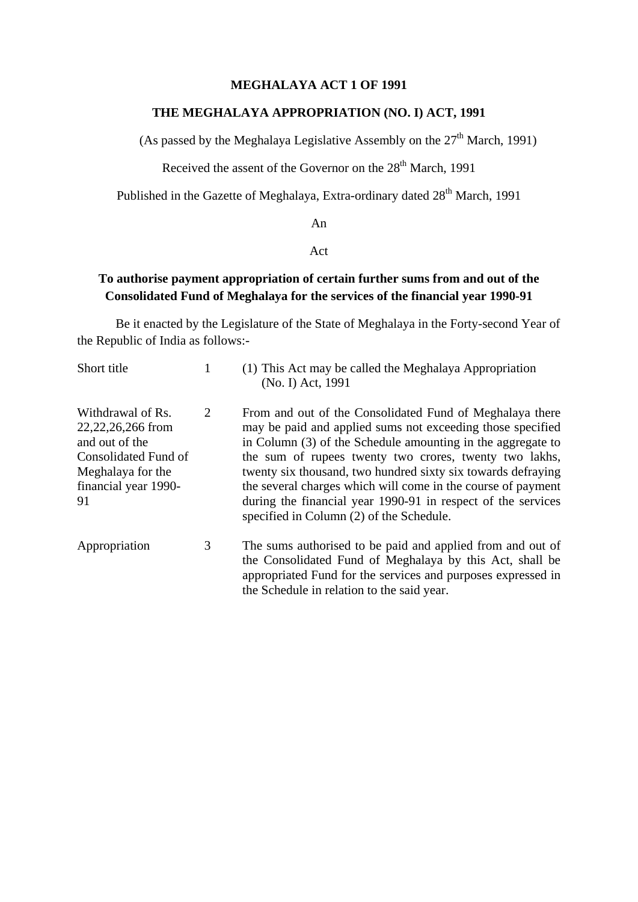# MEGHALAYA ACT 1 OF 1991

## THE MEGHALAYA APPROPRIATION (NO. I) ACT, 1991

(As passed by the Meghalaya Legislative Assembly on the 27th March, 1991)

Received the assent of the Governor on the 28th March, 1991

Published in the Gazette of Meghalaya, Extra-ordinary dated 28th March, 1991

An

Act

**To authorise payment appropriation of certain further sums from and out of the Consolidated Fund of Meghalaya for the services of the financial year 1990-91**

Be it enacted by the Legislature of the State of Meghalaya in the Forty-second Year of the Republic of India as follows:-

| | | |
|---|---|---|
| Short title | 1 | (1) This Act may be called the Meghalaya Appropriation (No. I) Act, 1991 |
| Withdrawal of Rs. 22,22,26,266 from and out of the Consolidated Fund of Meghalaya for the financial year 1990-91 | 2 | From and out of the Consolidated Fund of Meghalaya there may be paid and applied sums not exceeding those specified in Column (3) of the Schedule amounting in the aggregate to the sum of rupees twenty two crores, twenty two lakhs, twenty six thousand, two hundred sixty six towards defraying the several charges which will come in the course of payment during the financial year 1990-91 in respect of the services specified in Column (2) of the Schedule. |
| Appropriation | 3 | The sums authorised to be paid and applied from and out of the Consolidated Fund of Meghalaya by this Act, shall be appropriated Fund for the services and purposes expressed in the Schedule in relation to the said year. |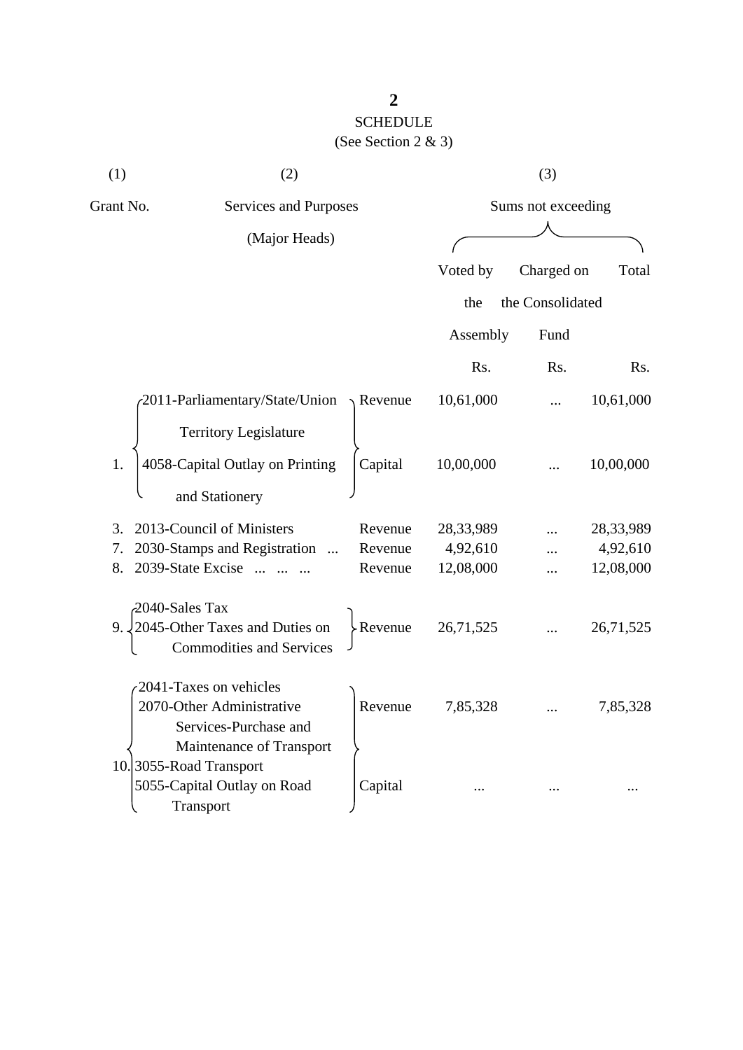## SCHEDULE

(See Section 2 & 3)

| (1) | (2) | | (3) | | |
|---|---|---|---|---|---|
| Grant No. | Services and Purposes (Major Heads) | | Sums not exceeding | | |
| | | | Voted by the Assembly | Charged on the Consolidated Fund | Total |
| | | | Rs. | Rs. | Rs. |
| 1. | 2011-Parliamentary/State/Union Territory Legislature | Revenue | 10,61,000 | ... | 10,61,000 |
| | 4058-Capital Outlay on Printing and Stationery | Capital | 10,00,000 | ... | 10,00,000 |
| 3. | 2013-Council of Ministers | Revenue | 28,33,989 | ... | 28,33,989 |
| 7. | 2030-Stamps and Registration ... | Revenue | 4,92,610 | ... | 4,92,610 |
| 8. | 2039-State Excise ... ... ... | Revenue | 12,08,000 | ... | 12,08,000 |
| 9. | 2040-Sales Tax<br>2045-Other Taxes and Duties on Commodities and Services | Revenue | 26,71,525 | ... | 26,71,525 |
| 10. | 2041-Taxes on vehicles<br>2070-Other Administrative Services-Purchase and Maintenance of Transport<br>3055-Road Transport | Revenue | 7,85,328 | ... | 7,85,328 |
| | 5055-Capital Outlay on Road Transport | Capital | ... | ... | ... |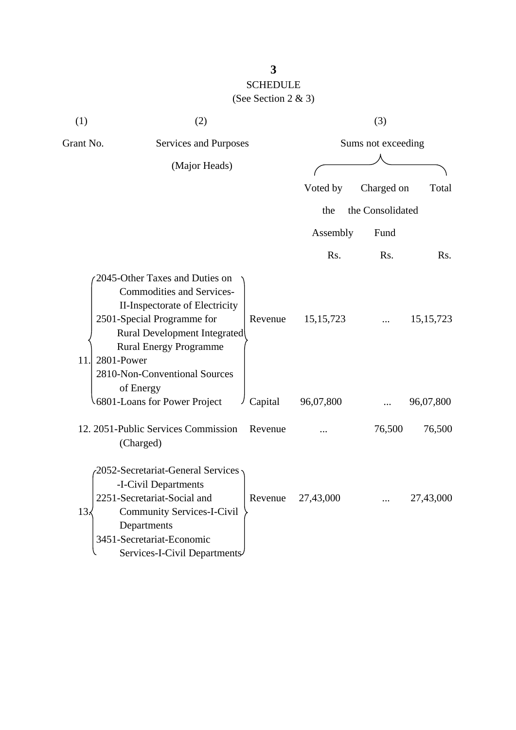## SCHEDULE

(See Section 2 & 3)

| (1) | (2) | | (3) | | |
|---|---|---|---|---|---|
| Grant No. | Services and Purposes (Major Heads) | | Sums not exceeding | | |
| | | | Voted by the Assembly | Charged on the Consolidated Fund | Total |
| | | | Rs. | Rs. | Rs. |
| 11. | 2045-Other Taxes and Duties on Commodities and Services-II-Inspectorate of Electricity<br>2501-Special Programme for Rural Development Integrated Rural Energy Programme<br>2801-Power<br>2810-Non-Conventional Sources of Energy | Revenue | 15,15,723 | ... | 15,15,723 |
| | 6801-Loans for Power Project | Capital | 96,07,800 | ... | 96,07,800 |
| 12. | 2051-Public Services Commission (Charged) | Revenue | ... | 76,500 | 76,500 |
| 13. | 2052-Secretariat-General Services-I-Civil Departments<br>2251-Secretariat-Social and Community Services-I-Civil Departments<br>3451-Secretariat-Economic Services-I-Civil Departments | Revenue | 27,43,000 | ... | 27,43,000 |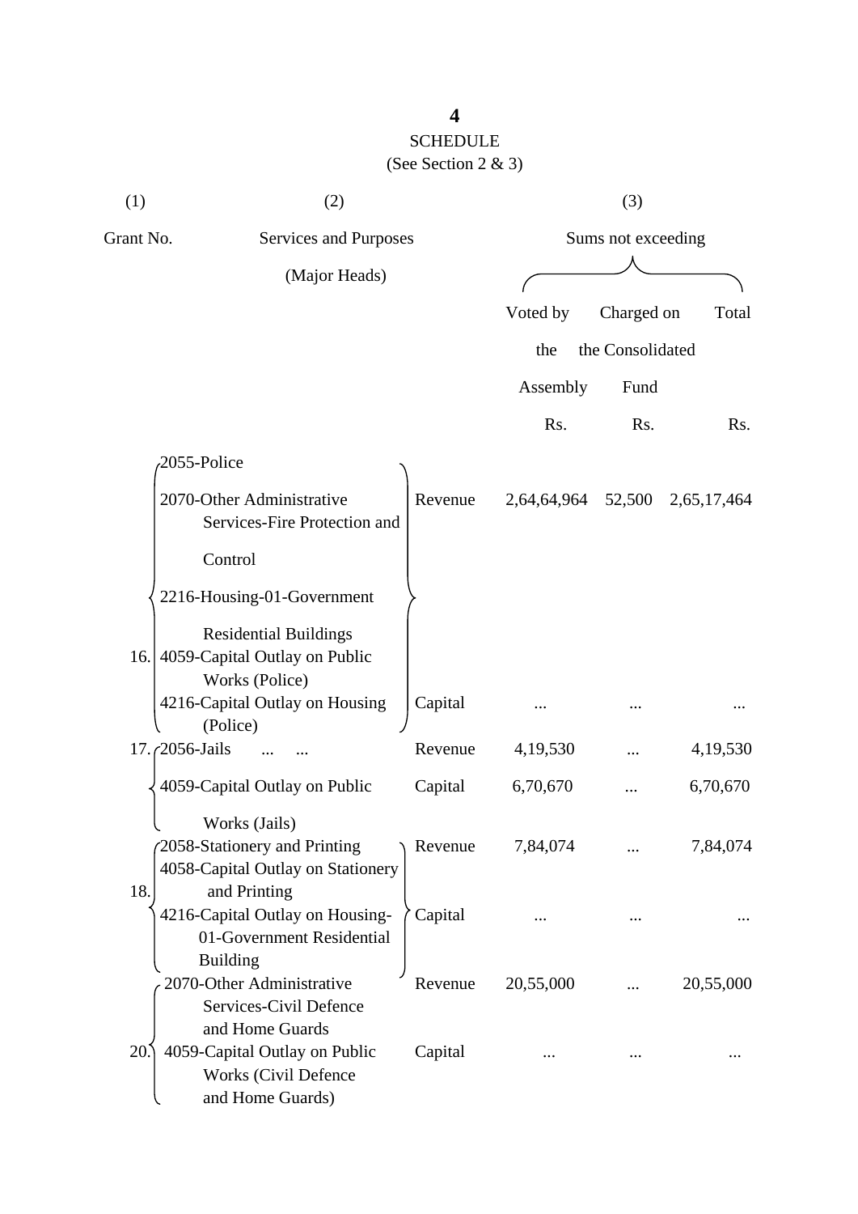# SCHEDULE

(See Section 2 & 3)

| (1) | (2) | | (3) | | |
|---|---|---|---|---|---|
| Grant No. | Services and Purposes (Major Heads) | | Sums not exceeding | | |
| | | | Voted by the Assembly | Charged on the Consolidated Fund | Total |
| | | | Rs. | Rs. | Rs. |
| 16. | 2055-Police<br>2070-Other Administrative Services-Fire Protection and Control<br>2216-Housing-01-Government Residential Buildings | Revenue | 2,64,64,964 | 52,500 | 2,65,17,464 |
| | 4059-Capital Outlay on Public Works (Police)<br>4216-Capital Outlay on Housing (Police) | Capital | ... | ... | ... |
| 17. | 2056-Jails ... ... | Revenue | 4,19,530 | ... | 4,19,530 |
| | 4059-Capital Outlay on Public Works (Jails) | Capital | 6,70,670 | ... | 6,70,670 |
| 18. | 2058-Stationery and Printing | Revenue | 7,84,074 | ... | 7,84,074 |
| | 4058-Capital Outlay on Stationery and Printing<br>4216-Capital Outlay on Housing-01-Government Residential Building | Capital | ... | ... | ... |
| 20. | 2070-Other Administrative Services-Civil Defence and Home Guards | Revenue | 20,55,000 | ... | 20,55,000 |
| | 4059-Capital Outlay on Public Works (Civil Defence and Home Guards) | Capital | ... | ... | ... |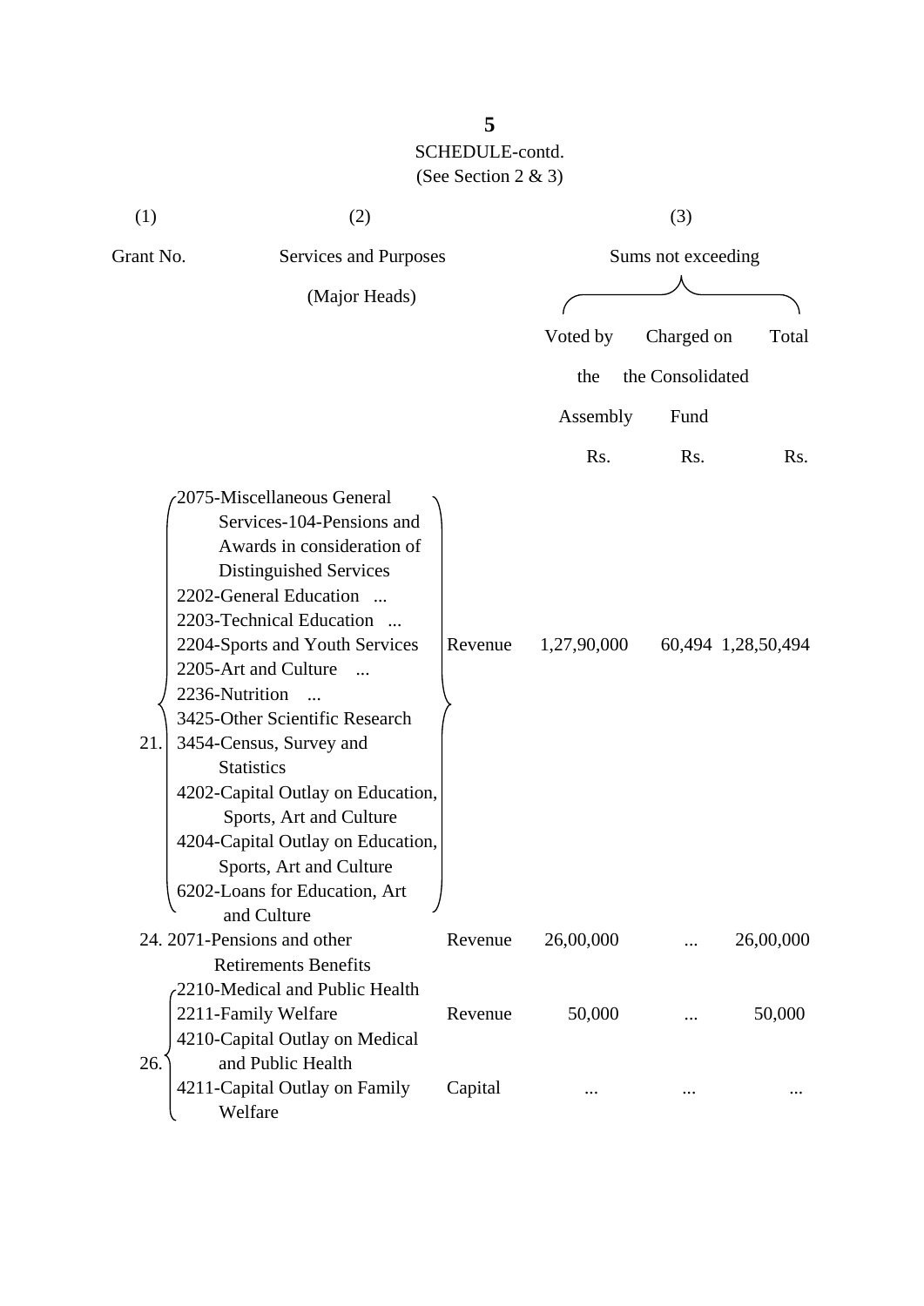SCHEDULE-contd.

(See Section 2 & 3)

| (1) | (2) | | (3) | | |
|---|---|---|---|---|---|
| Grant No. | Services and Purposes (Major Heads) | | Sums not exceeding | | |
| | | | Voted by the Assembly | Charged on the Consolidated Fund | Total |
| | | | Rs. | Rs. | Rs. |
| 21. | 2075-Miscellaneous General Services-104-Pensions and Awards in consideration of Distinguished Services<br>2202-General Education ...<br>2203-Technical Education ...<br>2204-Sports and Youth Services<br>2205-Art and Culture ...<br>2236-Nutrition ...<br>3425-Other Scientific Research<br>3454-Census, Survey and Statistics<br>4202-Capital Outlay on Education, Sports, Art and Culture<br>4204-Capital Outlay on Education, Sports, Art and Culture<br>6202-Loans for Education, Art and Culture | Revenue | 1,27,90,000 | 60,494 | 1,28,50,494 |
| 24. | 2071-Pensions and other Retirements Benefits | Revenue | 26,00,000 | ... | 26,00,000 |
| 26. | 2210-Medical and Public Health<br>2211-Family Welfare | Revenue | 50,000 | ... | 50,000 |
| | 4210-Capital Outlay on Medical and Public Health<br>4211-Capital Outlay on Family Welfare | Capital | ... | ... | ... |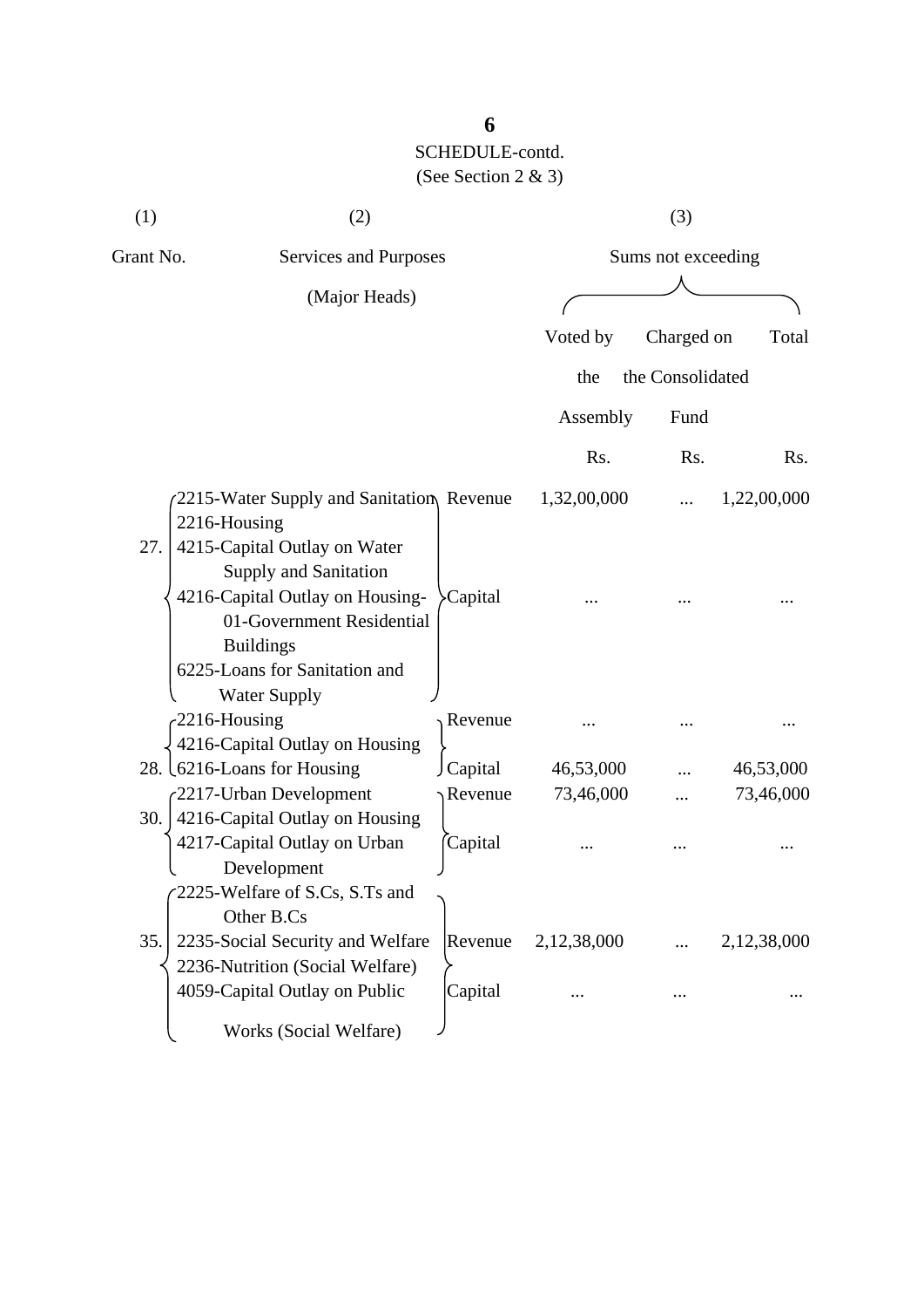SCHEDULE-contd.

(See Section 2 & 3)

| (1) | (2) | | (3) | | |
|---|---|---|---|---|---|
| Grant No. | Services and Purposes (Major Heads) | | Sums not exceeding | | |
| | | | Voted by the Assembly | Charged on the Consolidated Fund | Total |
| | | | Rs. | Rs. | Rs. |
| 27. | 2215-Water Supply and Sanitation<br>2216-Housing<br>4215-Capital Outlay on Water Supply and Sanitation<br>4216-Capital Outlay on Housing-01-Government Residential Buildings<br>6225-Loans for Sanitation and Water Supply | Revenue | 1,32,00,000 | ... | 1,22,00,000 |
| | | Capital | ... | ... | ... |
| 28. | 2216-Housing<br>4216-Capital Outlay on Housing<br>6216-Loans for Housing | Revenue | ... | ... | ... |
| | | Capital | 46,53,000 | ... | 46,53,000 |
| 30. | 2217-Urban Development<br>4216-Capital Outlay on Housing<br>4217-Capital Outlay on Urban Development | Revenue | 73,46,000 | ... | 73,46,000 |
| | | Capital | ... | ... | ... |
| 35. | 2225-Welfare of S.Cs, S.Ts and Other B.Cs<br>2235-Social Security and Welfare<br>2236-Nutrition (Social Welfare)<br>4059-Capital Outlay on Public Works (Social Welfare) | Revenue | 2,12,38,000 | ... | 2,12,38,000 |
| | | Capital | ... | ... | ... |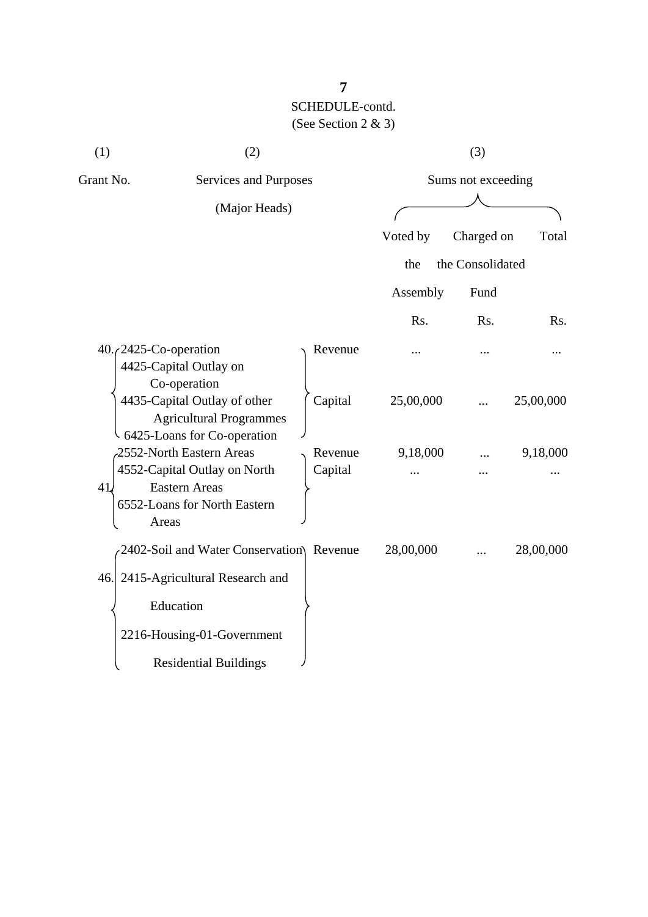SCHEDULE-contd.

(See Section 2 & 3)

| (1) Grant No. | (2) Services and Purposes (Major Heads) | | (3) Sums not exceeding Voted by the Assembly Rs. | Charged on the Consolidated Fund Rs. | Total Rs. |
|---|---|---|---|---|---|
| 40. | 2425-Co-operation<br>4425-Capital Outlay on Co-operation<br>4435-Capital Outlay of other Agricultural Programmes<br>6425-Loans for Co-operation | Revenue | ... | ... | ... |
| | | Capital | 25,00,000 | ... | 25,00,000 |
| 41. | 2552-North Eastern Areas<br>4552-Capital Outlay on North Eastern Areas<br>6552-Loans for North Eastern Areas | Revenue | 9,18,000 | ... | 9,18,000 |
| | | Capital | ... | ... | ... |
| 46. | 2402-Soil and Water Conservation<br>2415-Agricultural Research and Education<br>2216-Housing-01-Government Residential Buildings | Revenue | 28,00,000 | ... | 28,00,000 |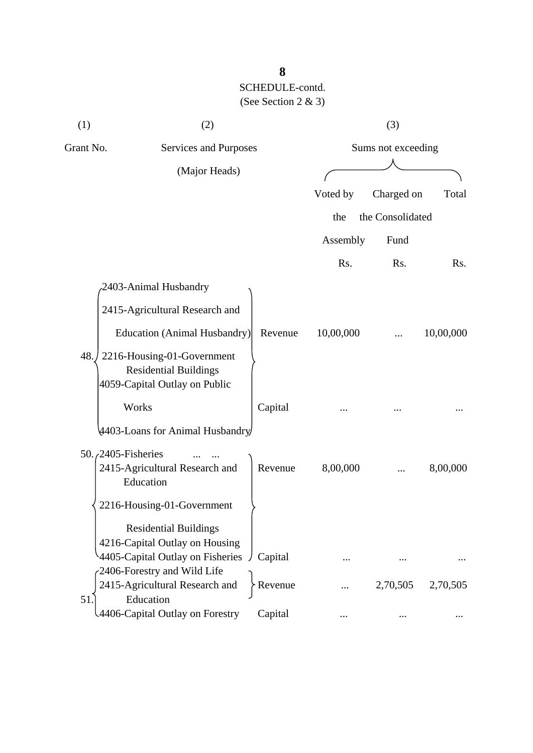SCHEDULE-contd.
(See Section 2 & 3)

| (1) | (2) | | (3) | | |
|---|---|---|---|---|---|
| Grant No. | Services and Purposes (Major Heads) | | Sums not exceeding | | |
| | | | Voted by the Assembly | Charged on the Consolidated Fund | Total |
| | | | Rs. | Rs. | Rs. |
| 48. | 2403-Animal Husbandry<br>2415-Agricultural Research and Education (Animal Husbandry)<br>2216-Housing-01-Government Residential Buildings | Revenue | 10,00,000 | ... | 10,00,000 |
| | 4059-Capital Outlay on Public Works<br>4403-Loans for Animal Husbandry | Capital | ... | ... | ... |
| 50. | 2405-Fisheries ... ...<br>2415-Agricultural Research and Education<br>2216-Housing-01-Government Residential Buildings | Revenue | 8,00,000 | ... | 8,00,000 |
| | 4216-Capital Outlay on Housing<br>4405-Capital Outlay on Fisheries | Capital | ... | ... | ... |
| 51. | 2406-Forestry and Wild Life<br>2415-Agricultural Research and Education | Revenue | ... | 2,70,505 | 2,70,505 |
| | 4406-Capital Outlay on Forestry | Capital | ... | ... | ... |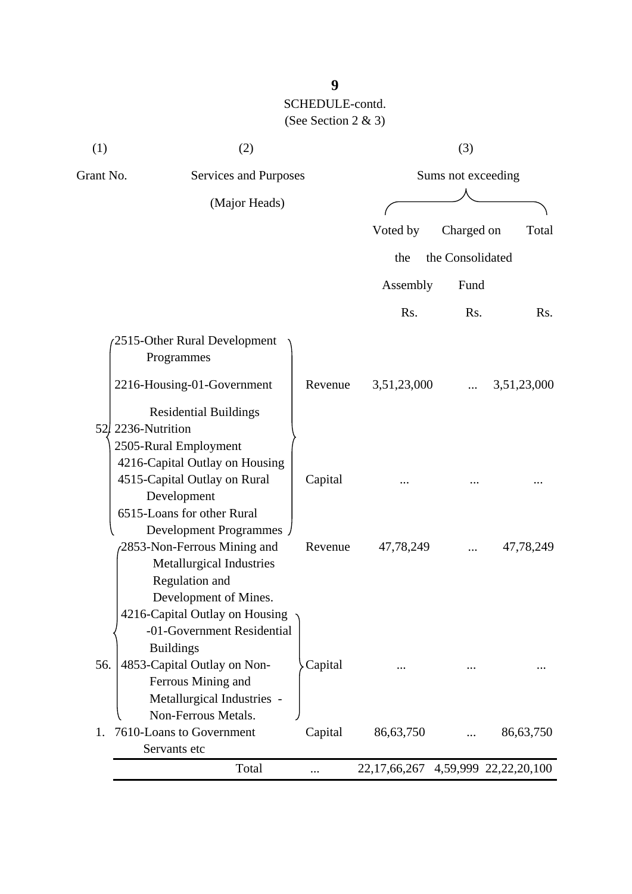SCHEDULE-contd.
(See Section 2 & 3)

| (1) | (2) | | (3) | | |
|---|---|---|---|---|---|
| Grant No. | Services and Purposes (Major Heads) | | Sums not exceeding | | |
| | | | Voted by the Assembly | Charged on the Consolidated Fund | Total |
| | | | Rs. | Rs. | Rs. |
| 52. | 2515-Other Rural Development Programmes<br>2216-Housing-01-Government Residential Buildings<br>2236-Nutrition<br>2505-Rural Employment | Revenue | 3,51,23,000 | ... | 3,51,23,000 |
| | 4216-Capital Outlay on Housing<br>4515-Capital Outlay on Rural Development<br>6515-Loans for other Rural Development Programmes | Capital | ... | ... | ... |
| 56. | 2853-Non-Ferrous Mining and Metallurgical Industries Regulation and Development of Mines. | Revenue | 47,78,249 | ... | 47,78,249 |
| | 4216-Capital Outlay on Housing -01-Government Residential Buildings<br>4853-Capital Outlay on Non-Ferrous Mining and Metallurgical Industries - Non-Ferrous Metals. | Capital | ... | ... | ... |
| 1. | 7610-Loans to Government Servants etc | Capital | 86,63,750 | ... | 86,63,750 |
| | Total | ... | 22,17,66,267 | 4,59,999 | 22,22,20,100 |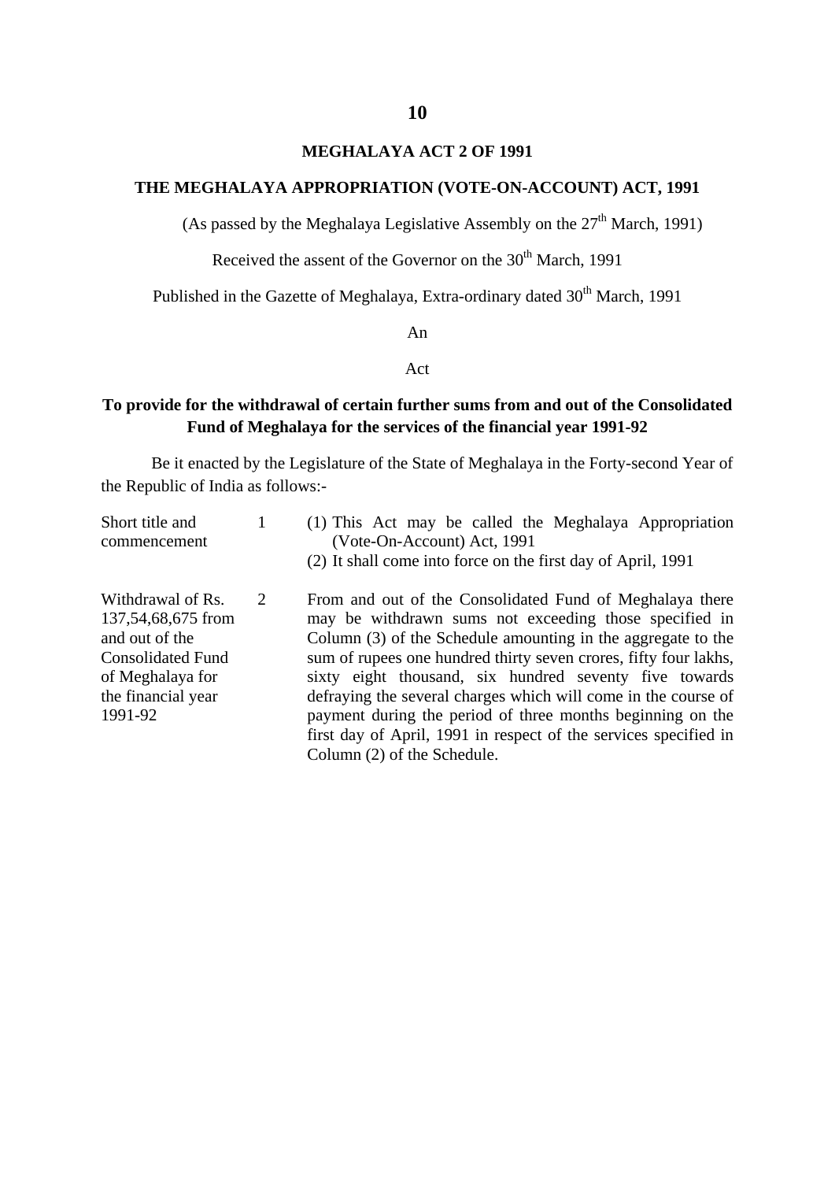## MEGHALAYA ACT 2 OF 1991

## THE MEGHALAYA APPROPRIATION (VOTE-ON-ACCOUNT) ACT, 1991

(As passed by the Meghalaya Legislative Assembly on the 27th March, 1991)

Received the assent of the Governor on the 30th March, 1991

Published in the Gazette of Meghalaya, Extra-ordinary dated 30th March, 1991

An

Act

**To provide for the withdrawal of certain further sums from and out of the Consolidated Fund of Meghalaya for the services of the financial year 1991-92**

Be it enacted by the Legislature of the State of Meghalaya in the Forty-second Year of the Republic of India as follows:-

| | | |
|---|---|---|
| Short title and commencement | 1 | (1) This Act may be called the Meghalaya Appropriation (Vote-On-Account) Act, 1991<br>(2) It shall come into force on the first day of April, 1991 |
| Withdrawal of Rs. 137,54,68,675 from and out of the Consolidated Fund of Meghalaya for the financial year 1991-92 | 2 | From and out of the Consolidated Fund of Meghalaya there may be withdrawn sums not exceeding those specified in Column (3) of the Schedule amounting in the aggregate to the sum of rupees one hundred thirty seven crores, fifty four lakhs, sixty eight thousand, six hundred seventy five towards defraying the several charges which will come in the course of payment during the period of three months beginning on the first day of April, 1991 in respect of the services specified in Column (2) of the Schedule. |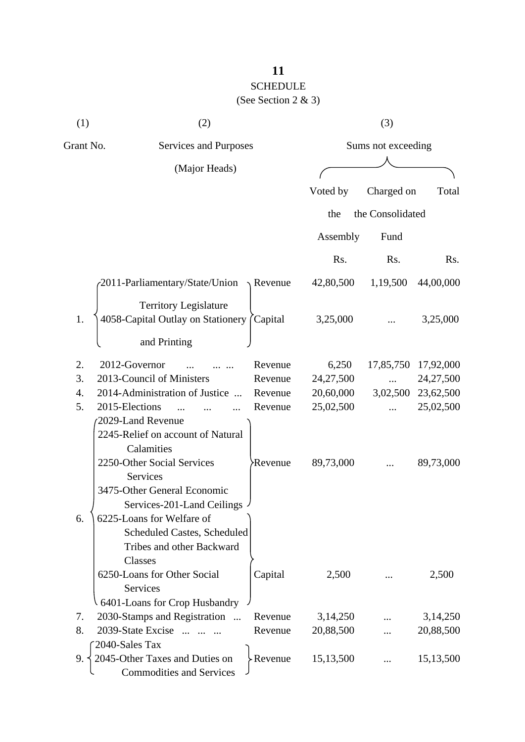**11**

SCHEDULE

(See Section 2 & 3)

| (1) | (2) | | (3) | | |
|---|---|---|---|---|---|
| Grant No. | Services and Purposes (Major Heads) | | Sums not exceeding | | |
| | | | Voted by the Assembly | Charged on the Consolidated Fund | Total |
| | | | Rs. | Rs. | Rs. |
| 1. | 2011-Parliamentary/State/Union Territory Legislature | Revenue | 42,80,500 | 1,19,500 | 44,00,000 |
| | 4058-Capital Outlay on Stationery and Printing | Capital | 3,25,000 | ... | 3,25,000 |
| 2. | 2012-Governor ... ... ... | Revenue | 6,250 | 17,85,750 | 17,92,000 |
| 3. | 2013-Council of Ministers | Revenue | 24,27,500 | ... | 24,27,500 |
| 4. | 2014-Administration of Justice ... | Revenue | 20,60,000 | 3,02,500 | 23,62,500 |
| 5. | 2015-Elections ... ... ... | Revenue | 25,02,500 | ... | 25,02,500 |
| 6. | 2029-Land Revenue<br>2245-Relief on account of Natural Calamities<br>2250-Other Social Services Services<br>3475-Other General Economic Services-201-Land Ceilings | Revenue | 89,73,000 | ... | 89,73,000 |
| | 6225-Loans for Welfare of Scheduled Castes, Scheduled Tribes and other Backward Classes<br>6250-Loans for Other Social Services<br>6401-Loans for Crop Husbandry | Capital | 2,500 | ... | 2,500 |
| 7. | 2030-Stamps and Registration ... | Revenue | 3,14,250 | ... | 3,14,250 |
| 8. | 2039-State Excise ... ... ... | Revenue | 20,88,500 | ... | 20,88,500 |
| 9. | 2040-Sales Tax<br>2045-Other Taxes and Duties on Commodities and Services | Revenue | 15,13,500 | ... | 15,13,500 |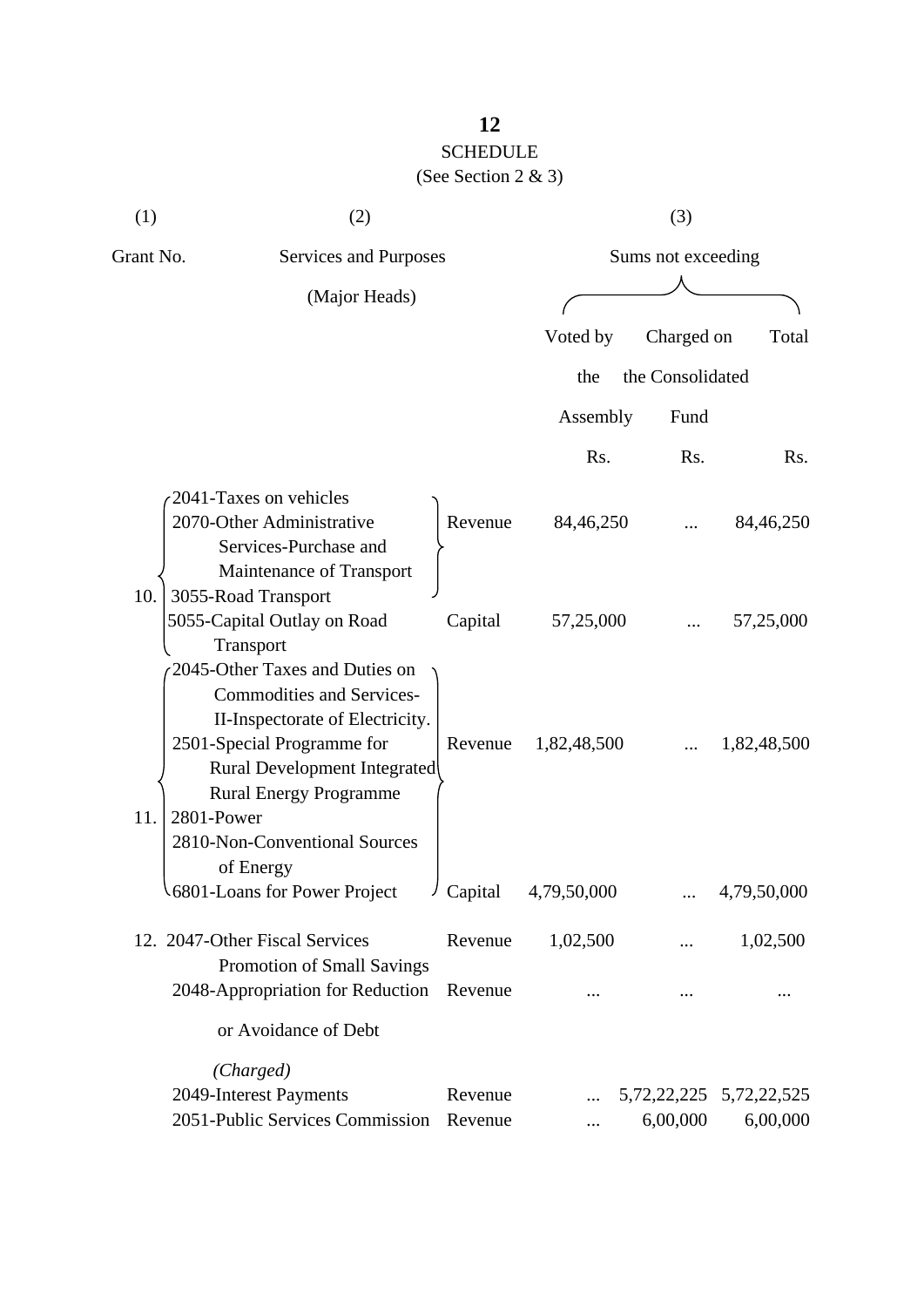## SCHEDULE

(See Section 2 & 3)

| (1) | (2) | | (3) | | |
|---|---|---|---|---|---|
| Grant No. | Services and Purposes (Major Heads) | | Sums not exceeding | | |
| | | | Voted by the Assembly | Charged on the Consolidated Fund | Total |
| | | | Rs. | Rs. | Rs. |
| 10. | 2041-Taxes on vehicles<br>2070-Other Administrative Services-Purchase and Maintenance of Transport<br>3055-Road Transport | Revenue | 84,46,250 | ... | 84,46,250 |
| | 5055-Capital Outlay on Road Transport | Capital | 57,25,000 | ... | 57,25,000 |
| 11. | 2045-Other Taxes and Duties on Commodities and Services-II-Inspectorate of Electricity.<br>2501-Special Programme for Rural Development Integrated Rural Energy Programme<br>2801-Power<br>2810-Non-Conventional Sources of Energy | Revenue | 1,82,48,500 | ... | 1,82,48,500 |
| | 6801-Loans for Power Project | Capital | 4,79,50,000 | ... | 4,79,50,000 |
| 12. | 2047-Other Fiscal Services Promotion of Small Savings | Revenue | 1,02,500 | ... | 1,02,500 |
| | 2048-Appropriation for Reduction or Avoidance of Debt | Revenue | ... | ... | ... |
| | *(Charged)* | | | | |
| | 2049-Interest Payments | Revenue | ... | 5,72,22,225 | 5,72,22,525 |
| | 2051-Public Services Commission | Revenue | ... | 6,00,000 | 6,00,000 |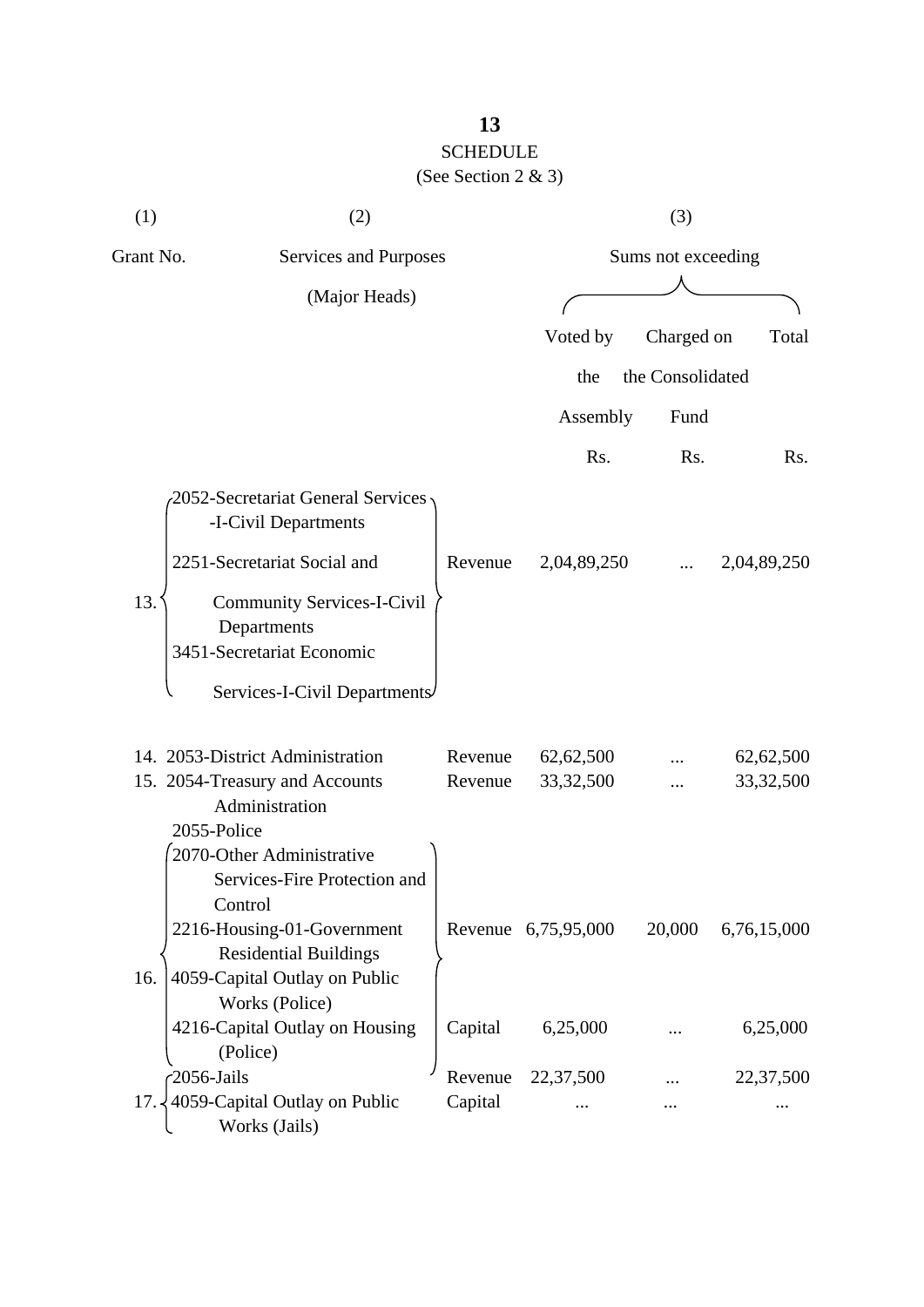# SCHEDULE

(See Section 2 & 3)

| (1) | (2) | | (3) | | |
|---|---|---|---|---|---|
| Grant No. | Services and Purposes (Major Heads) | | Sums not exceeding | | |
| | | | Voted by the Assembly | Charged on the Consolidated Fund | Total |
| | | | Rs. | Rs. | Rs. |
| 13. | 2052-Secretariat General Services -I-Civil Departments<br>2251-Secretariat Social and Community Services-I-Civil Departments<br>3451-Secretariat Economic Services-I-Civil Departments | Revenue | 2,04,89,250 | ... | 2,04,89,250 |
| 14. | 2053-District Administration | Revenue | 62,62,500 | ... | 62,62,500 |
| 15. | 2054-Treasury and Accounts Administration | Revenue | 33,32,500 | ... | 33,32,500 |
| 16. | 2055-Police<br>2070-Other Administrative Services-Fire Protection and Control<br>2216-Housing-01-Government Residential Buildings<br>4059-Capital Outlay on Public Works (Police) | Revenue | 6,75,95,000 | 20,000 | 6,76,15,000 |
| | 4216-Capital Outlay on Housing (Police) | Capital | 6,25,000 | ... | 6,25,000 |
| 17. | 2056-Jails | Revenue | 22,37,500 | ... | 22,37,500 |
| | 4059-Capital Outlay on Public Works (Jails) | Capital | ... | ... | ... |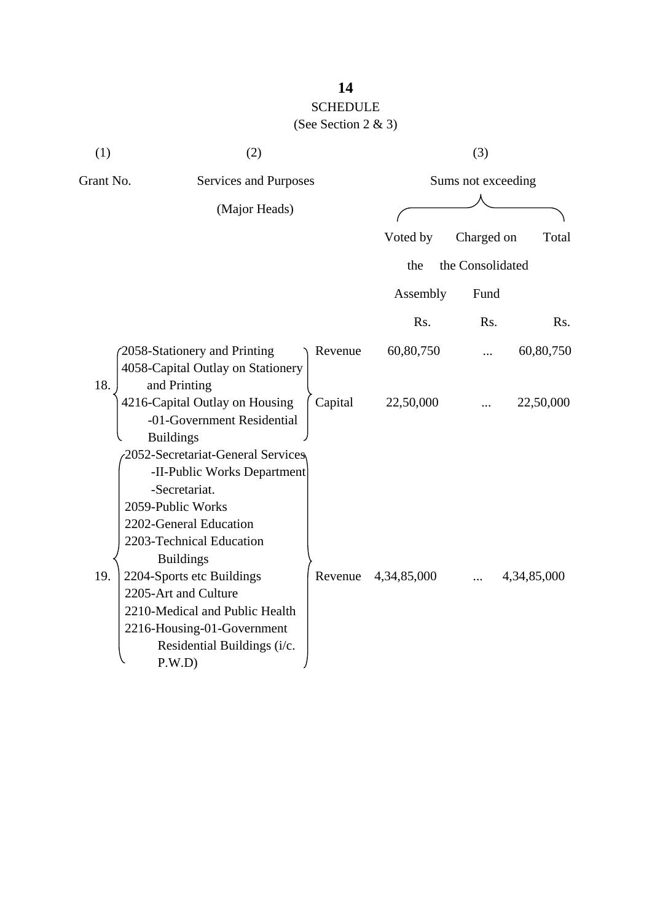SCHEDULE

(See Section 2 & 3)

| (1) | (2) | | (3) | | |
|---|---|---|---|---|---|
| Grant No. | Services and Purposes (Major Heads) | | Sums not exceeding | | |
| | | | Voted by the Assembly | Charged on the Consolidated Fund | Total |
| | | | Rs. | Rs. | Rs. |
| 18. | 2058-Stationery and Printing | Revenue | 60,80,750 | ... | 60,80,750 |
| | 4058-Capital Outlay on Stationery and Printing<br>4216-Capital Outlay on Housing -01-Government Residential Buildings | Capital | 22,50,000 | ... | 22,50,000 |
| 19. | 2052-Secretariat-General Services -II-Public Works Department -Secretariat.<br>2059-Public Works<br>2202-General Education<br>2203-Technical Education Buildings<br>2204-Sports etc Buildings<br>2205-Art and Culture<br>2210-Medical and Public Health<br>2216-Housing-01-Government Residential Buildings (i/c. P.W.D) | Revenue | 4,34,85,000 | ... | 4,34,85,000 |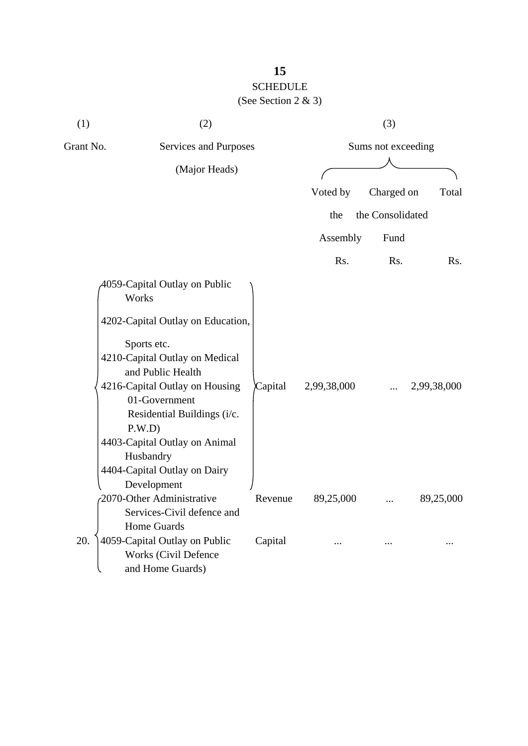SCHEDULE

(See Section 2 & 3)

| (1) | (2) | | (3) | | |
|---|---|---|---|---|---|
| Grant No. | Services and Purposes (Major Heads) | | Sums not exceeding | | |
| | | | Voted by the Assembly | Charged on the Consolidated Fund | Total |
| | | | Rs. | Rs. | Rs. |
| | 4059-Capital Outlay on Public Works<br>4202-Capital Outlay on Education, Sports etc.<br>4210-Capital Outlay on Medical and Public Health<br>4216-Capital Outlay on Housing 01-Government Residential Buildings (i/c. P.W.D)<br>4403-Capital Outlay on Animal Husbandry<br>4404-Capital Outlay on Dairy Development | Capital | 2,99,38,000 | ... | 2,99,38,000 |
| 20. | 2070-Other Administrative Services-Civil defence and Home Guards | Revenue | 89,25,000 | ... | 89,25,000 |
| | 4059-Capital Outlay on Public Works (Civil Defence and Home Guards) | Capital | ... | ... | ... |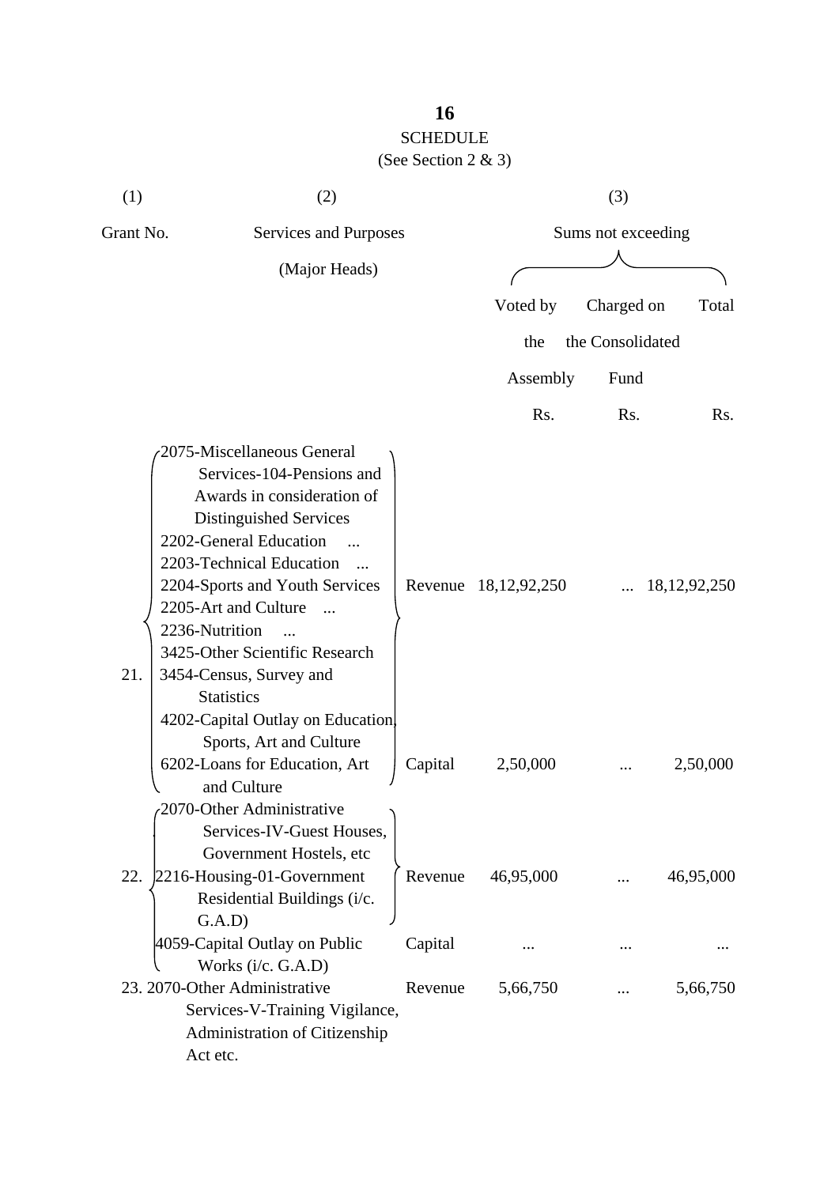## SCHEDULE

(See Section 2 & 3)

| (1) | (2) | | (3) | | |
|---|---|---|---|---|---|
| Grant No. | Services and Purposes (Major Heads) | | Sums not exceeding | | |
| | | | Voted by the Assembly | Charged on the Consolidated Fund | Total |
| | | | Rs. | Rs. | Rs. |
| 21. | 2075-Miscellaneous General Services-104-Pensions and Awards in consideration of Distinguished Services<br>2202-General Education ...<br>2203-Technical Education ...<br>2204-Sports and Youth Services<br>2205-Art and Culture ...<br>2236-Nutrition ...<br>3425-Other Scientific Research<br>3454-Census, Survey and Statistics | Revenue | 18,12,92,250 | ... | 18,12,92,250 |
| | 4202-Capital Outlay on Education, Sports, Art and Culture<br>6202-Loans for Education, Art and Culture | Capital | 2,50,000 | ... | 2,50,000 |
| 22. | 2070-Other Administrative Services-IV-Guest Houses, Government Hostels, etc<br>2216-Housing-01-Government Residential Buildings (i/c. G.A.D) | Revenue | 46,95,000 | ... | 46,95,000 |
| | 4059-Capital Outlay on Public Works (i/c. G.A.D) | Capital | ... | ... | ... |
| 23. | 2070-Other Administrative Services-V-Training Vigilance, Administration of Citizenship Act etc. | Revenue | 5,66,750 | ... | 5,66,750 |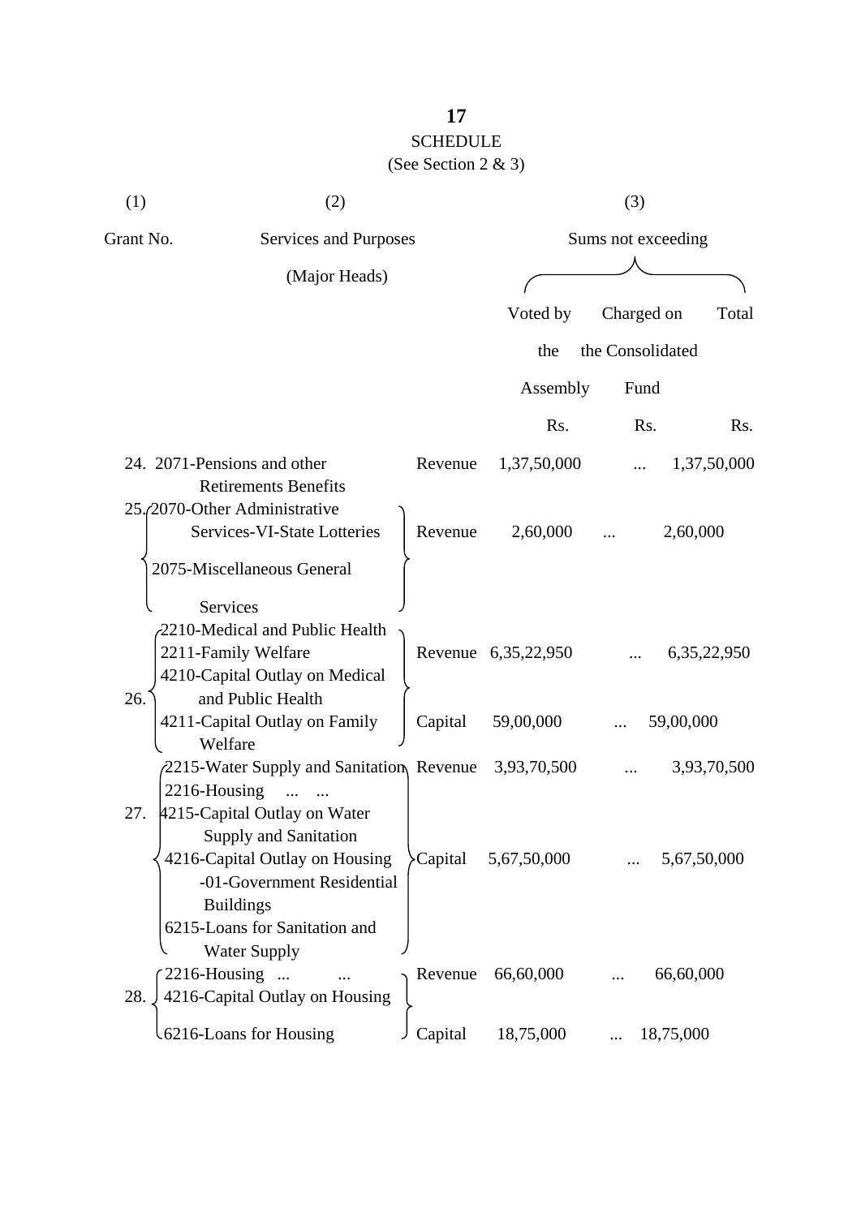**SCHEDULE**

(See Section 2 & 3)

| (1) | (2) | | (3) | | |
|---|---|---|---|---|---|
| Grant No. | Services and Purposes (Major Heads) | | Sums not exceeding | | |
| | | | Voted by the Assembly | Charged on the Consolidated Fund | Total |
| | | | Rs. | Rs. | Rs. |
| 24. | 2071-Pensions and other Retirements Benefits | Revenue | 1,37,50,000 | ... | 1,37,50,000 |
| 25. | 2070-Other Administrative Services-VI-State Lotteries<br>2075-Miscellaneous General Services | Revenue | 2,60,000 | ... | 2,60,000 |
| 26. | 2210-Medical and Public Health<br>2211-Family Welfare | Revenue | 6,35,22,950 | ... | 6,35,22,950 |
| | 4210-Capital Outlay on Medical and Public Health<br>4211-Capital Outlay on Family Welfare | Capital | 59,00,000 | ... | 59,00,000 |
| 27. | 2215-Water Supply and Sanitation<br>2216-Housing ... ... | Revenue | 3,93,70,500 | ... | 3,93,70,500 |
| | 4215-Capital Outlay on Water Supply and Sanitation<br>4216-Capital Outlay on Housing -01-Government Residential Buildings<br>6215-Loans for Sanitation and Water Supply | Capital | 5,67,50,000 | ... | 5,67,50,000 |
| 28. | 2216-Housing ... ... | Revenue | 66,60,000 | ... | 66,60,000 |
| | 4216-Capital Outlay on Housing<br>6216-Loans for Housing | Capital | 18,75,000 | ... | 18,75,000 |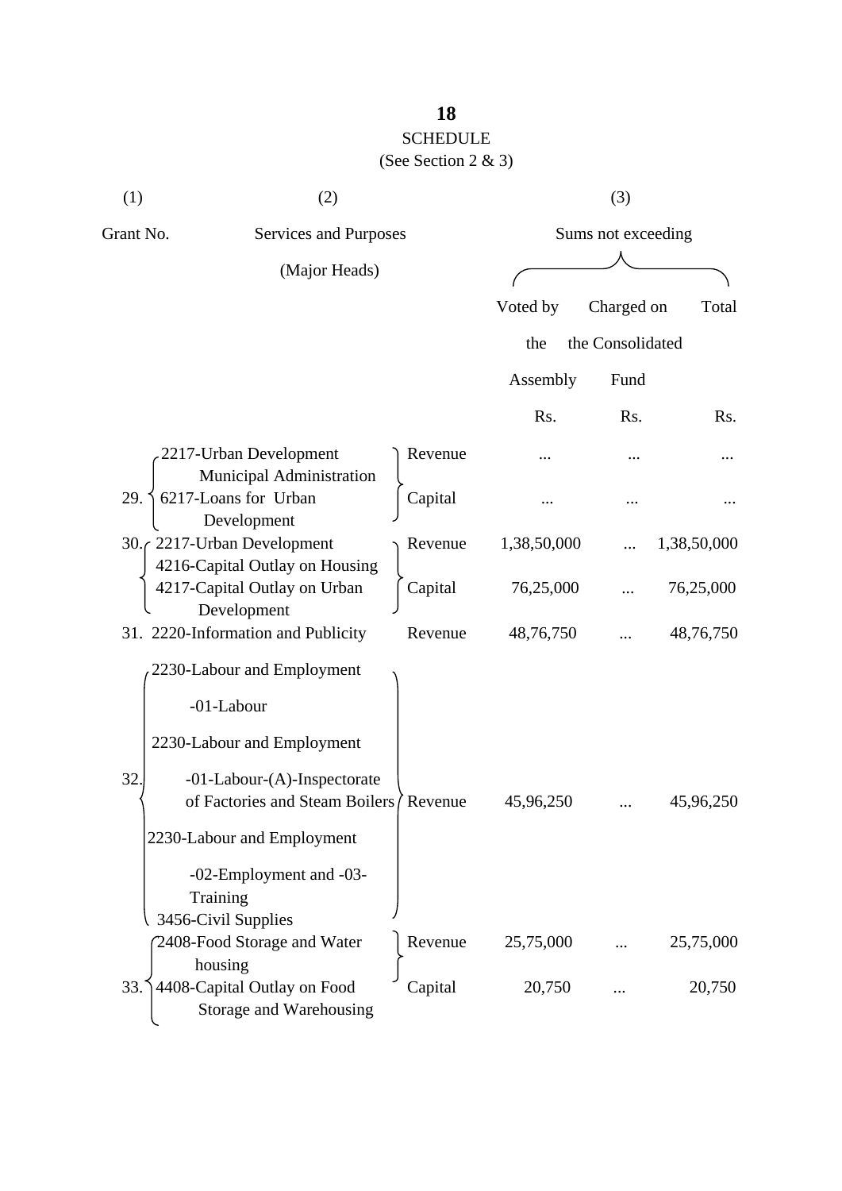SCHEDULE

(See Section 2 & 3)

| (1) | (2) | | (3) | | |
|---|---|---|---|---|---|
| Grant No. | Services and Purposes (Major Heads) | | Sums not exceeding | | |
| | | | Voted by the Assembly | Charged on the Consolidated Fund | Total |
| | | | Rs. | Rs. | Rs. |
| 29. | 2217-Urban Development Municipal Administration | Revenue | ... | ... | ... |
| | 6217-Loans for Urban Development | Capital | ... | ... | ... |
| 30. | 2217-Urban Development | Revenue | 1,38,50,000 | ... | 1,38,50,000 |
| | 4216-Capital Outlay on Housing<br>4217-Capital Outlay on Urban Development | Capital | 76,25,000 | ... | 76,25,000 |
| 31. | 2220-Information and Publicity | Revenue | 48,76,750 | ... | 48,76,750 |
| 32. | 2230-Labour and Employment -01-Labour<br>2230-Labour and Employment -01-Labour-(A)-Inspectorate of Factories and Steam Boilers<br>2230-Labour and Employment -02-Employment and -03-Training | Revenue | 45,96,250 | ... | 45,96,250 |
| 33. | 3456-Civil Supplies<br>2408-Food Storage and Water housing | Revenue | 25,75,000 | ... | 25,75,000 |
| | 4408-Capital Outlay on Food Storage and Warehousing | Capital | 20,750 | ... | 20,750 |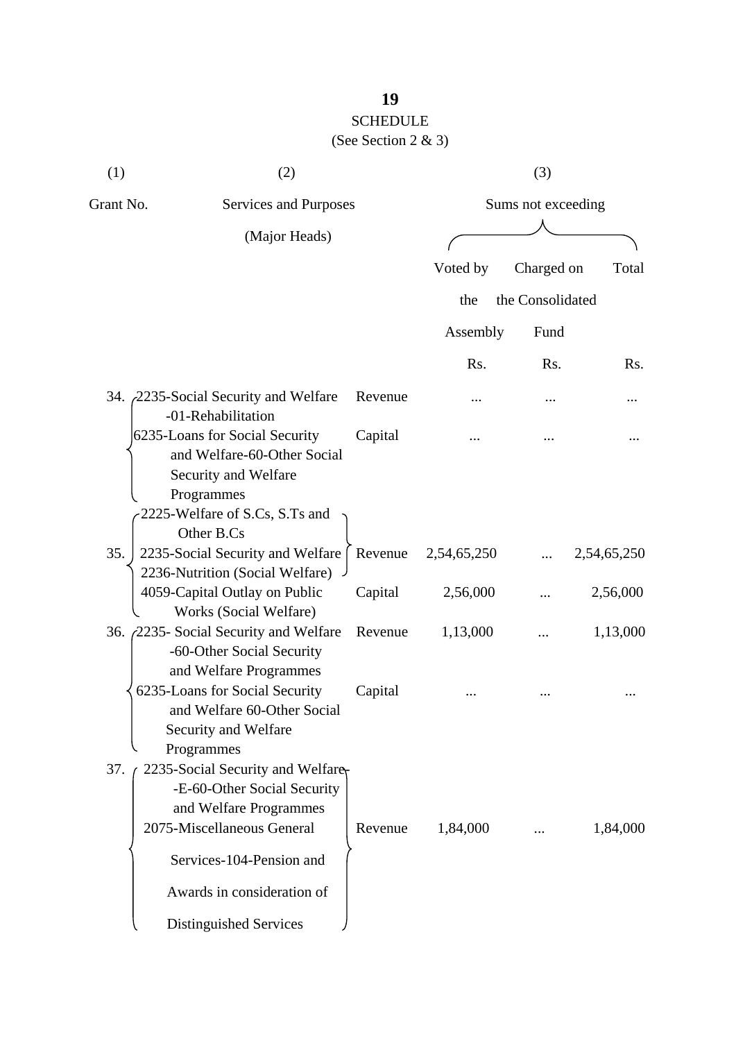SCHEDULE

(See Section 2 & 3)

| (1) | (2) | | (3) | | |
|---|---|---|---|---|---|
| Grant No. | Services and Purposes (Major Heads) | | Sums not exceeding | | |
| | | | Voted by the Assembly | Charged on the Consolidated Fund | Total |
| | | | Rs. | Rs. | Rs. |
| 34. | 2235-Social Security and Welfare -01-Rehabilitation | Revenue | ... | ... | ... |
| | 6235-Loans for Social Security and Welfare-60-Other Social Security and Welfare Programmes | Capital | ... | ... | ... |
| 35. | 2225-Welfare of S.Cs, S.Ts and Other B.Cs<br>2235-Social Security and Welfare<br>2236-Nutrition (Social Welfare) | Revenue | 2,54,65,250 | ... | 2,54,65,250 |
| | 4059-Capital Outlay on Public Works (Social Welfare) | Capital | 2,56,000 | ... | 2,56,000 |
| 36. | 2235- Social Security and Welfare -60-Other Social Security and Welfare Programmes | Revenue | 1,13,000 | ... | 1,13,000 |
| | 6235-Loans for Social Security and Welfare 60-Other Social Security and Welfare Programmes | Capital | ... | ... | ... |
| 37. | 2235-Social Security and Welfare -E-60-Other Social Security and Welfare Programmes<br>2075-Miscellaneous General Services-104-Pension and Awards in consideration of Distinguished Services | Revenue | 1,84,000 | ... | 1,84,000 |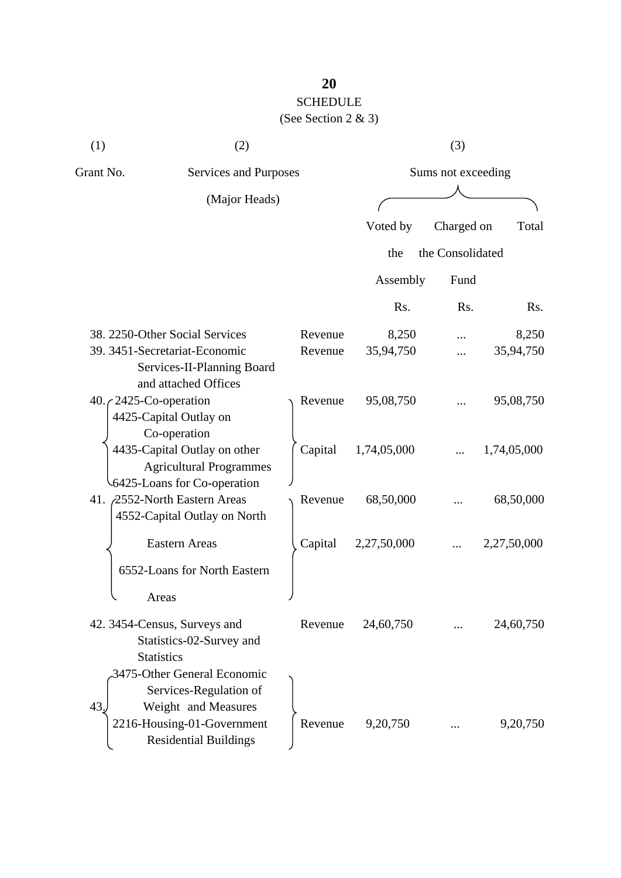## SCHEDULE

(See Section 2 & 3)

| (1) | (2) | | (3) | | |
|---|---|---|---|---|---|
| Grant No. | Services and Purposes (Major Heads) | | Sums not exceeding | | |
| | | | Voted by the Assembly | Charged on the Consolidated Fund | Total |
| | | | Rs. | Rs. | Rs. |
| 38. | 2250-Other Social Services | Revenue | 8,250 | ... | 8,250 |
| 39. | 3451-Secretariat-Economic Services-II-Planning Board and attached Offices | Revenue | 35,94,750 | ... | 35,94,750 |
| 40. | 2425-Co-operation<br>4425-Capital Outlay on Co-operation<br>4435-Capital Outlay on other Agricultural Programmes<br>6425-Loans for Co-operation | Revenue | 95,08,750 | ... | 95,08,750 |
| | | Capital | 1,74,05,000 | ... | 1,74,05,000 |
| 41. | 2552-North Eastern Areas<br>4552-Capital Outlay on North Eastern Areas<br>6552-Loans for North Eastern Areas | Revenue | 68,50,000 | ... | 68,50,000 |
| | | Capital | 2,27,50,000 | ... | 2,27,50,000 |
| 42. | 3454-Census, Surveys and Statistics-02-Survey and Statistics | Revenue | 24,60,750 | ... | 24,60,750 |
| 43. | 3475-Other General Economic Services-Regulation of Weight and Measures<br>2216-Housing-01-Government Residential Buildings | Revenue | 9,20,750 | ... | 9,20,750 |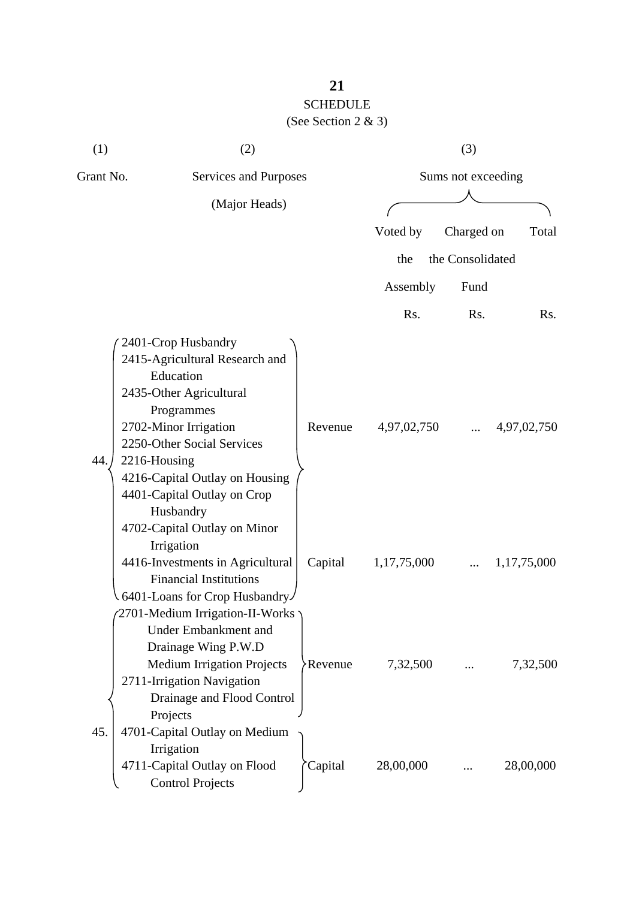# SCHEDULE

(See Section 2 & 3)

| (1) | (2) | | (3) | | |
|---|---|---|---|---|---|
| Grant No. | Services and Purposes (Major Heads) | | Sums not exceeding | | |
| | | | Voted by the Assembly | Charged on the Consolidated Fund | Total |
| | | | Rs. | Rs. | Rs. |
| 44. | 2401-Crop Husbandry<br>2415-Agricultural Research and Education<br>2435-Other Agricultural Programmes<br>2702-Minor Irrigation<br>2250-Other Social Services<br>2216-Housing | Revenue | 4,97,02,750 | ... | 4,97,02,750 |
| | 4216-Capital Outlay on Housing<br>4401-Capital Outlay on Crop Husbandry<br>4702-Capital Outlay on Minor Irrigation<br>4416-Investments in Agricultural Financial Institutions<br>6401-Loans for Crop Husbandry | Capital | 1,17,75,000 | ... | 1,17,75,000 |
| 45. | 2701-Medium Irrigation-II-Works Under Embankment and Drainage Wing P.W.D Medium Irrigation Projects<br>2711-Irrigation Navigation Drainage and Flood Control Projects | Revenue | 7,32,500 | ... | 7,32,500 |
| | 4701-Capital Outlay on Medium Irrigation<br>4711-Capital Outlay on Flood Control Projects | Capital | 28,00,000 | ... | 28,00,000 |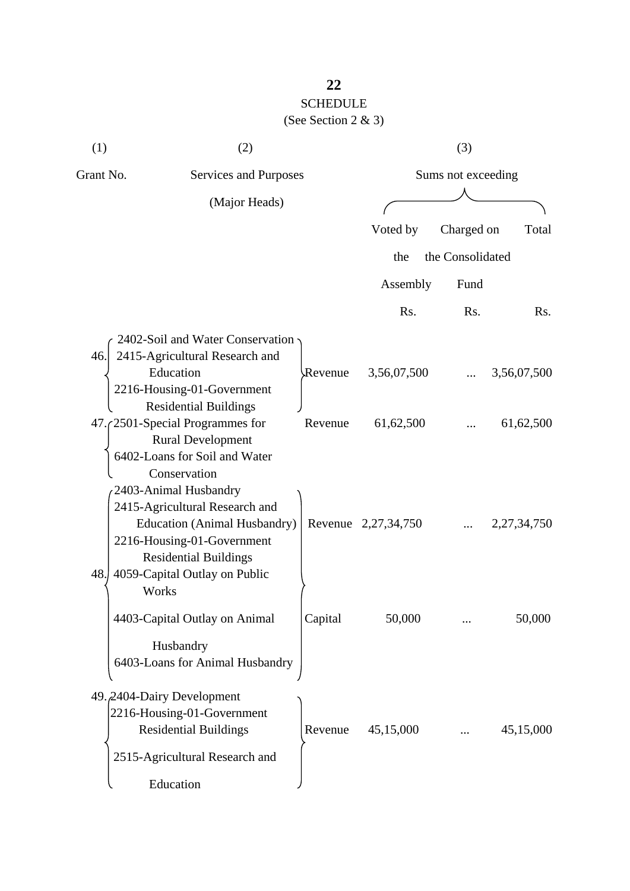# SCHEDULE

(See Section 2 & 3)

| (1) | (2) | | (3) | | |
|---|---|---|---|---|---|
| Grant No. | Services and Purposes (Major Heads) | | Sums not exceeding | | |
| | | | Voted by the Assembly | Charged on the Consolidated Fund | Total |
| | | | Rs. | Rs. | Rs. |
| 46. | 2402-Soil and Water Conservation<br>2415-Agricultural Research and Education<br>2216-Housing-01-Government Residential Buildings | Revenue | 3,56,07,500 | ... | 3,56,07,500 |
| 47. | 2501-Special Programmes for Rural Development<br>6402-Loans for Soil and Water Conservation | Revenue | 61,62,500 | ... | 61,62,500 |
| 48. | 2403-Animal Husbandry<br>2415-Agricultural Research and Education (Animal Husbandry)<br>2216-Housing-01-Government Residential Buildings | Revenue | 2,27,34,750 | ... | 2,27,34,750 |
| | 4059-Capital Outlay on Public Works<br>4403-Capital Outlay on Animal Husbandry<br>6403-Loans for Animal Husbandry | Capital | 50,000 | ... | 50,000 |
| 49. | 2404-Dairy Development<br>2216-Housing-01-Government Residential Buildings<br>2515-Agricultural Research and Education | Revenue | 45,15,000 | ... | 45,15,000 |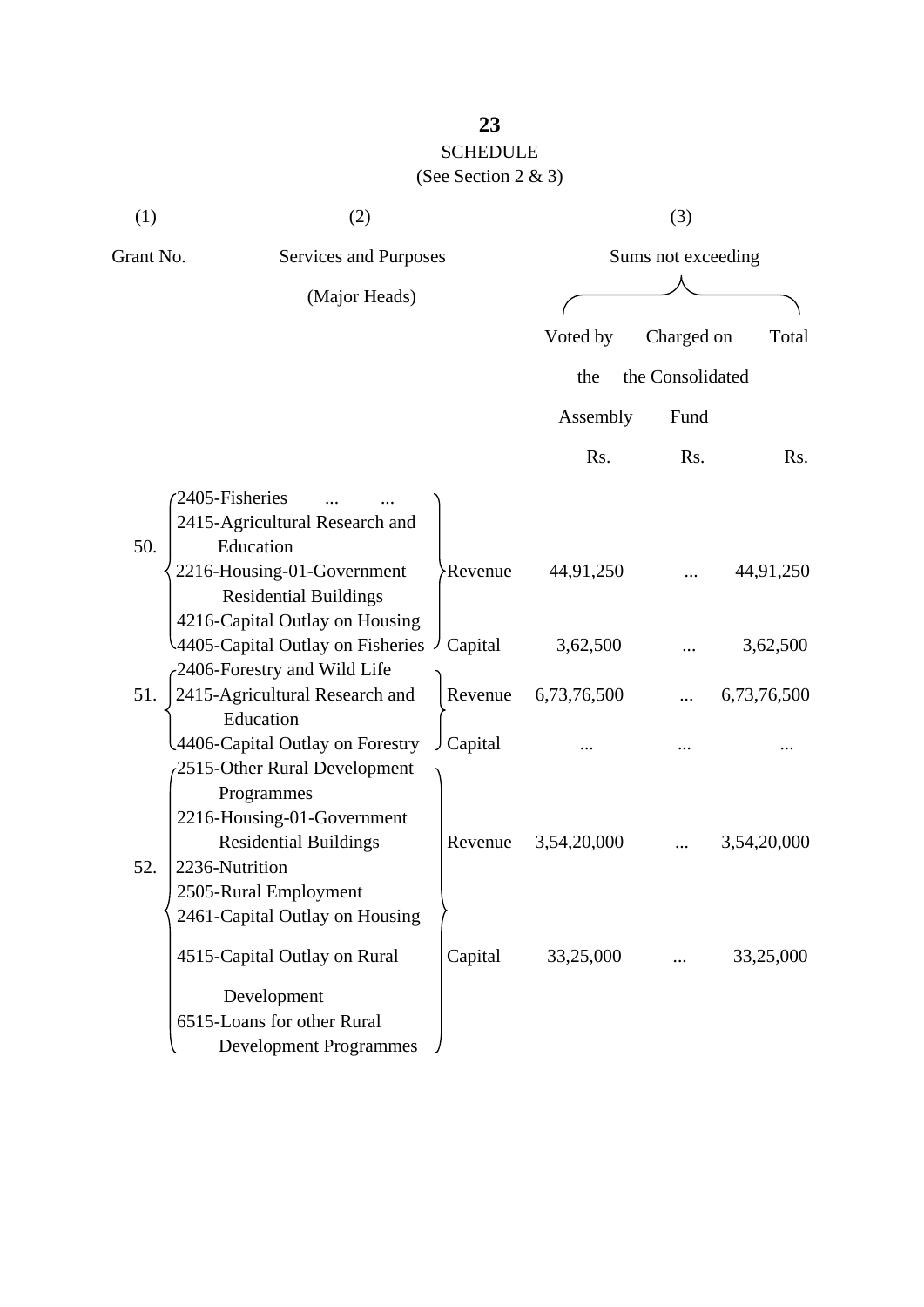## SCHEDULE

(See Section 2 & 3)

| (1) | (2) | | (3) | | |
|---|---|---|---|---|---|
| Grant No. | Services and Purposes (Major Heads) | | Sums not exceeding | | |
| | | | Voted by the Assembly | Charged on the Consolidated Fund | Total |
| | | | Rs. | Rs. | Rs. |
| 50. | 2405-Fisheries ... ... 2415-Agricultural Research and Education 2216-Housing-01-Government Residential Buildings 4216-Capital Outlay on Housing | Revenue | 44,91,250 | ... | 44,91,250 |
| | 4405-Capital Outlay on Fisheries | Capital | 3,62,500 | ... | 3,62,500 |
| 51. | 2406-Forestry and Wild Life 2415-Agricultural Research and Education | Revenue | 6,73,76,500 | ... | 6,73,76,500 |
| | 4406-Capital Outlay on Forestry | Capital | ... | ... | ... |
| 52. | 2515-Other Rural Development Programmes 2216-Housing-01-Government Residential Buildings 2236-Nutrition 2505-Rural Employment 2461-Capital Outlay on Housing | Revenue | 3,54,20,000 | ... | 3,54,20,000 |
| | 4515-Capital Outlay on Rural Development 6515-Loans for other Rural Development Programmes | Capital | 33,25,000 | ... | 33,25,000 |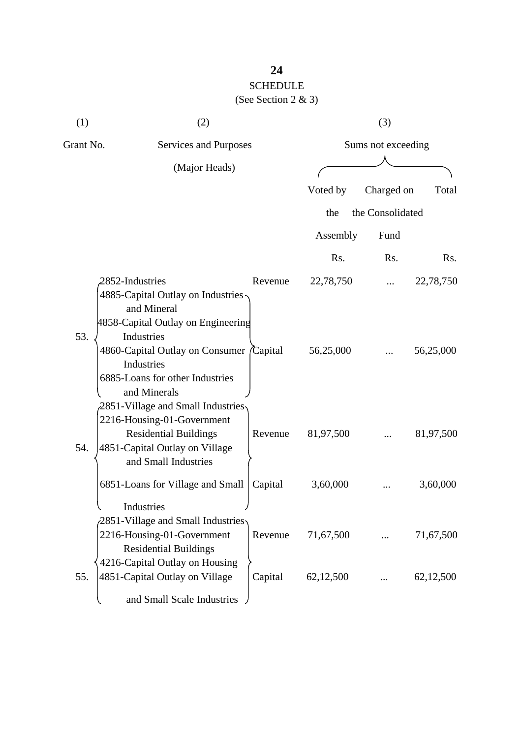# SCHEDULE

(See Section 2 & 3)

| (1) | (2) | | (3) | | |
|---|---|---|---|---|---|
| Grant No. | Services and Purposes (Major Heads) | | Sums not exceeding | | |
| | | | Voted by the Assembly | Charged on the Consolidated Fund | Total |
| | | | Rs. | Rs. | Rs. |
| 53. | 2852-Industries | Revenue | 22,78,750 | ... | 22,78,750 |
| | 4885-Capital Outlay on Industries and Mineral<br>4858-Capital Outlay on Engineering Industries<br>4860-Capital Outlay on Consumer Industries<br>6885-Loans for other Industries and Minerals | Capital | 56,25,000 | ... | 56,25,000 |
| 54. | 2851-Village and Small Industries<br>2216-Housing-01-Government Residential Buildings<br>4851-Capital Outlay on Village and Small Industries | Revenue | 81,97,500 | ... | 81,97,500 |
| | 6851-Loans for Village and Small Industries | Capital | 3,60,000 | ... | 3,60,000 |
| 55. | 2851-Village and Small Industries<br>2216-Housing-01-Government Residential Buildings | Revenue | 71,67,500 | ... | 71,67,500 |
| | 4216-Capital Outlay on Housing<br>4851-Capital Outlay on Village and Small Scale Industries | Capital | 62,12,500 | ... | 62,12,500 |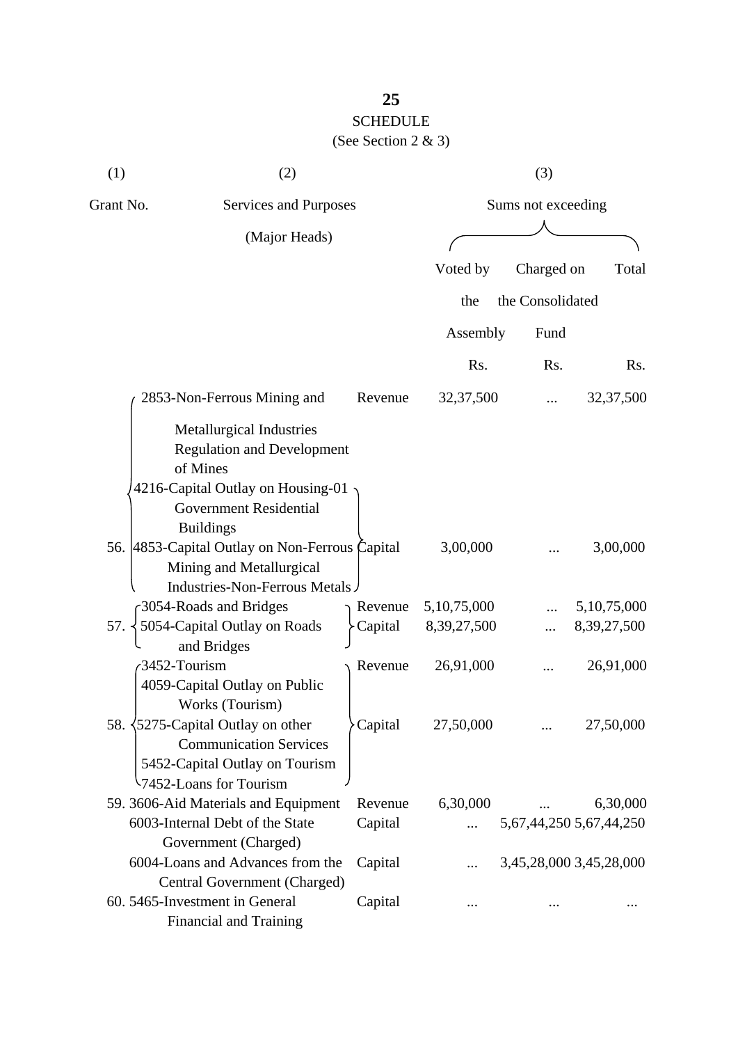SCHEDULE

(See Section 2 & 3)

| (1) | (2) | | (3) | | |
|---|---|---|---|---|---|
| Grant No. | Services and Purposes (Major Heads) | | Sums not exceeding | | |
| | | | Voted by the Assembly | Charged on the Consolidated Fund | Total |
| | | | Rs. | Rs. | Rs. |
| 56. | 2853-Non-Ferrous Mining and Metallurgical Industries Regulation and Development of Mines | Revenue | 32,37,500 | ... | 32,37,500 |
| | 4216-Capital Outlay on Housing-01 Government Residential Buildings 4853-Capital Outlay on Non-Ferrous Mining and Metallurgical Industries-Non-Ferrous Metals | Capital | 3,00,000 | ... | 3,00,000 |
| 57. | 3054-Roads and Bridges | Revenue | 5,10,75,000 | ... | 5,10,75,000 |
| | 5054-Capital Outlay on Roads and Bridges | Capital | 8,39,27,500 | ... | 8,39,27,500 |
| 58. | 3452-Tourism | Revenue | 26,91,000 | ... | 26,91,000 |
| | 4059-Capital Outlay on Public Works (Tourism) 5275-Capital Outlay on other Communication Services 5452-Capital Outlay on Tourism 7452-Loans for Tourism | Capital | 27,50,000 | ... | 27,50,000 |
| 59. | 3606-Aid Materials and Equipment | Revenue | 6,30,000 | ... | 6,30,000 |
| | 6003-Internal Debt of the State Government (Charged) | Capital | ... | 5,67,44,250 | 5,67,44,250 |
| | 6004-Loans and Advances from the Central Government (Charged) | Capital | ... | 3,45,28,000 | 3,45,28,000 |
| 60. | 5465-Investment in General Financial and Training | Capital | ... | ... | ... |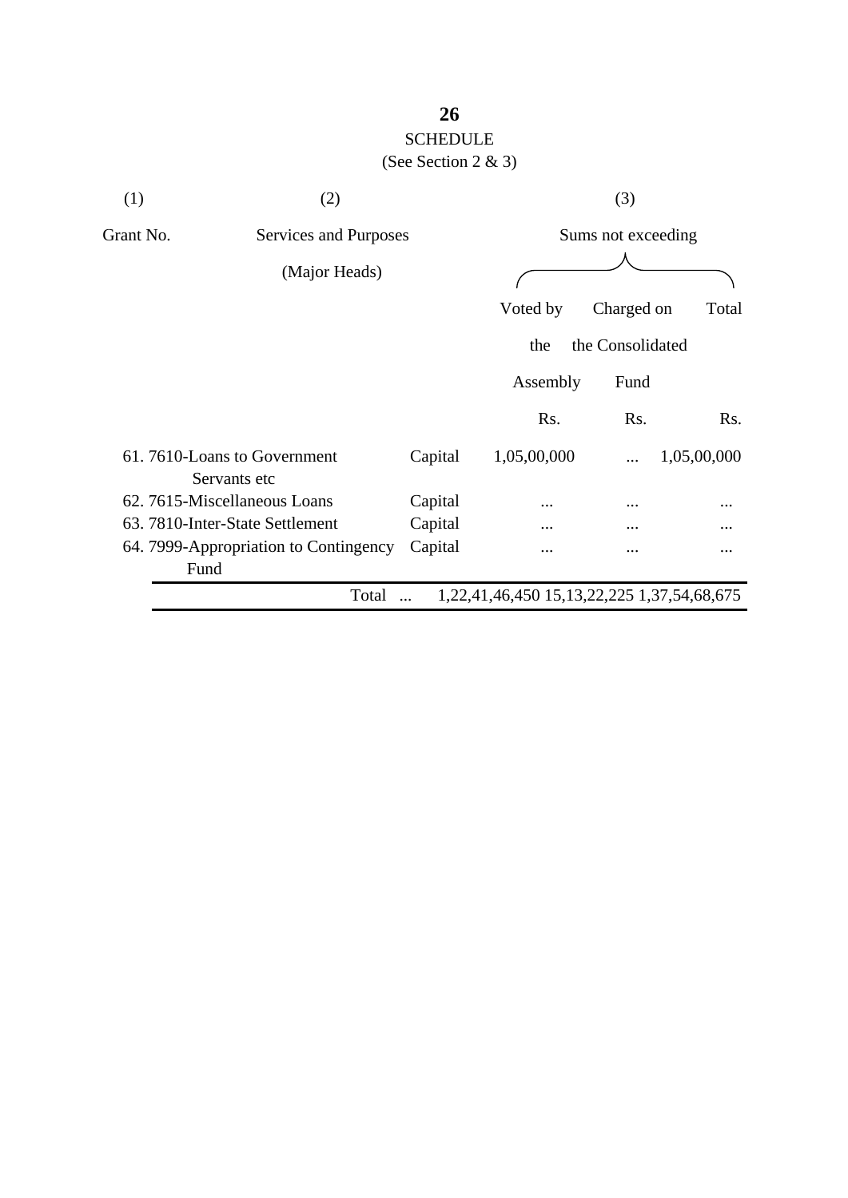## SCHEDULE

(See Section 2 & 3)

| (1) | (2) | | (3) | | |
|---|---|---|---|---|---|
| Grant No. | Services and Purposes (Major Heads) | | Sums not exceeding | | |
| | | | Voted by the Assembly | Charged on the Consolidated Fund | Total |
| | | | Rs. | Rs. | Rs. |
| 61. | 7610-Loans to Government Servants etc | Capital | 1,05,00,000 | ... | 1,05,00,000 |
| 62. | 7615-Miscellaneous Loans | Capital | ... | ... | ... |
| 63. | 7810-Inter-State Settlement | Capital | ... | ... | ... |
| 64. | 7999-Appropriation to Contingency Fund | Capital | ... | ... | ... |
| | Total ... | | 1,22,41,46,450 | 15,13,22,225 | 1,37,54,68,675 |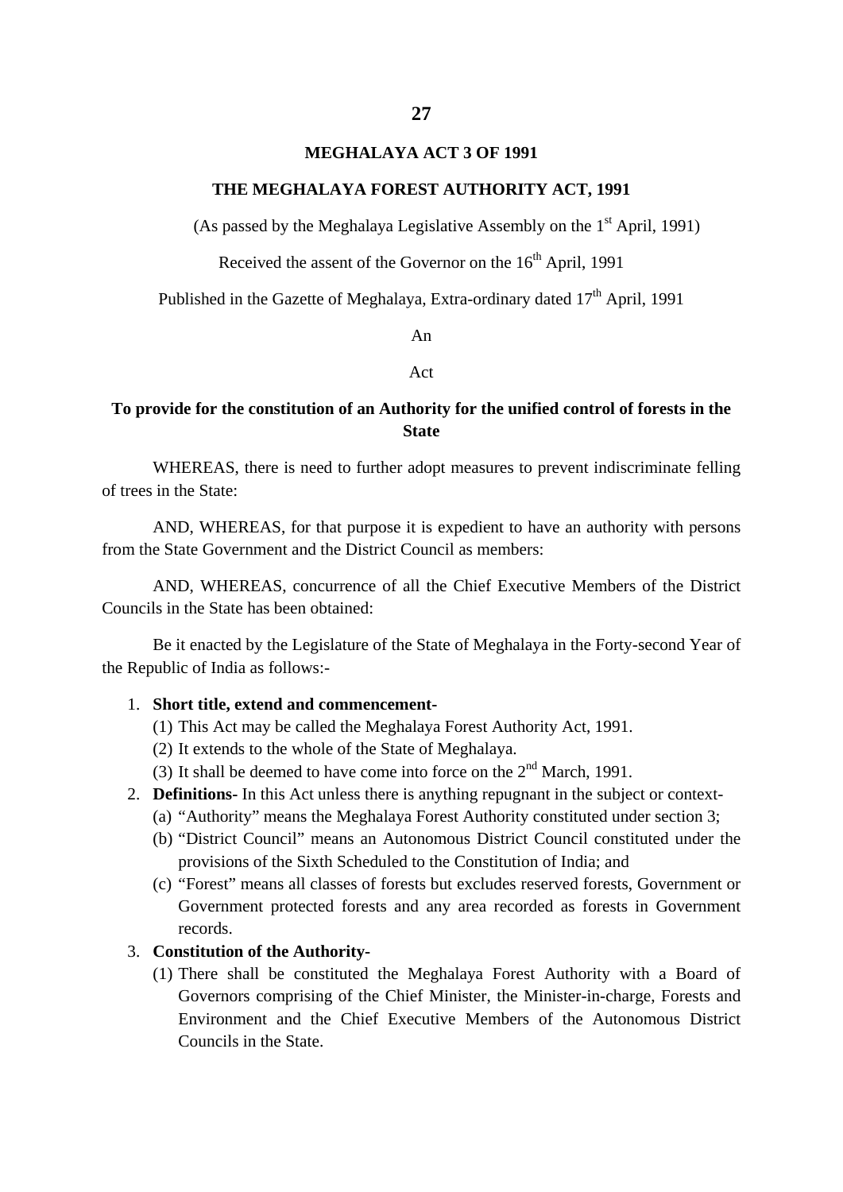# MEGHALAYA ACT 3 OF 1991

## THE MEGHALAYA FOREST AUTHORITY ACT, 1991

(As passed by the Meghalaya Legislative Assembly on the 1st April, 1991)

Received the assent of the Governor on the 16th April, 1991

Published in the Gazette of Meghalaya, Extra-ordinary dated 17th April, 1991

An

Act

**To provide for the constitution of an Authority for the unified control of forests in the State**

WHEREAS, there is need to further adopt measures to prevent indiscriminate felling of trees in the State:

AND, WHEREAS, for that purpose it is expedient to have an authority with persons from the State Government and the District Council as members:

AND, WHEREAS, concurrence of all the Chief Executive Members of the District Councils in the State has been obtained:

Be it enacted by the Legislature of the State of Meghalaya in the Forty-second Year of the Republic of India as follows:-

1. **Short title, extend and commencement-**
   (1) This Act may be called the Meghalaya Forest Authority Act, 1991.
   (2) It extends to the whole of the State of Meghalaya.
   (3) It shall be deemed to have come into force on the 2nd March, 1991.
2. **Definitions-** In this Act unless there is anything repugnant in the subject or context-
   (a) "Authority" means the Meghalaya Forest Authority constituted under section 3;
   (b) "District Council" means an Autonomous District Council constituted under the provisions of the Sixth Scheduled to the Constitution of India; and
   (c) "Forest" means all classes of forests but excludes reserved forests, Government or Government protected forests and any area recorded as forests in Government records.
3. **Constitution of the Authority-**
   (1) There shall be constituted the Meghalaya Forest Authority with a Board of Governors comprising of the Chief Minister, the Minister-in-charge, Forests and Environment and the Chief Executive Members of the Autonomous District Councils in the State.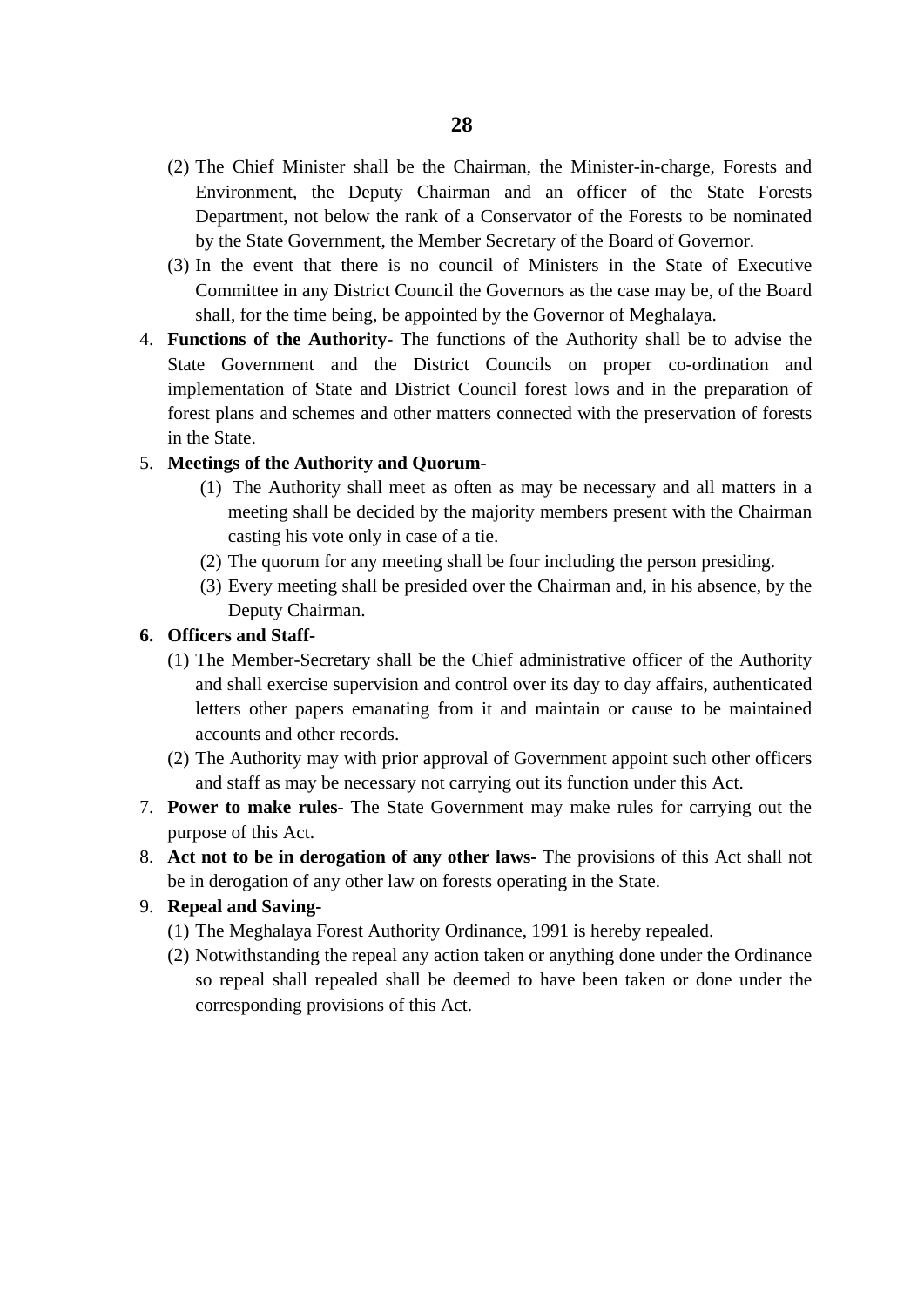(2) The Chief Minister shall be the Chairman, the Minister-in-charge, Forests and Environment, the Deputy Chairman and an officer of the State Forests Department, not below the rank of a Conservator of the Forests to be nominated by the State Government, the Member Secretary of the Board of Governor.

(3) In the event that there is no council of Ministers in the State of Executive Committee in any District Council the Governors as the case may be, of the Board shall, for the time being, be appointed by the Governor of Meghalaya.

4. **Functions of the Authority-** The functions of the Authority shall be to advise the State Government and the District Councils on proper co-ordination and implementation of State and District Council forest lows and in the preparation of forest plans and schemes and other matters connected with the preservation of forests in the State.

5. **Meetings of the Authority and Quorum-**

   (1) The Authority shall meet as often as may be necessary and all matters in a meeting shall be decided by the majority members present with the Chairman casting his vote only in case of a tie.

   (2) The quorum for any meeting shall be four including the person presiding.

   (3) Every meeting shall be presided over the Chairman and, in his absence, by the Deputy Chairman.

**6. Officers and Staff-**

(1) The Member-Secretary shall be the Chief administrative officer of the Authority and shall exercise supervision and control over its day to day affairs, authenticated letters other papers emanating from it and maintain or cause to be maintained accounts and other records.

(2) The Authority may with prior approval of Government appoint such other officers and staff as may be necessary not carrying out its function under this Act.

7. **Power to make rules-** The State Government may make rules for carrying out the purpose of this Act.

8. **Act not to be in derogation of any other laws-** The provisions of this Act shall not be in derogation of any other law on forests operating in the State.

9. **Repeal and Saving-**

(1) The Meghalaya Forest Authority Ordinance, 1991 is hereby repealed.

(2) Notwithstanding the repeal any action taken or anything done under the Ordinance so repeal shall repealed shall be deemed to have been taken or done under the corresponding provisions of this Act.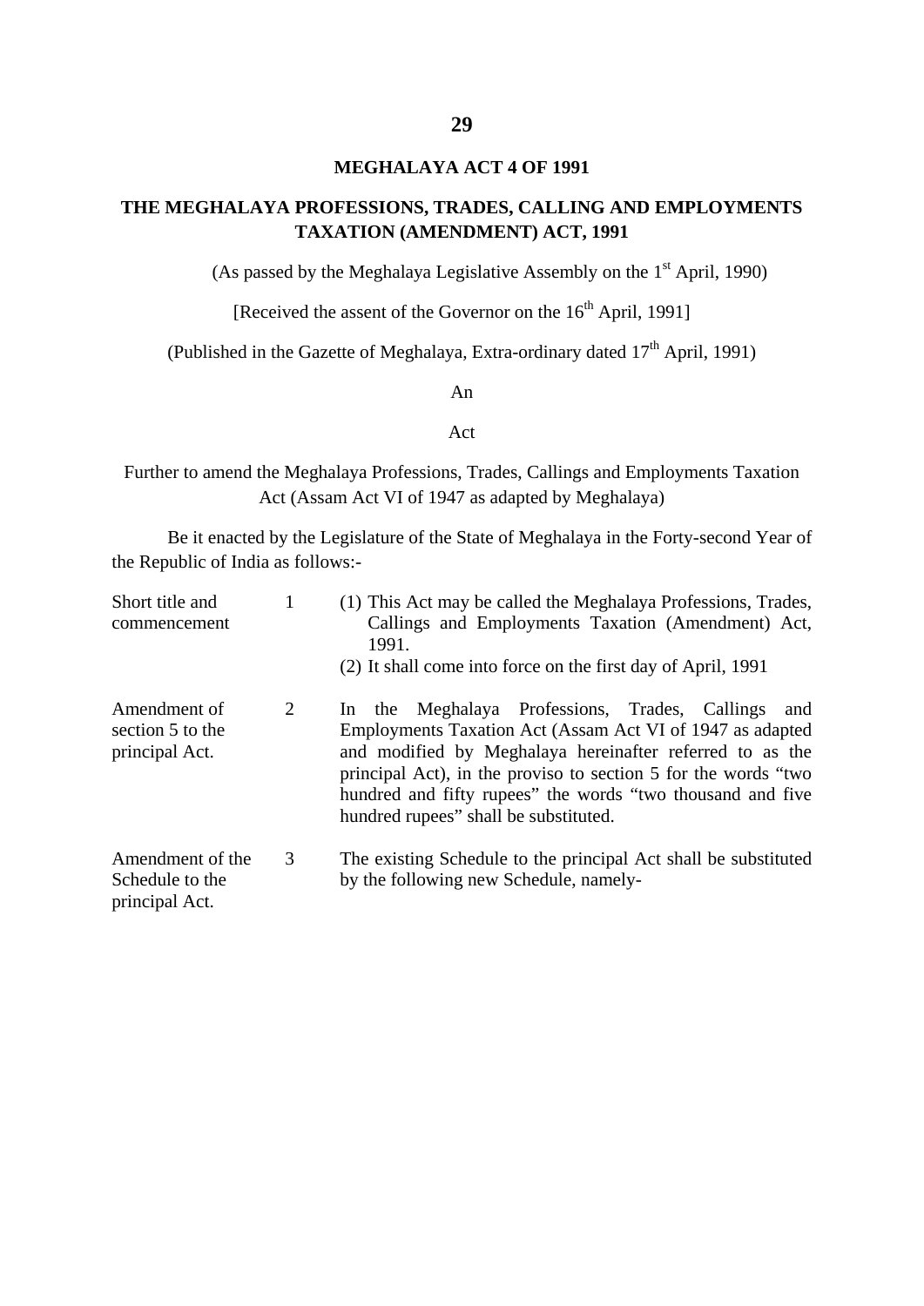## MEGHALAYA ACT 4 OF 1991

## THE MEGHALAYA PROFESSIONS, TRADES, CALLING AND EMPLOYMENTS TAXATION (AMENDMENT) ACT, 1991

(As passed by the Meghalaya Legislative Assembly on the 1st April, 1990)

[Received the assent of the Governor on the 16th April, 1991]

(Published in the Gazette of Meghalaya, Extra-ordinary dated 17th April, 1991)

An

Act

Further to amend the Meghalaya Professions, Trades, Callings and Employments Taxation Act (Assam Act VI of 1947 as adapted by Meghalaya)

Be it enacted by the Legislature of the State of Meghalaya in the Forty-second Year of the Republic of India as follows:-

| | | |
|---|---|---|
| Short title and commencement | 1 | (1) This Act may be called the Meghalaya Professions, Trades, Callings and Employments Taxation (Amendment) Act, 1991.<br>(2) It shall come into force on the first day of April, 1991 |
| Amendment of section 5 to the principal Act. | 2 | In the Meghalaya Professions, Trades, Callings and Employments Taxation Act (Assam Act VI of 1947 as adapted and modified by Meghalaya hereinafter referred to as the principal Act), in the proviso to section 5 for the words "two hundred and fifty rupees" the words "two thousand and five hundred rupees" shall be substituted. |
| Amendment of the Schedule to the principal Act. | 3 | The existing Schedule to the principal Act shall be substituted by the following new Schedule, namely- |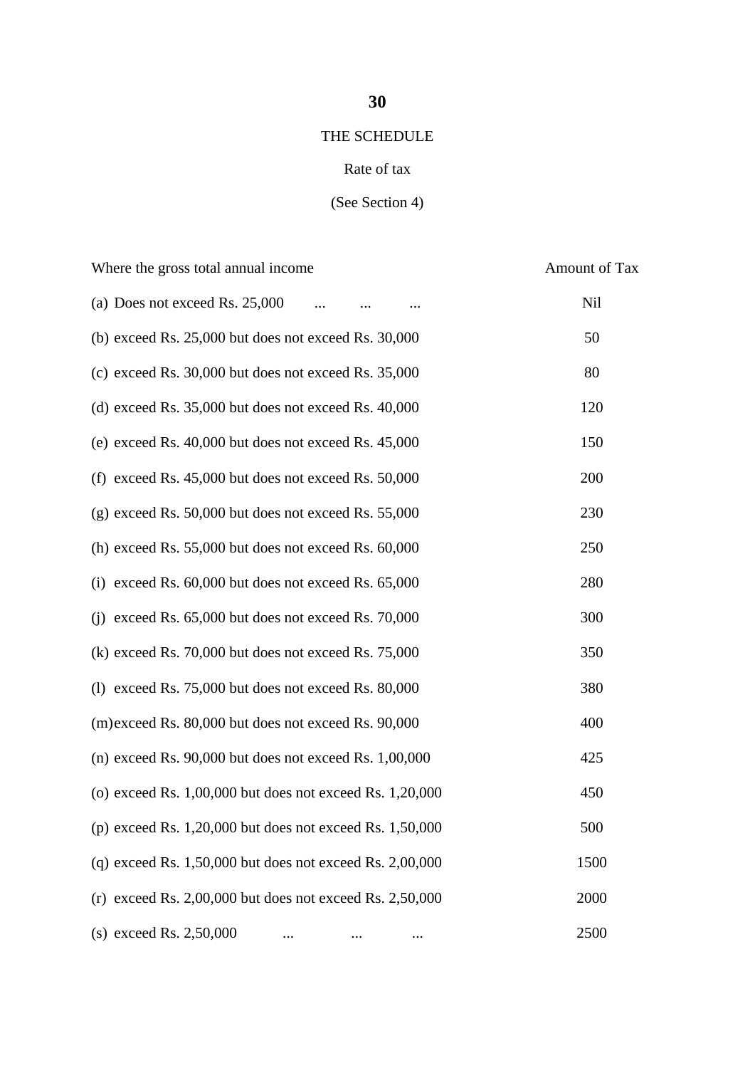**30**

THE SCHEDULE

Rate of tax

(See Section 4)

| Where the gross total annual income | Amount of Tax |
|---|---|
| (a) Does not exceed Rs. 25,000 ... ... ... | Nil |
| (b) exceed Rs. 25,000 but does not exceed Rs. 30,000 | 50 |
| (c) exceed Rs. 30,000 but does not exceed Rs. 35,000 | 80 |
| (d) exceed Rs. 35,000 but does not exceed Rs. 40,000 | 120 |
| (e) exceed Rs. 40,000 but does not exceed Rs. 45,000 | 150 |
| (f) exceed Rs. 45,000 but does not exceed Rs. 50,000 | 200 |
| (g) exceed Rs. 50,000 but does not exceed Rs. 55,000 | 230 |
| (h) exceed Rs. 55,000 but does not exceed Rs. 60,000 | 250 |
| (i) exceed Rs. 60,000 but does not exceed Rs. 65,000 | 280 |
| (j) exceed Rs. 65,000 but does not exceed Rs. 70,000 | 300 |
| (k) exceed Rs. 70,000 but does not exceed Rs. 75,000 | 350 |
| (l) exceed Rs. 75,000 but does not exceed Rs. 80,000 | 380 |
| (m) exceed Rs. 80,000 but does not exceed Rs. 90,000 | 400 |
| (n) exceed Rs. 90,000 but does not exceed Rs. 1,00,000 | 425 |
| (o) exceed Rs. 1,00,000 but does not exceed Rs. 1,20,000 | 450 |
| (p) exceed Rs. 1,20,000 but does not exceed Rs. 1,50,000 | 500 |
| (q) exceed Rs. 1,50,000 but does not exceed Rs. 2,00,000 | 1500 |
| (r) exceed Rs. 2,00,000 but does not exceed Rs. 2,50,000 | 2000 |
| (s) exceed Rs. 2,50,000 ... ... ... | 2500 |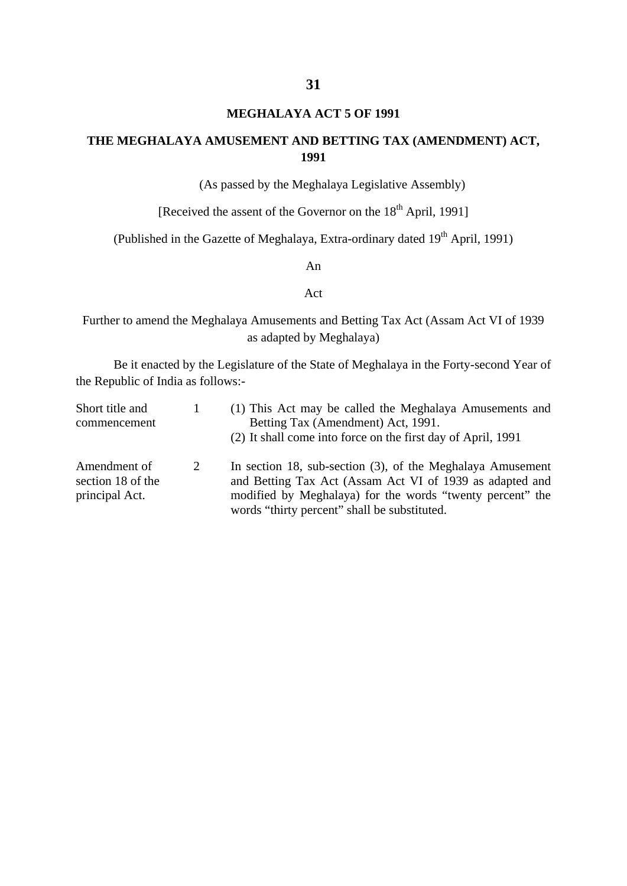# MEGHALAYA ACT 5 OF 1991

## THE MEGHALAYA AMUSEMENT AND BETTING TAX (AMENDMENT) ACT, 1991

(As passed by the Meghalaya Legislative Assembly)

[Received the assent of the Governor on the 18th April, 1991]

(Published in the Gazette of Meghalaya, Extra-ordinary dated 19th April, 1991)

An

Act

Further to amend the Meghalaya Amusements and Betting Tax Act (Assam Act VI of 1939 as adapted by Meghalaya)

Be it enacted by the Legislature of the State of Meghalaya in the Forty-second Year of the Republic of India as follows:-

| | | |
|---|---|---|
| Short title and commencement | 1 | (1) This Act may be called the Meghalaya Amusements and Betting Tax (Amendment) Act, 1991.<br>(2) It shall come into force on the first day of April, 1991 |
| Amendment of section 18 of the principal Act. | 2 | In section 18, sub-section (3), of the Meghalaya Amusement and Betting Tax Act (Assam Act VI of 1939 as adapted and modified by Meghalaya) for the words "twenty percent" the words "thirty percent" shall be substituted. |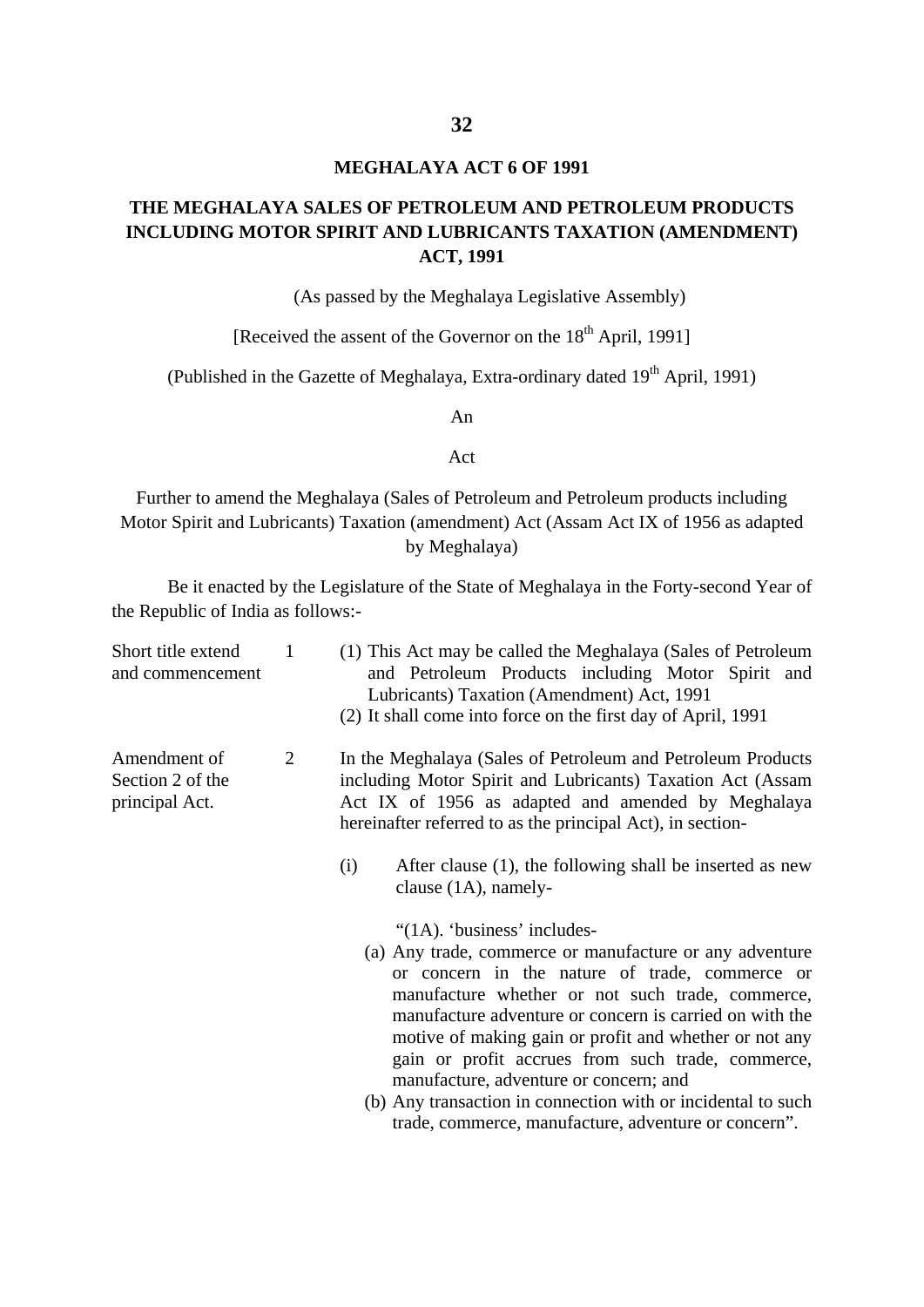## MEGHALAYA ACT 6 OF 1991

# THE MEGHALAYA SALES OF PETROLEUM AND PETROLEUM PRODUCTS INCLUDING MOTOR SPIRIT AND LUBRICANTS TAXATION (AMENDMENT) ACT, 1991

(As passed by the Meghalaya Legislative Assembly)

[Received the assent of the Governor on the 18th April, 1991]

(Published in the Gazette of Meghalaya, Extra-ordinary dated 19th April, 1991)

An

Act

Further to amend the Meghalaya (Sales of Petroleum and Petroleum products including Motor Spirit and Lubricants) Taxation (amendment) Act (Assam Act IX of 1956 as adapted by Meghalaya)

Be it enacted by the Legislature of the State of Meghalaya in the Forty-second Year of the Republic of India as follows:-

**Short title extend and commencement**

1 (1) This Act may be called the Meghalaya (Sales of Petroleum and Petroleum Products including Motor Spirit and Lubricants) Taxation (Amendment) Act, 1991

(2) It shall come into force on the first day of April, 1991

**Amendment of Section 2 of the principal Act.**

2 In the Meghalaya (Sales of Petroleum and Petroleum Products including Motor Spirit and Lubricants) Taxation Act (Assam Act IX of 1956 as adapted and amended by Meghalaya hereinafter referred to as the principal Act), in section-

(i) After clause (1), the following shall be inserted as new clause (1A), namely-

"(1A). 'business' includes-

(a) Any trade, commerce or manufacture or any adventure or concern in the nature of trade, commerce or manufacture whether or not such trade, commerce, manufacture adventure or concern is carried on with the motive of making gain or profit and whether or not any gain or profit accrues from such trade, commerce, manufacture, adventure or concern; and

(b) Any transaction in connection with or incidental to such trade, commerce, manufacture, adventure or concern".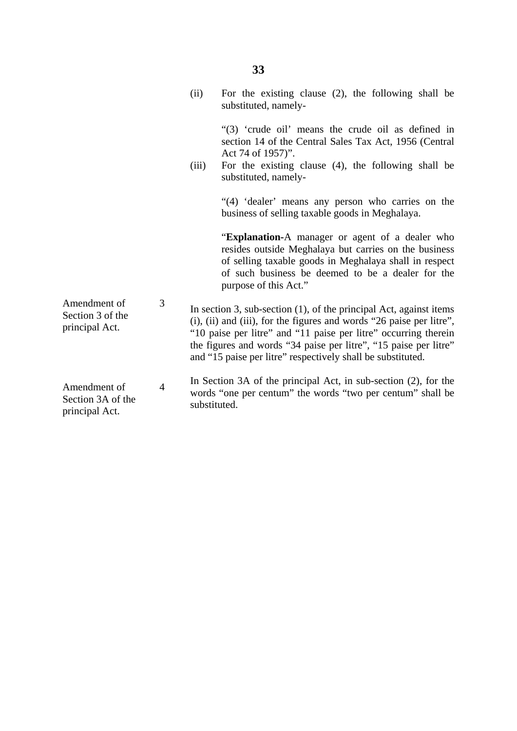(ii) For the existing clause (2), the following shall be substituted, namely-

"(3) 'crude oil' means the crude oil as defined in section 14 of the Central Sales Tax Act, 1956 (Central Act 74 of 1957)".

(iii) For the existing clause (4), the following shall be substituted, namely-

"(4) 'dealer' means any person who carries on the business of selling taxable goods in Meghalaya.

"**Explanation-**A manager or agent of a dealer who resides outside Meghalaya but carries on the business of selling taxable goods in Meghalaya shall in respect of such business be deemed to be a dealer for the purpose of this Act."

Amendment of Section 3 of the principal Act.

3 In section 3, sub-section (1), of the principal Act, against items (i), (ii) and (iii), for the figures and words "26 paise per litre", "10 paise per litre" and "11 paise per litre" occurring therein the figures and words "34 paise per litre", "15 paise per litre" and "15 paise per litre" respectively shall be substituted.

Amendment of Section 3A of the principal Act.

4 In Section 3A of the principal Act, in sub-section (2), for the words "one per centum" the words "two per centum" shall be substituted.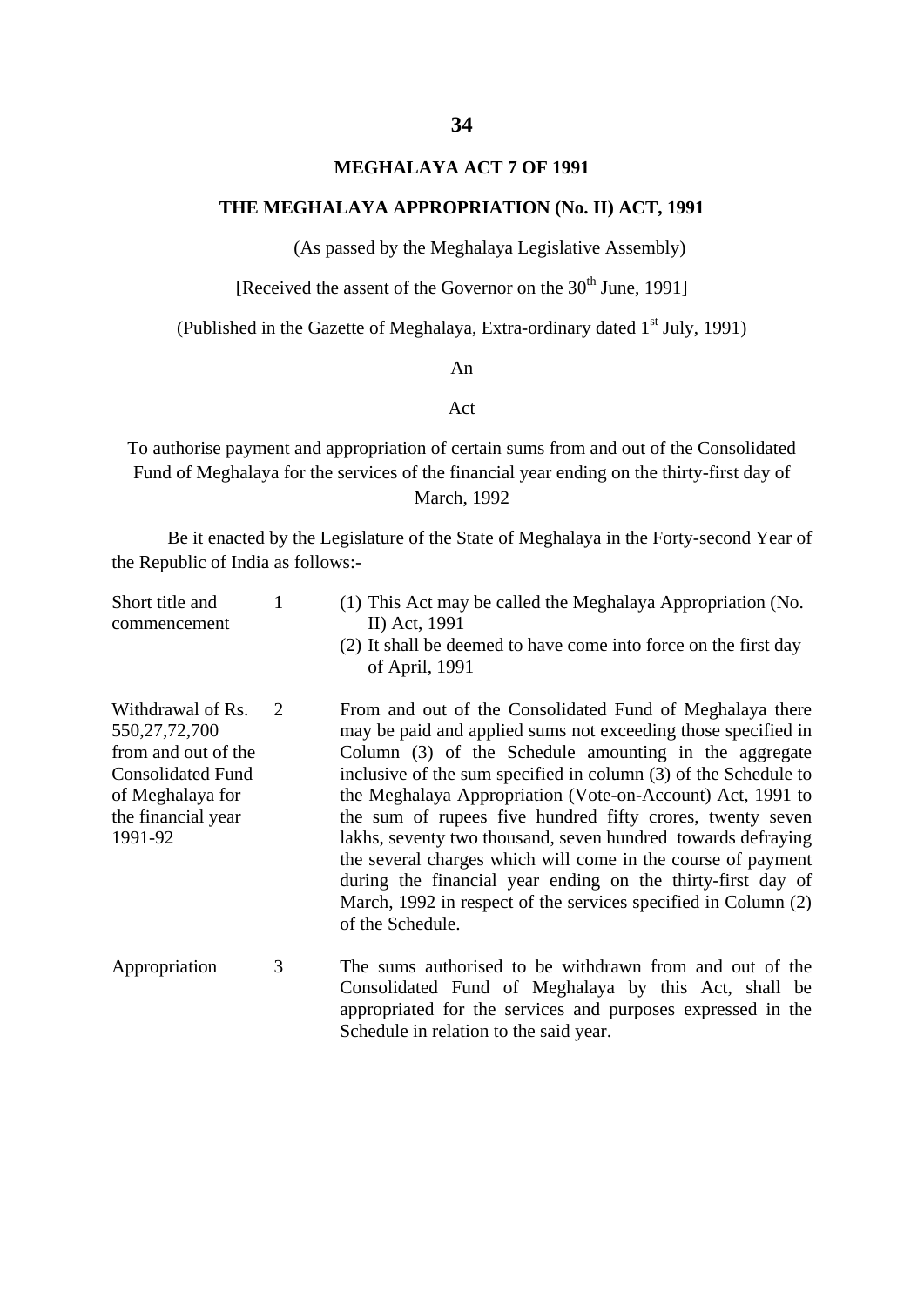**MEGHALAYA ACT 7 OF 1991**

**THE MEGHALAYA APPROPRIATION (No. II) ACT, 1991**

(As passed by the Meghalaya Legislative Assembly)

[Received the assent of the Governor on the 30th June, 1991]

(Published in the Gazette of Meghalaya, Extra-ordinary dated 1st July, 1991)

An

Act

To authorise payment and appropriation of certain sums from and out of the Consolidated Fund of Meghalaya for the services of the financial year ending on the thirty-first day of March, 1992

Be it enacted by the Legislature of the State of Meghalaya in the Forty-second Year of the Republic of India as follows:-

| | | |
|---|---|---|
| Short title and commencement | 1 | (1) This Act may be called the Meghalaya Appropriation (No. II) Act, 1991<br>(2) It shall be deemed to have come into force on the first day of April, 1991 |
| Withdrawal of Rs. 550,27,72,700 from and out of the Consolidated Fund of Meghalaya for the financial year 1991-92 | 2 | From and out of the Consolidated Fund of Meghalaya there may be paid and applied sums not exceeding those specified in Column (3) of the Schedule amounting in the aggregate inclusive of the sum specified in column (3) of the Schedule to the Meghalaya Appropriation (Vote-on-Account) Act, 1991 to the sum of rupees five hundred fifty crores, twenty seven lakhs, seventy two thousand, seven hundred towards defraying the several charges which will come in the course of payment during the financial year ending on the thirty-first day of March, 1992 in respect of the services specified in Column (2) of the Schedule. |
| Appropriation | 3 | The sums authorised to be withdrawn from and out of the Consolidated Fund of Meghalaya by this Act, shall be appropriated for the services and purposes expressed in the Schedule in relation to the said year. |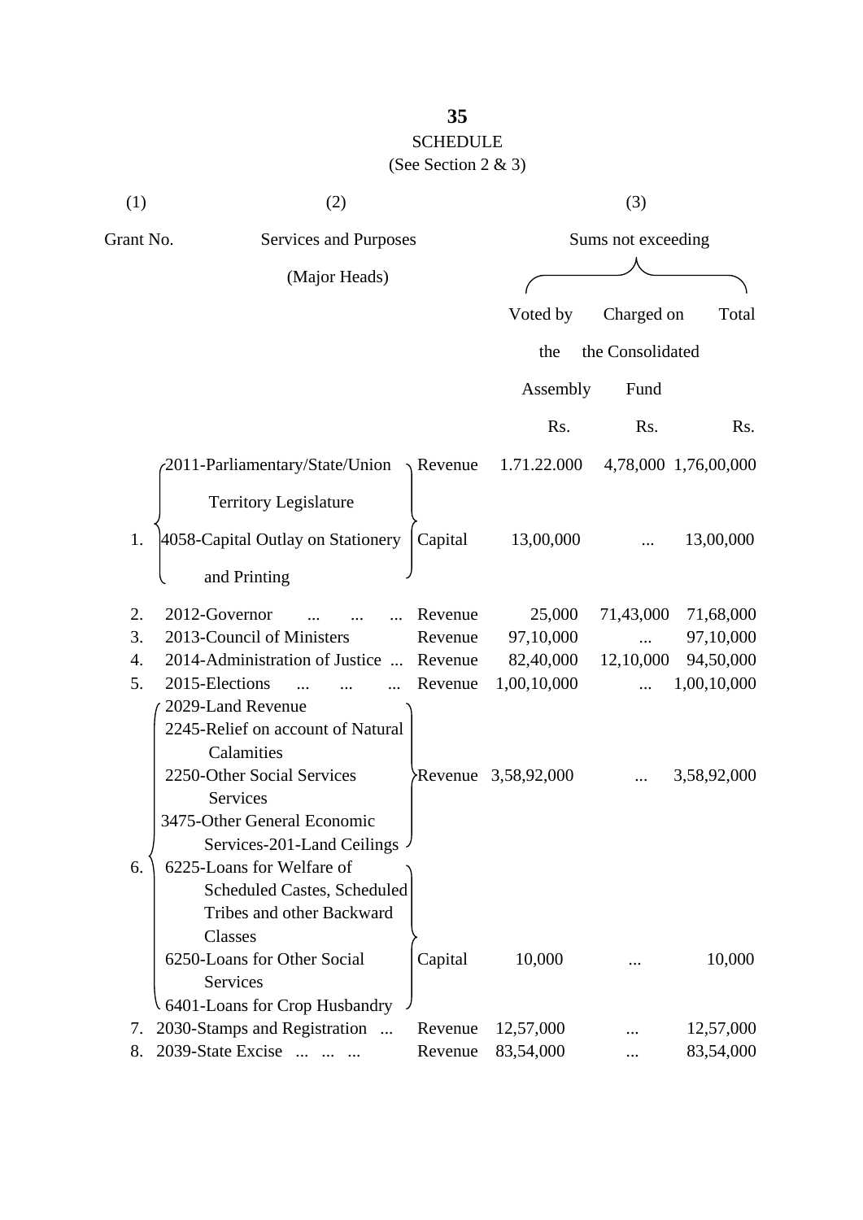# SCHEDULE

(See Section 2 & 3)

| (1) | (2) | | (3) | | |
|---|---|---|---|---|---|
| Grant No. | Services and Purposes (Major Heads) | | Sums not exceeding | | |
| | | | Voted by the Assembly | Charged on the Consolidated Fund | Total |
| | | | Rs. | Rs. | Rs. |
| 1. | 2011-Parliamentary/State/Union Territory Legislature | Revenue | 1.71.22.000 | 4,78,000 | 1,76,00,000 |
| | 4058-Capital Outlay on Stationery and Printing | Capital | 13,00,000 | ... | 13,00,000 |
| 2. | 2012-Governor ... ... ... | Revenue | 25,000 | 71,43,000 | 71,68,000 |
| 3. | 2013-Council of Ministers | Revenue | 97,10,000 | ... | 97,10,000 |
| 4. | 2014-Administration of Justice ... | Revenue | 82,40,000 | 12,10,000 | 94,50,000 |
| 5. | 2015-Elections ... ... ... | Revenue | 1,00,10,000 | ... | 1,00,10,000 |
| 6. | 2029-Land Revenue<br>2245-Relief on account of Natural Calamities<br>2250-Other Social Services Services<br>3475-Other General Economic Services-201-Land Ceilings | Revenue | 3,58,92,000 | ... | 3,58,92,000 |
| | 6225-Loans for Welfare of Scheduled Castes, Scheduled Tribes and other Backward Classes<br>6250-Loans for Other Social Services<br>6401-Loans for Crop Husbandry | Capital | 10,000 | ... | 10,000 |
| 7. | 2030-Stamps and Registration ... | Revenue | 12,57,000 | ... | 12,57,000 |
| 8. | 2039-State Excise ... ... ... | Revenue | 83,54,000 | ... | 83,54,000 |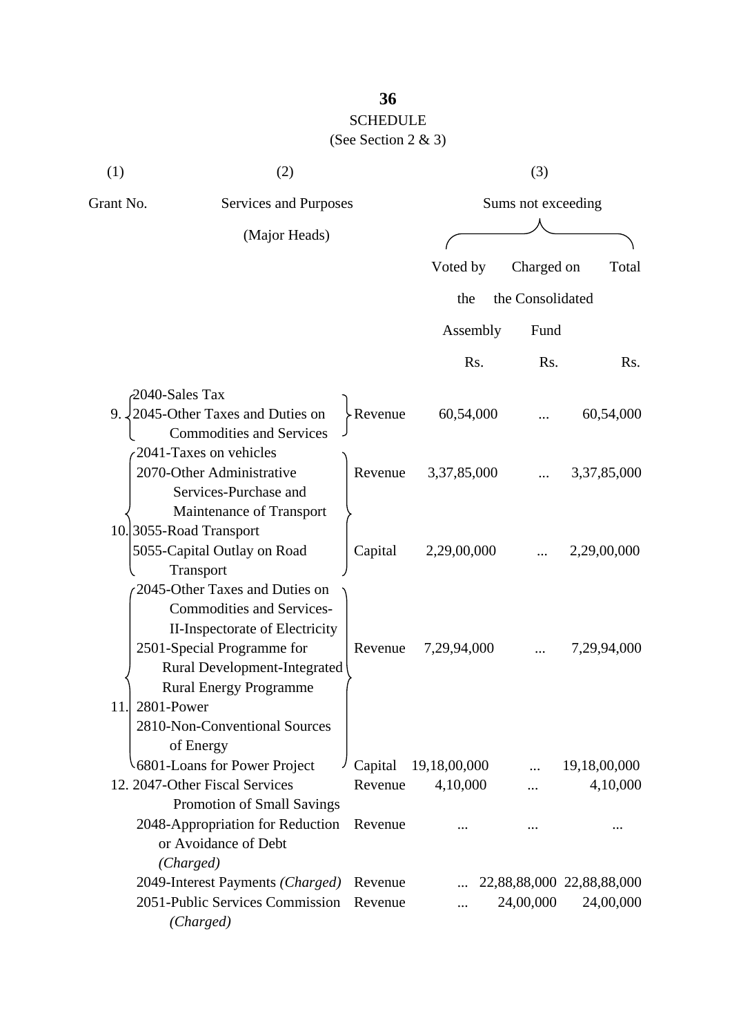# SCHEDULE

(See Section 2 & 3)

| (1) | (2) | | (3) | | |
|---|---|---|---|---|---|
| Grant No. | Services and Purposes (Major Heads) | | Sums not exceeding | | |
| | | | Voted by the Assembly | Charged on the Consolidated Fund | Total |
| | | | Rs. | Rs. | Rs. |
| 9. | 2040-Sales Tax<br>2045-Other Taxes and Duties on Commodities and Services | Revenue | 60,54,000 | ... | 60,54,000 |
| 10. | 2041-Taxes on vehicles<br>2070-Other Administrative Services-Purchase and Maintenance of Transport<br>3055-Road Transport | Revenue | 3,37,85,000 | ... | 3,37,85,000 |
| | 5055-Capital Outlay on Road Transport | Capital | 2,29,00,000 | ... | 2,29,00,000 |
| 11. | 2045-Other Taxes and Duties on Commodities and Services-II-Inspectorate of Electricity<br>2501-Special Programme for Rural Development-Integrated Rural Energy Programme<br>2801-Power<br>2810-Non-Conventional Sources of Energy | Revenue | 7,29,94,000 | ... | 7,29,94,000 |
| | 6801-Loans for Power Project | Capital | 19,18,00,000 | ... | 19,18,00,000 |
| 12. | 2047-Other Fiscal Services Promotion of Small Savings | Revenue | 4,10,000 | ... | 4,10,000 |
| | 2048-Appropriation for Reduction or Avoidance of Debt *(Charged)* | Revenue | ... | ... | ... |
| | 2049-Interest Payments *(Charged)* | Revenue | ... | 22,88,88,000 | 22,88,88,000 |
| | 2051-Public Services Commission *(Charged)* | Revenue | ... | 24,00,000 | 24,00,000 |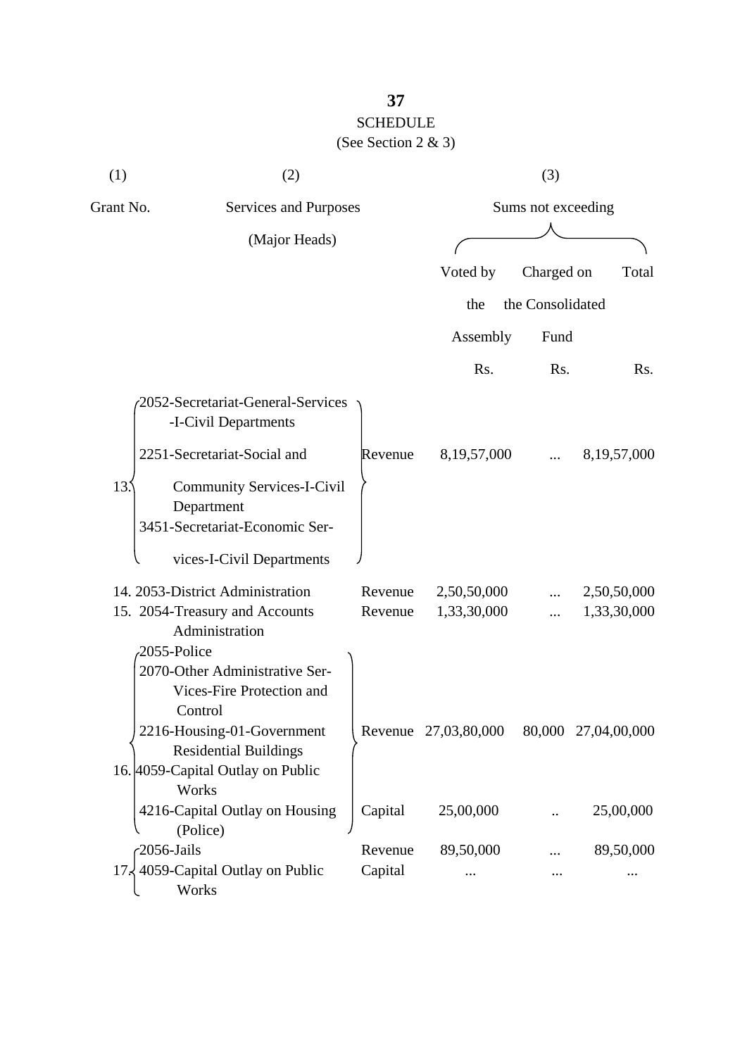**SCHEDULE**

(See Section 2 & 3)

| (1) | (2) | | (3) | | |
|---|---|---|---|---|---|
| Grant No. | Services and Purposes (Major Heads) | | Sums not exceeding | | |
| | | | Voted by the Assembly | Charged on the Consolidated Fund | Total |
| | | | Rs. | Rs. | Rs. |
| 13. | 2052-Secretariat-General-Services -I-Civil Departments<br>2251-Secretariat-Social and Community Services-I-Civil Department<br>3451-Secretariat-Economic Services-I-Civil Departments | Revenue | 8,19,57,000 | ... | 8,19,57,000 |
| 14. | 2053-District Administration | Revenue | 2,50,50,000 | ... | 2,50,50,000 |
| 15. | 2054-Treasury and Accounts Administration | Revenue | 1,33,30,000 | ... | 1,33,30,000 |
| 16. | 2055-Police<br>2070-Other Administrative Services-Fire Protection and Control<br>2216-Housing-01-Government Residential Buildings | Revenue | 27,03,80,000 | 80,000 | 27,04,00,000 |
| | 4059-Capital Outlay on Public Works<br>4216-Capital Outlay on Housing (Police) | Capital | 25,00,000 | .. | 25,00,000 |
| 17. | 2056-Jails | Revenue | 89,50,000 | ... | 89,50,000 |
| | 4059-Capital Outlay on Public Works | Capital | ... | ... | ... |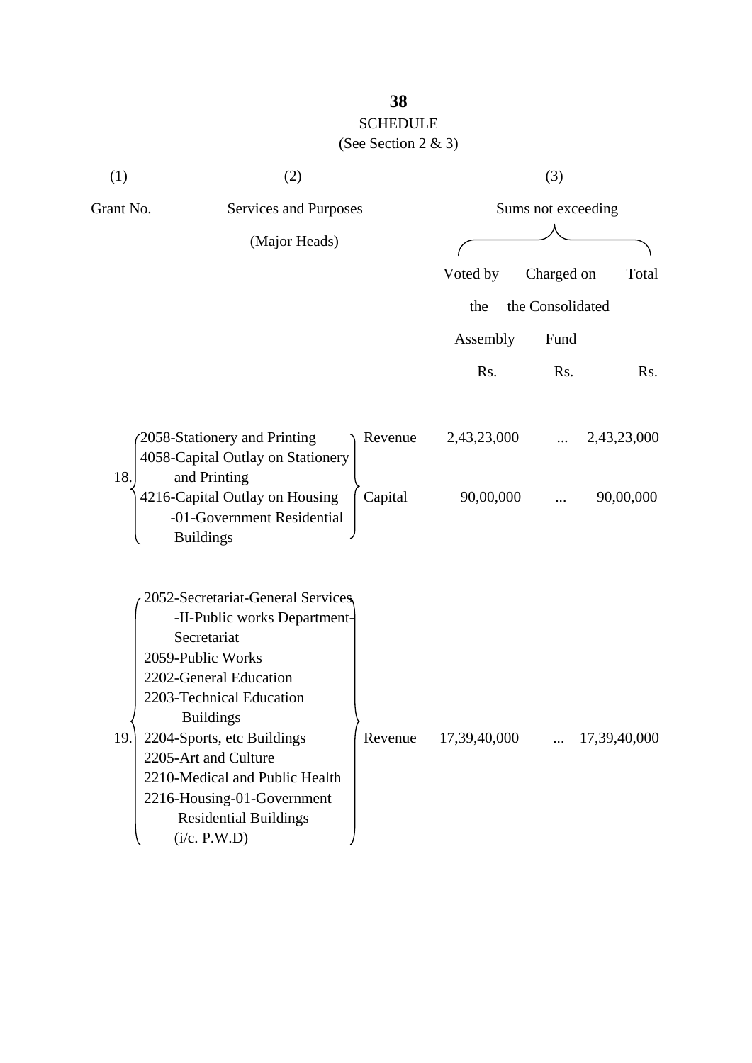SCHEDULE

(See Section 2 & 3)

| (1) | (2) | | (3) | | |
|---|---|---|---|---|---|
| Grant No. | Services and Purposes (Major Heads) | | Sums not exceeding | | |
| | | | Voted by the Assembly | Charged on the Consolidated Fund | Total |
| | | | Rs. | Rs. | Rs. |
| 18. | 2058-Stationery and Printing<br>4058-Capital Outlay on Stationery and Printing<br>4216-Capital Outlay on Housing -01-Government Residential Buildings | Revenue | 2,43,23,000 | ... | 2,43,23,000 |
| | | Capital | 90,00,000 | ... | 90,00,000 |
| 19. | 2052-Secretariat-General Services -II-Public works Department-Secretariat<br>2059-Public Works<br>2202-General Education<br>2203-Technical Education Buildings<br>2204-Sports, etc Buildings<br>2205-Art and Culture<br>2210-Medical and Public Health<br>2216-Housing-01-Government Residential Buildings (i/c. P.W.D) | Revenue | 17,39,40,000 | ... | 17,39,40,000 |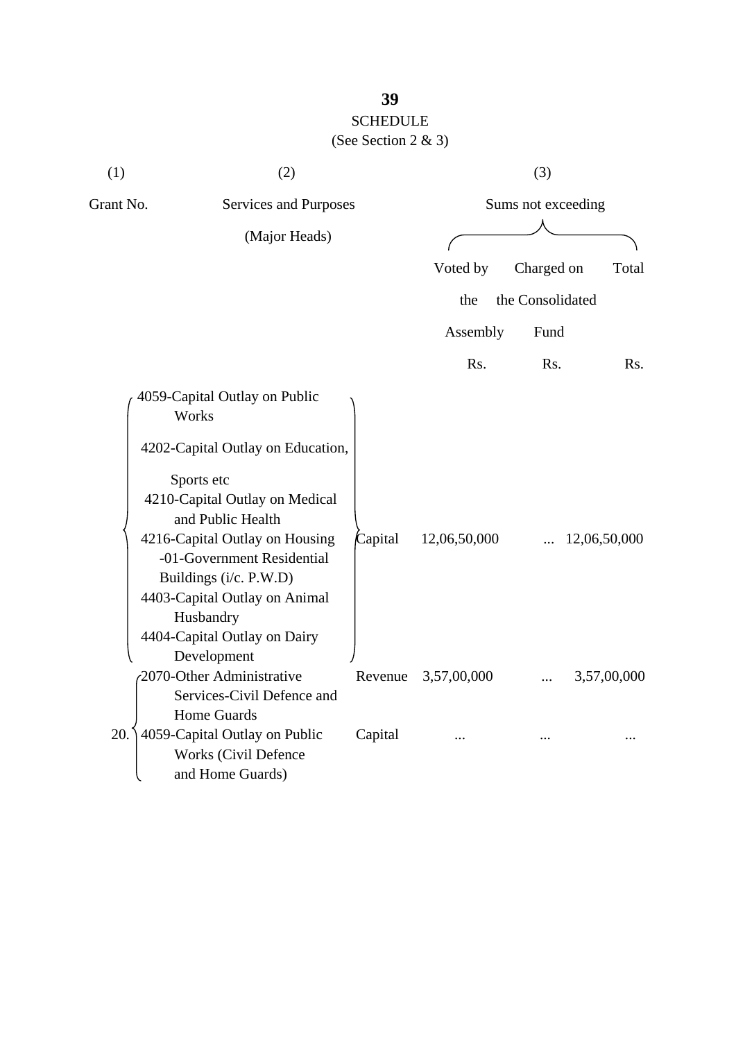# SCHEDULE

(See Section 2 & 3)

| (1) | (2) | | (3) | | |
|---|---|---|---|---|---|
| Grant No. | Services and Purposes (Major Heads) | | Sums not exceeding | | |
| | | | Voted by the Assembly | Charged on the Consolidated Fund | Total |
| | | | Rs. | Rs. | Rs. |
| | 4059-Capital Outlay on Public Works<br>4202-Capital Outlay on Education, Sports etc<br>4210-Capital Outlay on Medical and Public Health<br>4216-Capital Outlay on Housing -01-Government Residential Buildings (i/c. P.W.D)<br>4403-Capital Outlay on Animal Husbandry<br>4404-Capital Outlay on Dairy Development | Capital | 12,06,50,000 | ... | 12,06,50,000 |
| 20. | 2070-Other Administrative Services-Civil Defence and Home Guards | Revenue | 3,57,00,000 | ... | 3,57,00,000 |
| | 4059-Capital Outlay on Public Works (Civil Defence and Home Guards) | Capital | ... | ... | ... |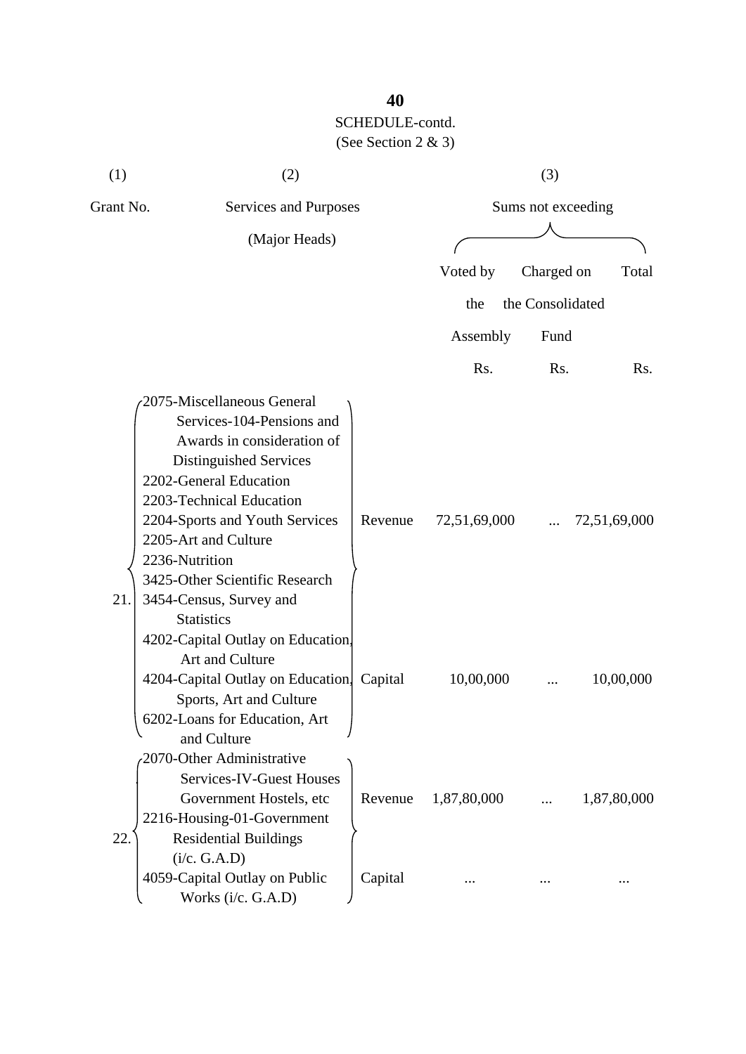SCHEDULE-contd.
(See Section 2 & 3)

| (1) | (2) | | (3) | | |
|---|---|---|---|---|---|
| Grant No. | Services and Purposes (Major Heads) | | Sums not exceeding | | |
| | | | Voted by the Assembly | Charged on the Consolidated Fund | Total |
| | | | Rs. | Rs. | Rs. |
| 21. | 2075-Miscellaneous General Services-104-Pensions and Awards in consideration of Distinguished Services<br>2202-General Education<br>2203-Technical Education<br>2204-Sports and Youth Services<br>2205-Art and Culture<br>2236-Nutrition<br>3425-Other Scientific Research<br>3454-Census, Survey and Statistics | Revenue | 72,51,69,000 | ... | 72,51,69,000 |
| | 4202-Capital Outlay on Education, Art and Culture<br>4204-Capital Outlay on Education, Sports, Art and Culture<br>6202-Loans for Education, Art and Culture | Capital | 10,00,000 | ... | 10,00,000 |
| 22. | 2070-Other Administrative Services-IV-Guest Houses Government Hostels, etc<br>2216-Housing-01-Government Residential Buildings (i/c. G.A.D) | Revenue | 1,87,80,000 | ... | 1,87,80,000 |
| | 4059-Capital Outlay on Public Works (i/c. G.A.D) | Capital | ... | ... | ... |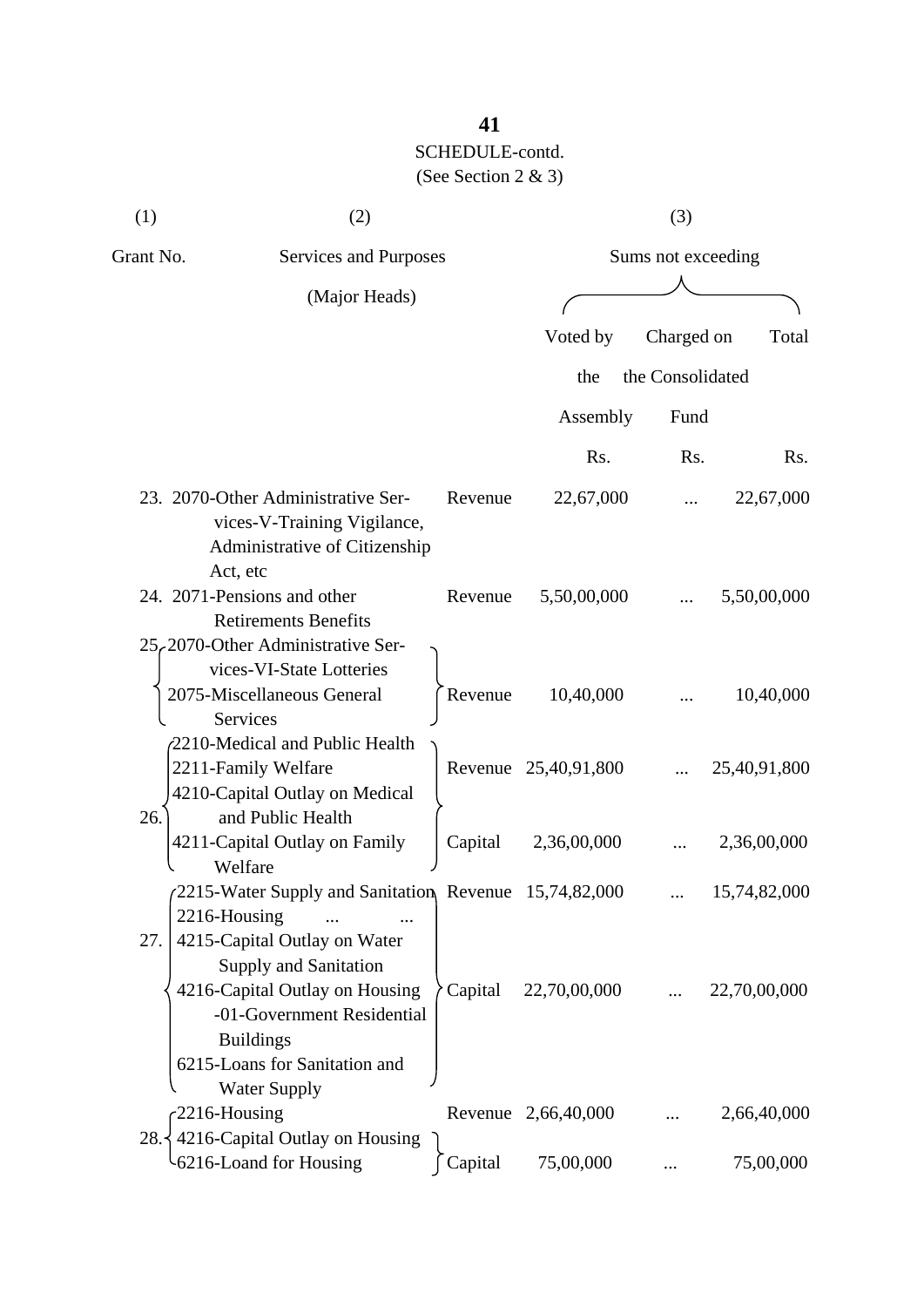SCHEDULE-contd.

(See Section 2 & 3)

| (1) | (2) | | (3) | | |
|---|---|---|---|---|---|
| Grant No. | Services and Purposes (Major Heads) | | Sums not exceeding | | |
| | | | Voted by the Assembly | Charged on the Consolidated Fund | Total |
| | | | Rs. | Rs. | Rs. |
| 23. | 2070-Other Administrative Services-V-Training Vigilance, Administrative of Citizenship Act, etc | Revenue | 22,67,000 | ... | 22,67,000 |
| 24. | 2071-Pensions and other Retirements Benefits | Revenue | 5,50,00,000 | ... | 5,50,00,000 |
| 25. | 2070-Other Administrative Services-VI-State Lotteries<br>2075-Miscellaneous General Services | Revenue | 10,40,000 | ... | 10,40,000 |
| 26. | 2210-Medical and Public Health<br>2211-Family Welfare | Revenue | 25,40,91,800 | ... | 25,40,91,800 |
| | 4210-Capital Outlay on Medical and Public Health<br>4211-Capital Outlay on Family Welfare | Capital | 2,36,00,000 | ... | 2,36,00,000 |
| 27. | 2215-Water Supply and Sanitation<br>2216-Housing ... ... | Revenue | 15,74,82,000 | ... | 15,74,82,000 |
| | 4215-Capital Outlay on Water Supply and Sanitation<br>4216-Capital Outlay on Housing -01-Government Residential Buildings<br>6215-Loans for Sanitation and Water Supply | Capital | 22,70,00,000 | ... | 22,70,00,000 |
| 28. | 2216-Housing | Revenue | 2,66,40,000 | ... | 2,66,40,000 |
| | 4216-Capital Outlay on Housing<br>6216-Loand for Housing | Capital | 75,00,000 | ... | 75,00,000 |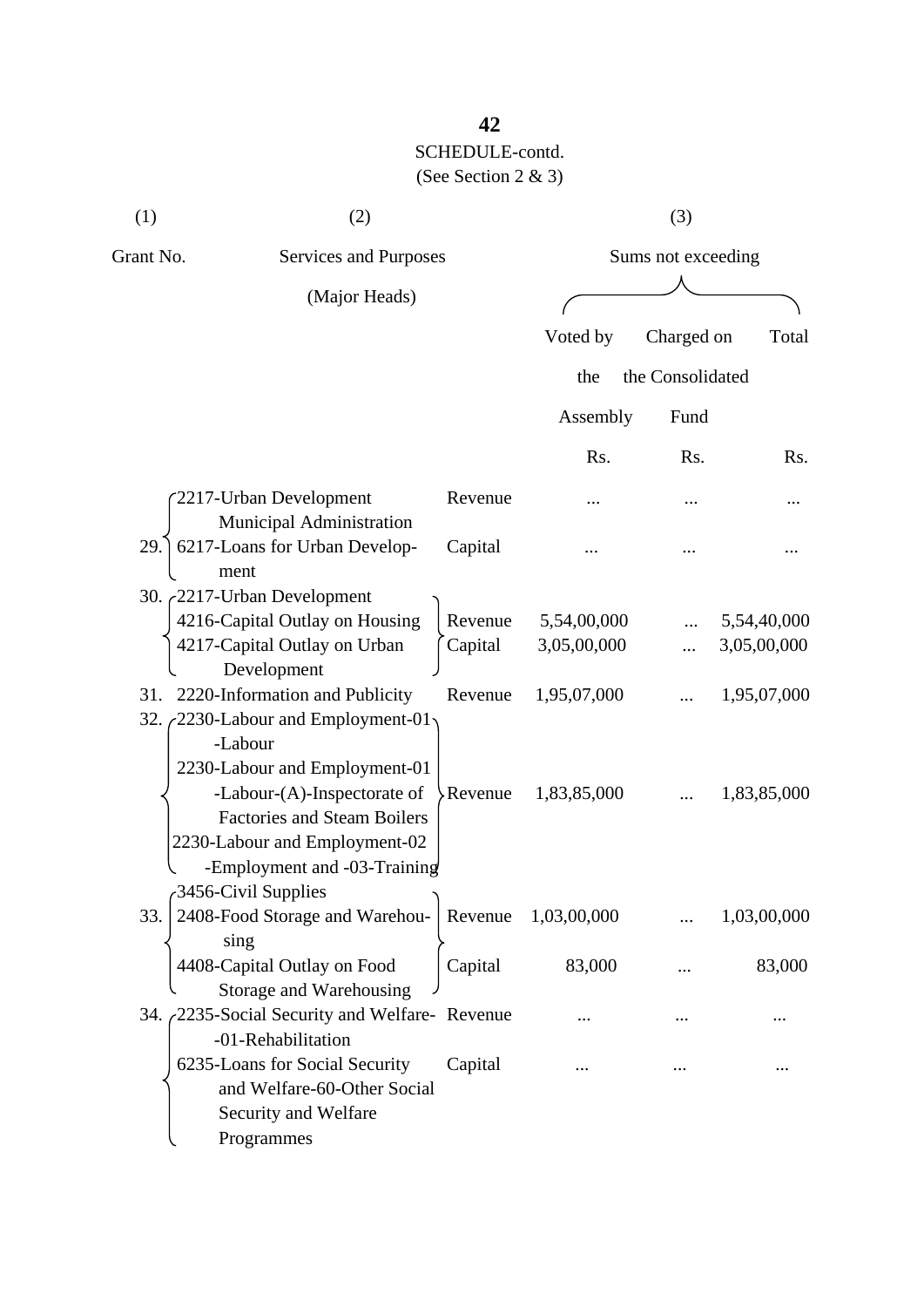SCHEDULE-contd.
(See Section 2 & 3)

| (1) | (2) | | (3) | | |
|---|---|---|---|---|---|
| Grant No. | Services and Purposes (Major Heads) | | Sums not exceeding | | |
| | | | Voted by the Assembly | Charged on the Consolidated Fund | Total |
| | | | Rs. | Rs. | Rs. |
| 29. | 2217-Urban Development Municipal Administration | Revenue | ... | ... | ... |
| | 6217-Loans for Urban Development | Capital | ... | ... | ... |
| 30. | 2217-Urban Development<br>4216-Capital Outlay on Housing | Revenue | 5,54,00,000 | ... | 5,54,40,000 |
| | 4217-Capital Outlay on Urban Development | Capital | 3,05,00,000 | ... | 3,05,00,000 |
| 31. | 2220-Information and Publicity | Revenue | 1,95,07,000 | ... | 1,95,07,000 |
| 32. | 2230-Labour and Employment-01-Labour<br>2230-Labour and Employment-01-Labour-(A)-Inspectorate of Factories and Steam Boilers<br>2230-Labour and Employment-02-Employment and -03-Training | Revenue | 1,83,85,000 | ... | 1,83,85,000 |
| 33. | 3456-Civil Supplies<br>2408-Food Storage and Warehousing | Revenue | 1,03,00,000 | ... | 1,03,00,000 |
| | 4408-Capital Outlay on Food Storage and Warehousing | Capital | 83,000 | ... | 83,000 |
| 34. | 2235-Social Security and Welfare-01-Rehabilitation | Revenue | ... | ... | ... |
| | 6235-Loans for Social Security and Welfare-60-Other Social Security and Welfare Programmes | Capital | ... | ... | ... |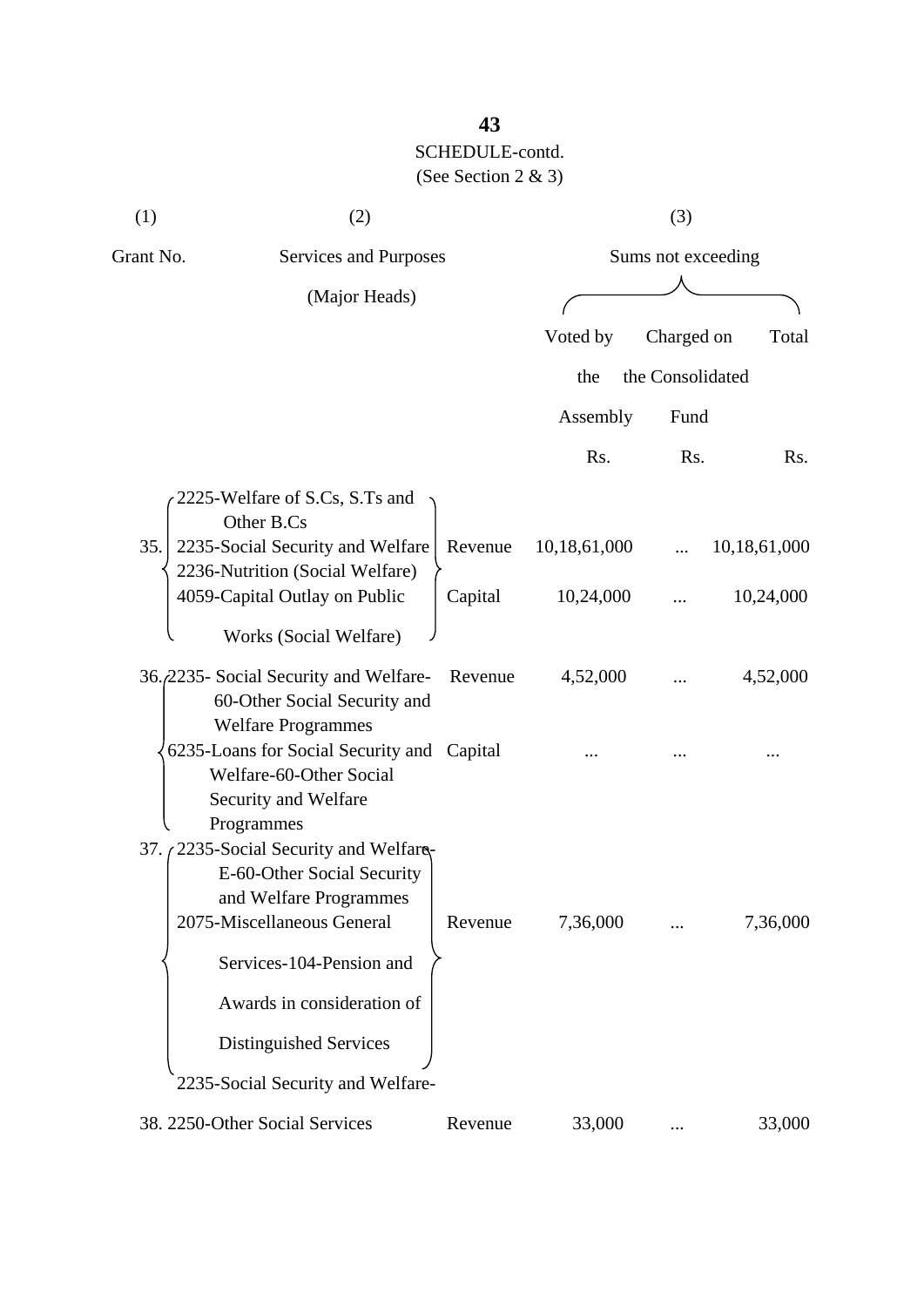SCHEDULE-contd.

(See Section 2 & 3)

| (1) | (2) | | (3) | | |
|---|---|---|---|---|---|
| Grant No. | Services and Purposes (Major Heads) | | Sums not exceeding | | |
| | | | Voted by the Assembly | Charged on the Consolidated Fund | Total |
| | | | Rs. | Rs. | Rs. |
| 35. | 2225-Welfare of S.Cs, S.Ts and Other B.Cs<br>2235-Social Security and Welfare<br>2236-Nutrition (Social Welfare) | Revenue | 10,18,61,000 | ... | 10,18,61,000 |
| | 4059-Capital Outlay on Public Works (Social Welfare) | Capital | 10,24,000 | ... | 10,24,000 |
| 36. | 2235- Social Security and Welfare-60-Other Social Security and Welfare Programmes | Revenue | 4,52,000 | ... | 4,52,000 |
| | 6235-Loans for Social Security and Welfare-60-Other Social Security and Welfare Programmes | Capital | ... | ... | ... |
| 37. | 2235-Social Security and Welfare-E-60-Other Social Security and Welfare Programmes<br>2075-Miscellaneous General Services-104-Pension and Awards in consideration of Distinguished Services<br>2235-Social Security and Welfare- | Revenue | 7,36,000 | ... | 7,36,000 |
| 38. | 2250-Other Social Services | Revenue | 33,000 | ... | 33,000 |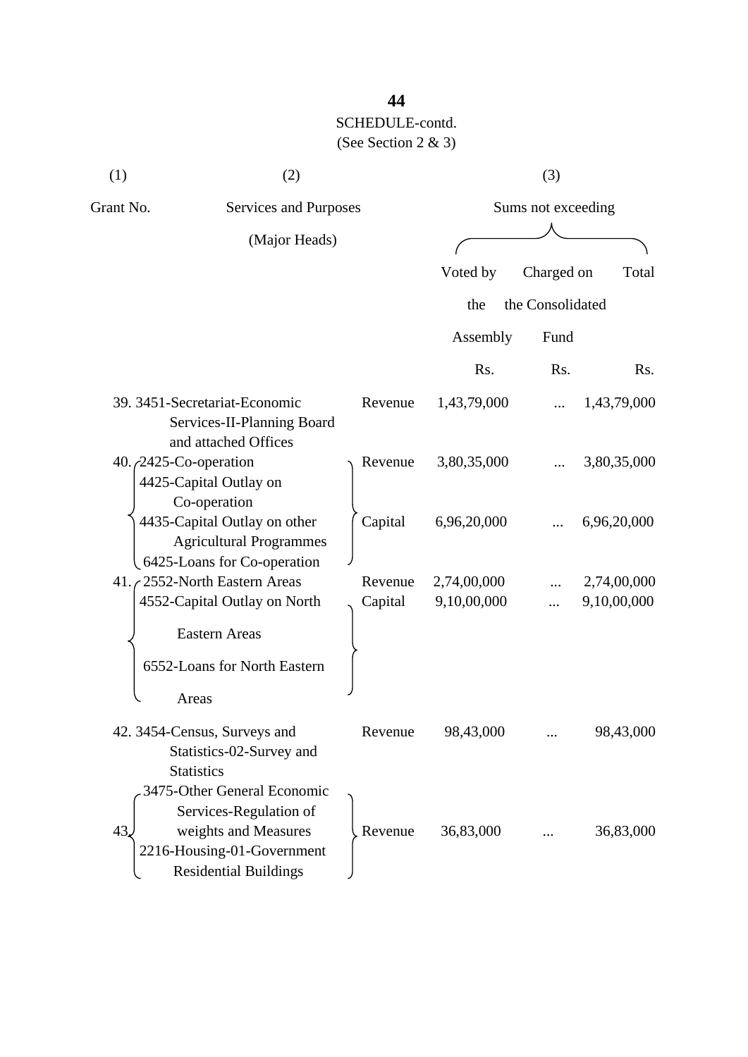SCHEDULE-contd.
(See Section 2 & 3)

| (1) | (2) | | (3) | | |
|---|---|---|---|---|---|
| Grant No. | Services and Purposes (Major Heads) | | Sums not exceeding | | |
| | | | Voted by the Assembly | Charged on the Consolidated Fund | Total |
| | | | Rs. | Rs. | Rs. |
| 39. | 3451-Secretariat-Economic Services-II-Planning Board and attached Offices | Revenue | 1,43,79,000 | ... | 1,43,79,000 |
| 40. | 2425-Co-operation | Revenue | 3,80,35,000 | ... | 3,80,35,000 |
| | 4425-Capital Outlay on Co-operation<br>4435-Capital Outlay on other Agricultural Programmes<br>6425-Loans for Co-operation | Capital | 6,96,20,000 | ... | 6,96,20,000 |
| 41. | 2552-North Eastern Areas | Revenue | 2,74,00,000 | ... | 2,74,00,000 |
| | 4552-Capital Outlay on North Eastern Areas<br>6552-Loans for North Eastern Areas | Capital | 9,10,00,000 | ... | 9,10,00,000 |
| 42. | 3454-Census, Surveys and Statistics-02-Survey and Statistics | Revenue | 98,43,000 | ... | 98,43,000 |
| 43. | 3475-Other General Economic Services-Regulation of weights and Measures<br>2216-Housing-01-Government Residential Buildings | Revenue | 36,83,000 | ... | 36,83,000 |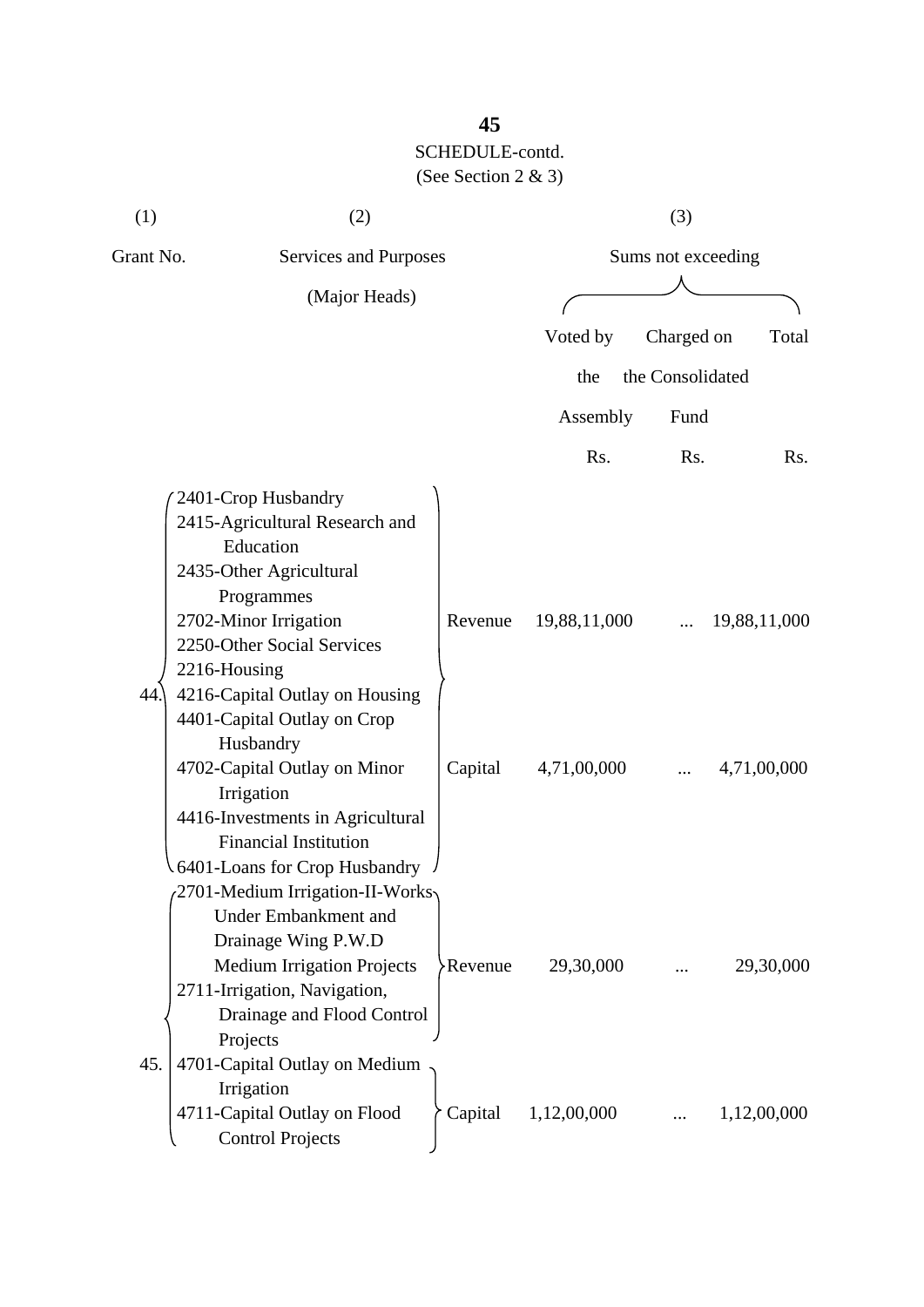SCHEDULE-contd.

(See Section 2 & 3)

| (1) | (2) | | (3) | | |
|---|---|---|---|---|---|
| Grant No. | Services and Purposes (Major Heads) | | Sums not exceeding | | |
| | | | Voted by the Assembly | Charged on the Consolidated Fund | Total |
| | | | Rs. | Rs. | Rs. |
| 44. | 2401-Crop Husbandry<br>2415-Agricultural Research and Education<br>2435-Other Agricultural Programmes<br>2702-Minor Irrigation<br>2250-Other Social Services<br>2216-Housing | Revenue | 19,88,11,000 | ... | 19,88,11,000 |
| | 4216-Capital Outlay on Housing<br>4401-Capital Outlay on Crop Husbandry<br>4702-Capital Outlay on Minor Irrigation<br>4416-Investments in Agricultural Financial Institution<br>6401-Loans for Crop Husbandry | Capital | 4,71,00,000 | ... | 4,71,00,000 |
| 45. | 2701-Medium Irrigation-II-Works Under Embankment and Drainage Wing P.W.D Medium Irrigation Projects<br>2711-Irrigation, Navigation, Drainage and Flood Control Projects | Revenue | 29,30,000 | ... | 29,30,000 |
| | 4701-Capital Outlay on Medium Irrigation<br>4711-Capital Outlay on Flood Control Projects | Capital | 1,12,00,000 | ... | 1,12,00,000 |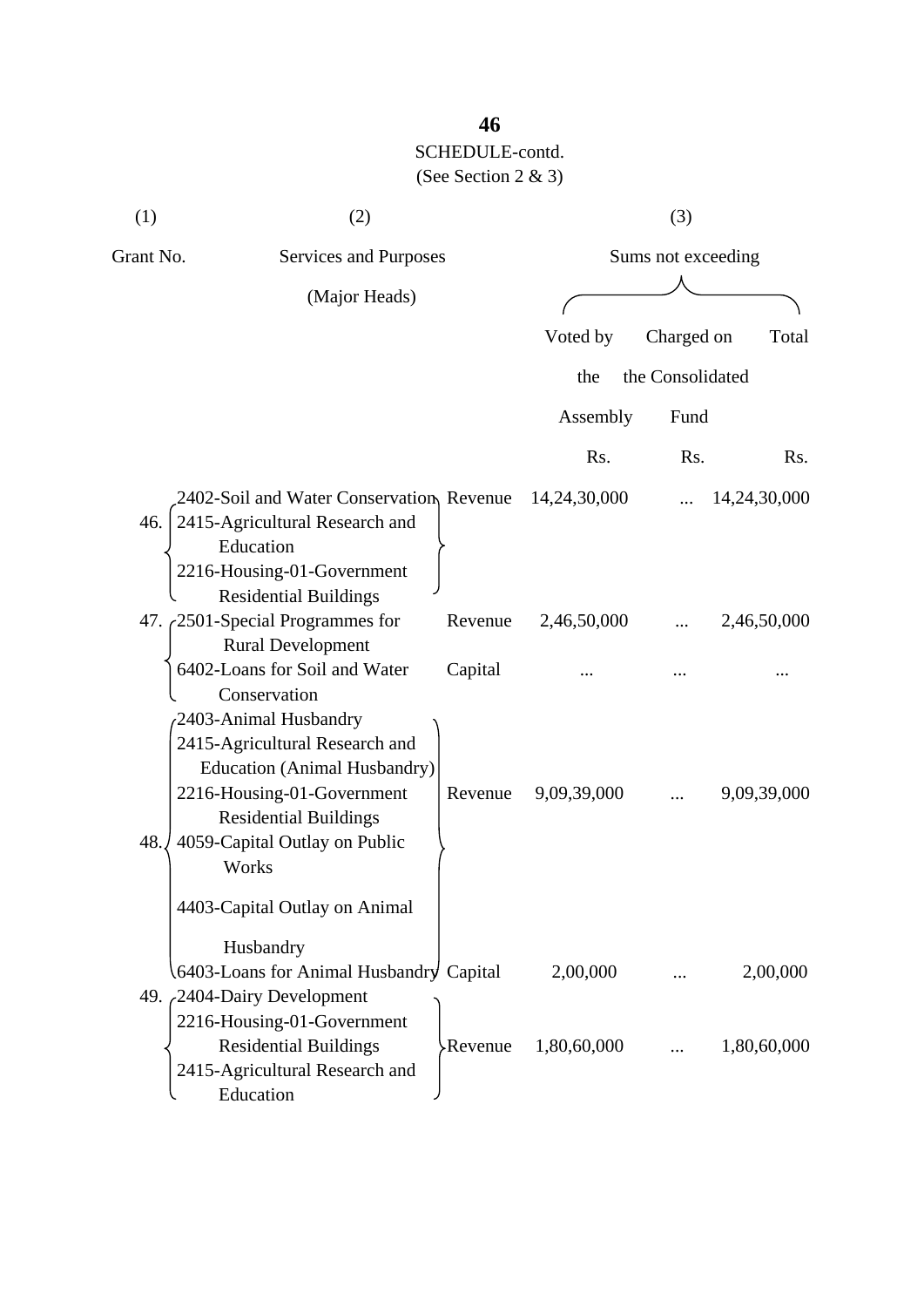SCHEDULE-contd.

(See Section 2 & 3)

| (1) | (2) | | (3) | | |
|---|---|---|---|---|---|
| Grant No. | Services and Purposes (Major Heads) | | Sums not exceeding | | |
| | | | Voted by the Assembly | Charged on the Consolidated Fund | Total |
| | | | Rs. | Rs. | Rs. |
| 46. | 2402-Soil and Water Conservation<br>2415-Agricultural Research and Education<br>2216-Housing-01-Government Residential Buildings | Revenue | 14,24,30,000 | ... | 14,24,30,000 |
| 47. | 2501-Special Programmes for Rural Development | Revenue | 2,46,50,000 | ... | 2,46,50,000 |
| | 6402-Loans for Soil and Water Conservation | Capital | ... | ... | ... |
| 48. | 2403-Animal Husbandry<br>2415-Agricultural Research and Education (Animal Husbandry)<br>2216-Housing-01-Government Residential Buildings<br>4059-Capital Outlay on Public Works<br>4403-Capital Outlay on Animal Husbandry | Revenue | 9,09,39,000 | ... | 9,09,39,000 |
| | 6403-Loans for Animal Husbandry | Capital | 2,00,000 | ... | 2,00,000 |
| 49. | 2404-Dairy Development<br>2216-Housing-01-Government Residential Buildings<br>2415-Agricultural Research and Education | Revenue | 1,80,60,000 | ... | 1,80,60,000 |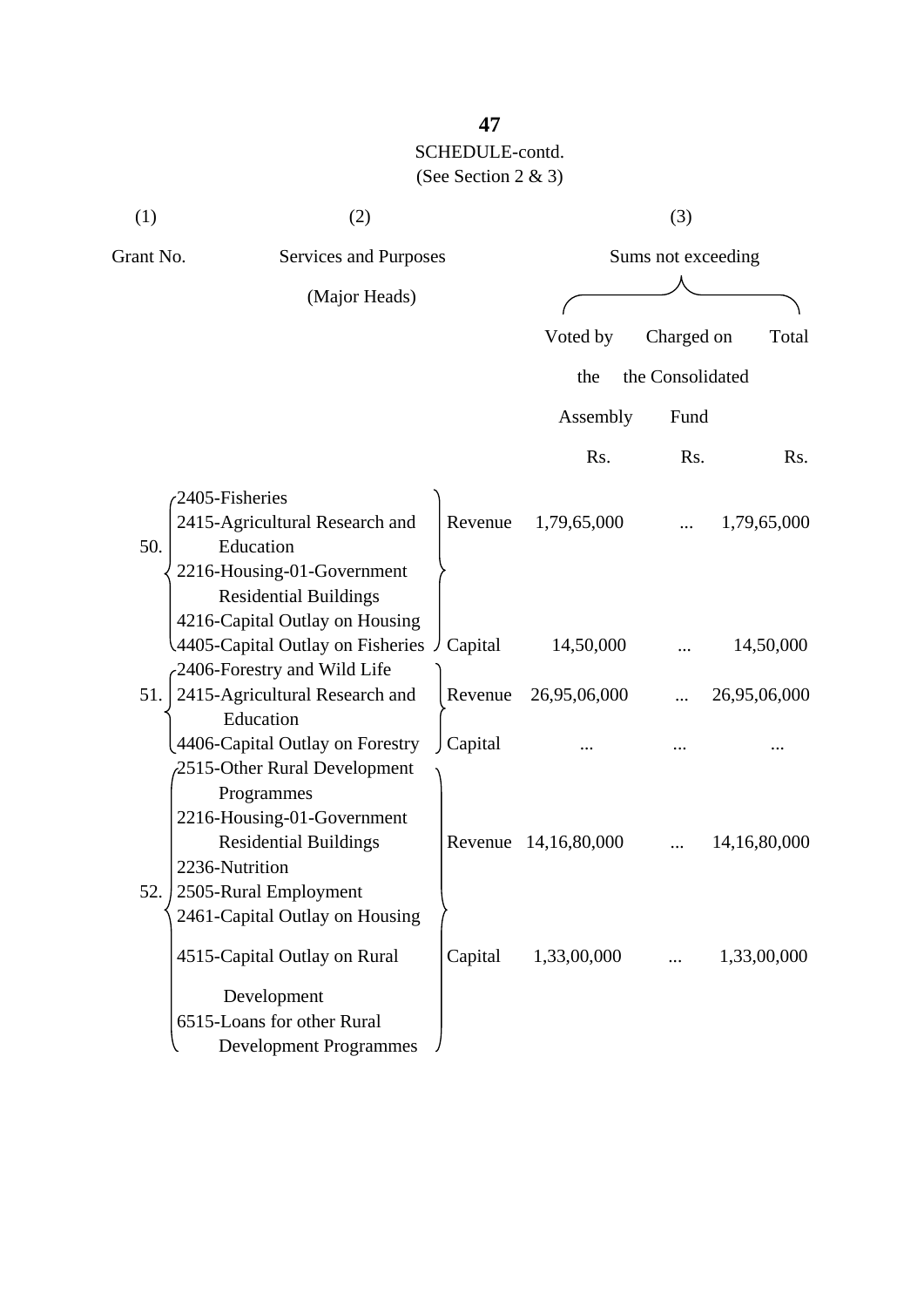SCHEDULE-contd.

(See Section 2 & 3)

| (1) | (2) | | (3) | | |
|---|---|---|---|---|---|
| Grant No. | Services and Purposes (Major Heads) | | Sums not exceeding | | |
| | | | Voted by the Assembly | Charged on the Consolidated Fund | Total |
| | | | Rs. | Rs. | Rs. |
| 50. | 2405-Fisheries<br>2415-Agricultural Research and Education<br>2216-Housing-01-Government Residential Buildings | Revenue | 1,79,65,000 | ... | 1,79,65,000 |
| | 4216-Capital Outlay on Housing<br>4405-Capital Outlay on Fisheries | Capital | 14,50,000 | ... | 14,50,000 |
| 51. | 2406-Forestry and Wild Life<br>2415-Agricultural Research and Education | Revenue | 26,95,06,000 | ... | 26,95,06,000 |
| | 4406-Capital Outlay on Forestry | Capital | ... | ... | ... |
| 52. | 2515-Other Rural Development Programmes<br>2216-Housing-01-Government Residential Buildings<br>2236-Nutrition<br>2505-Rural Employment | Revenue | 14,16,80,000 | ... | 14,16,80,000 |
| | 2461-Capital Outlay on Housing<br>4515-Capital Outlay on Rural Development<br>6515-Loans for other Rural Development Programmes | Capital | 1,33,00,000 | ... | 1,33,00,000 |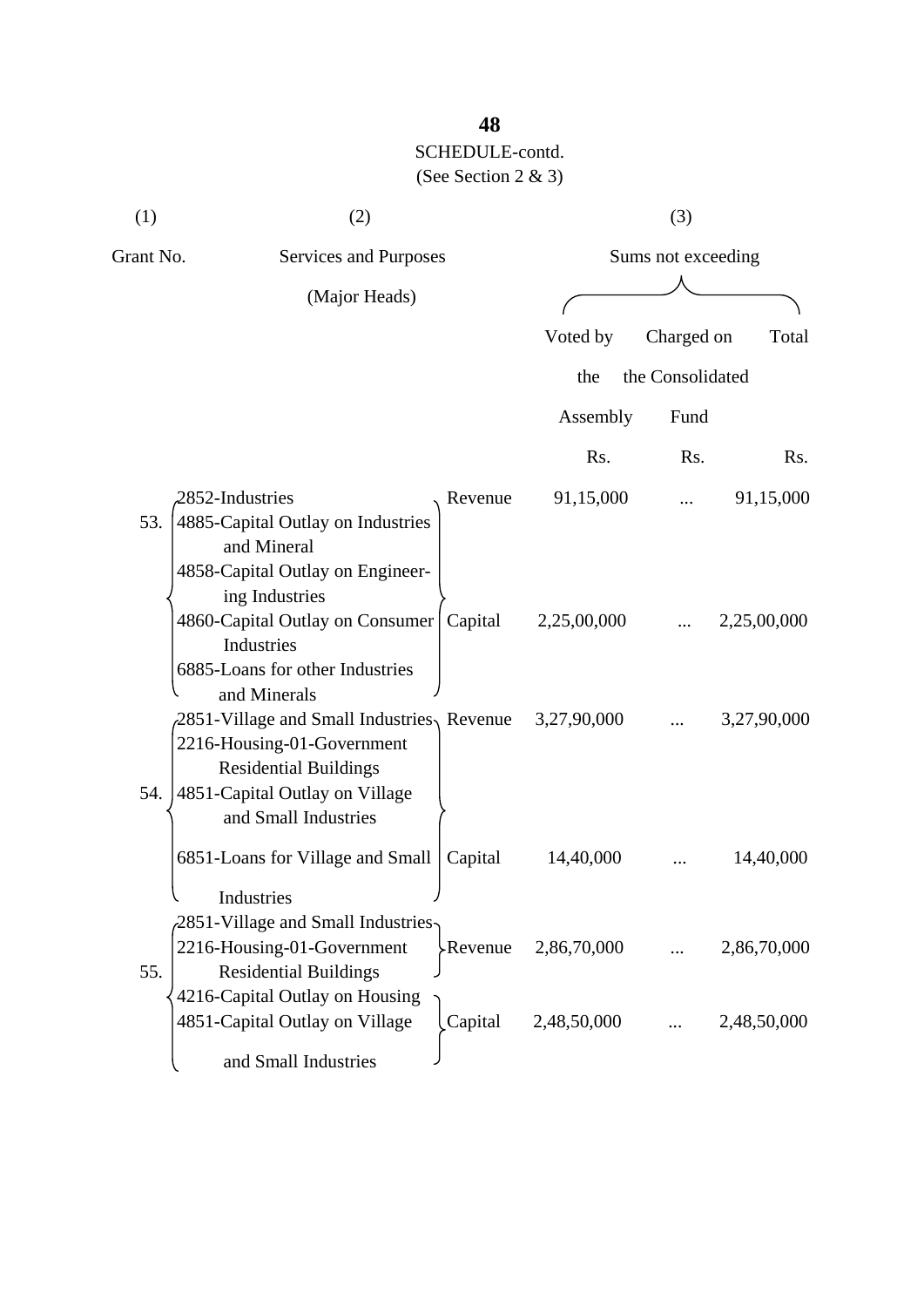## SCHEDULE-contd.

(See Section 2 & 3)

| (1) | (2) | | (3) | | |
|---|---|---|---|---|---|
| Grant No. | Services and Purposes (Major Heads) | | Sums not exceeding | | |
| | | | Voted by the Assembly | Charged on the Consolidated Fund | Total |
| | | | Rs. | Rs. | Rs. |
| 53. | 2852-Industries | Revenue | 91,15,000 | ... | 91,15,000 |
| | 4885-Capital Outlay on Industries and Mineral<br>4858-Capital Outlay on Engineering Industries<br>4860-Capital Outlay on Consumer Industries<br>6885-Loans for other Industries and Minerals | Capital | 2,25,00,000 | ... | 2,25,00,000 |
| 54. | 2851-Village and Small Industries | Revenue | 3,27,90,000 | ... | 3,27,90,000 |
| | 2216-Housing-01-Government Residential Buildings<br>4851-Capital Outlay on Village and Small Industries<br>6851-Loans for Village and Small Industries | Capital | 14,40,000 | ... | 14,40,000 |
| 55. | 2851-Village and Small Industries<br>2216-Housing-01-Government Residential Buildings | Revenue | 2,86,70,000 | ... | 2,86,70,000 |
| | 4216-Capital Outlay on Housing<br>4851-Capital Outlay on Village and Small Industries | Capital | 2,48,50,000 | ... | 2,48,50,000 |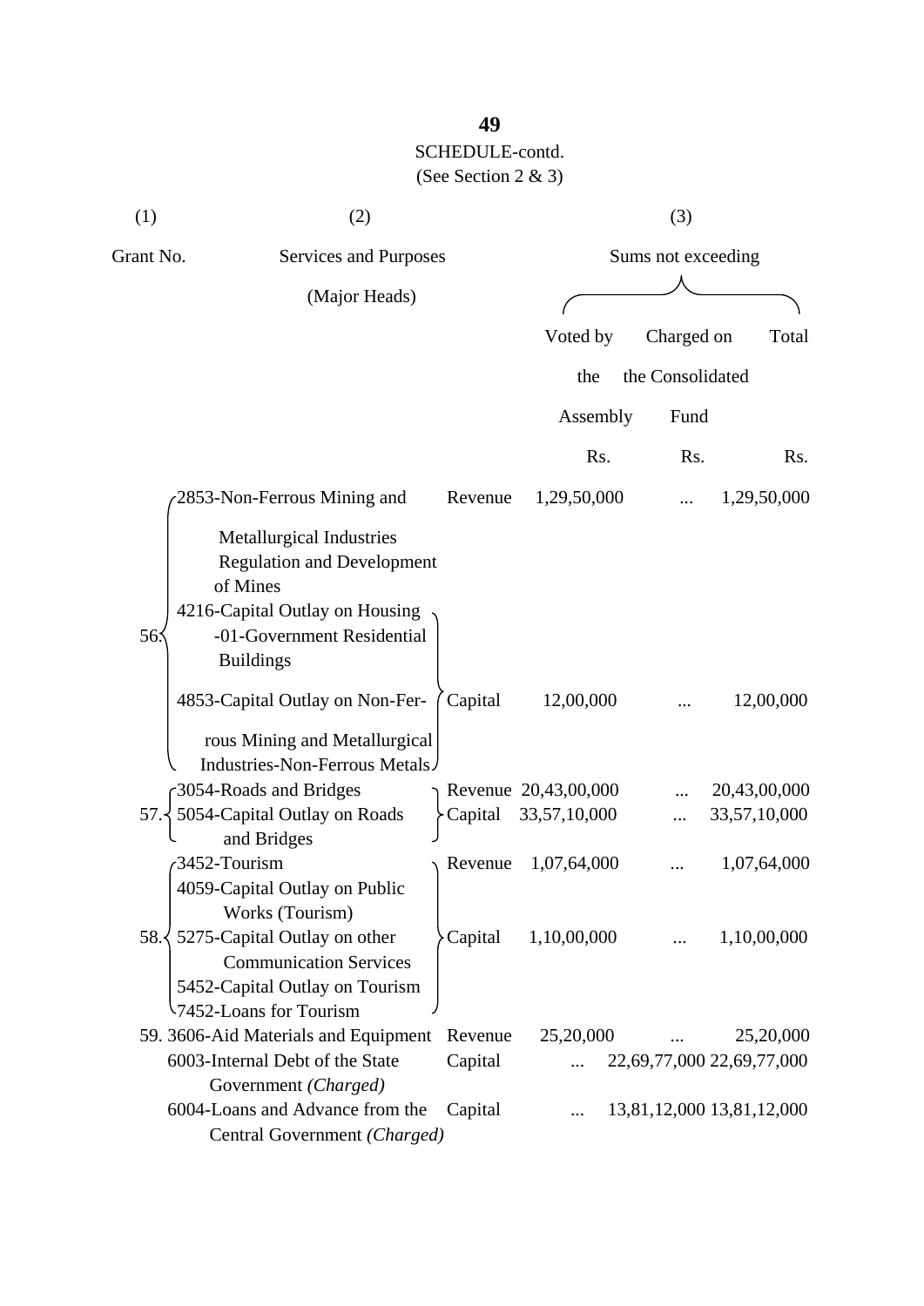SCHEDULE-contd.
(See Section 2 & 3)

| (1) | (2) | | (3) | | |
|---|---|---|---|---|---|
| Grant No. | Services and Purposes (Major Heads) | | Sums not exceeding | | |
| | | | Voted by the Assembly | Charged on the Consolidated Fund | Total |
| | | | Rs. | Rs. | Rs. |
| 56. | 2853-Non-Ferrous Mining and Metallurgical Industries Regulation and Development of Mines | Revenue | 1,29,50,000 | ... | 1,29,50,000 |
| | 4216-Capital Outlay on Housing -01-Government Residential Buildings<br>4853-Capital Outlay on Non-Ferrous Mining and Metallurgical Industries-Non-Ferrous Metals | Capital | 12,00,000 | ... | 12,00,000 |
| 57. | 3054-Roads and Bridges | Revenue | 20,43,00,000 | ... | 20,43,00,000 |
| | 5054-Capital Outlay on Roads and Bridges | Capital | 33,57,10,000 | ... | 33,57,10,000 |
| 58. | 3452-Tourism | Revenue | 1,07,64,000 | ... | 1,07,64,000 |
| | 4059-Capital Outlay on Public Works (Tourism)<br>5275-Capital Outlay on other Communication Services<br>5452-Capital Outlay on Tourism<br>7452-Loans for Tourism | Capital | 1,10,00,000 | ... | 1,10,00,000 |
| 59. | 3606-Aid Materials and Equipment | Revenue | 25,20,000 | ... | 25,20,000 |
| | 6003-Internal Debt of the State Government *(Charged)* | Capital | ... | 22,69,77,000 | 22,69,77,000 |
| | 6004-Loans and Advance from the Central Government *(Charged)* | Capital | ... | 13,81,12,000 | 13,81,12,000 |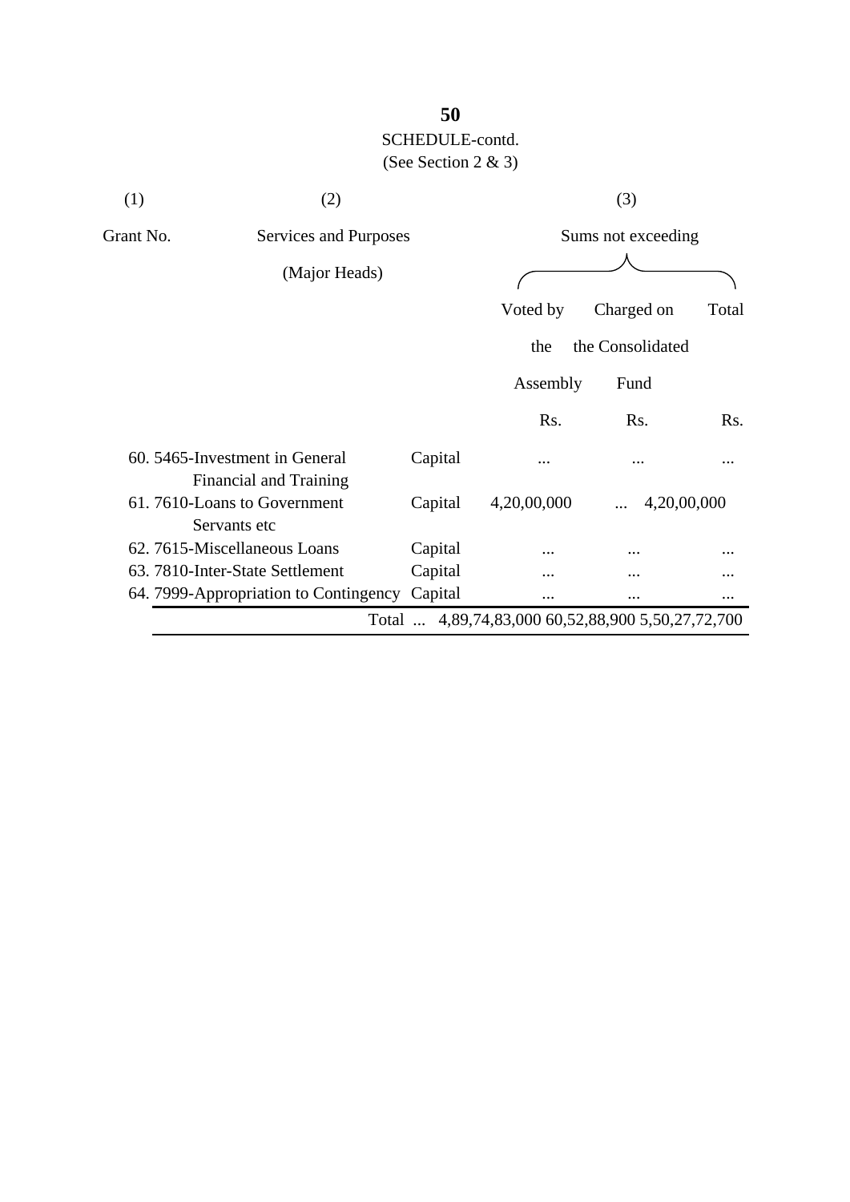SCHEDULE-contd.

(See Section 2 & 3)

| (1) | (2) | | (3) | | |
|---|---|---|---|---|---|
| Grant No. | Services and Purposes (Major Heads) | | Sums not exceeding | | |
| | | | Voted by the Assembly | Charged on the Consolidated Fund | Total |
| | | | Rs. | Rs. | Rs. |
| 60. | 5465-Investment in General Financial and Training | Capital | ... | ... | ... |
| 61. | 7610-Loans to Government Servants etc | Capital | 4,20,00,000 | ... | 4,20,00,000 |
| 62. | 7615-Miscellaneous Loans | Capital | ... | ... | ... |
| 63. | 7810-Inter-State Settlement | Capital | ... | ... | ... |
| 64. | 7999-Appropriation to Contingency | Capital | ... | ... | ... |
| | | Total ... | 4,89,74,83,000 | 60,52,88,900 | 5,50,27,72,700 |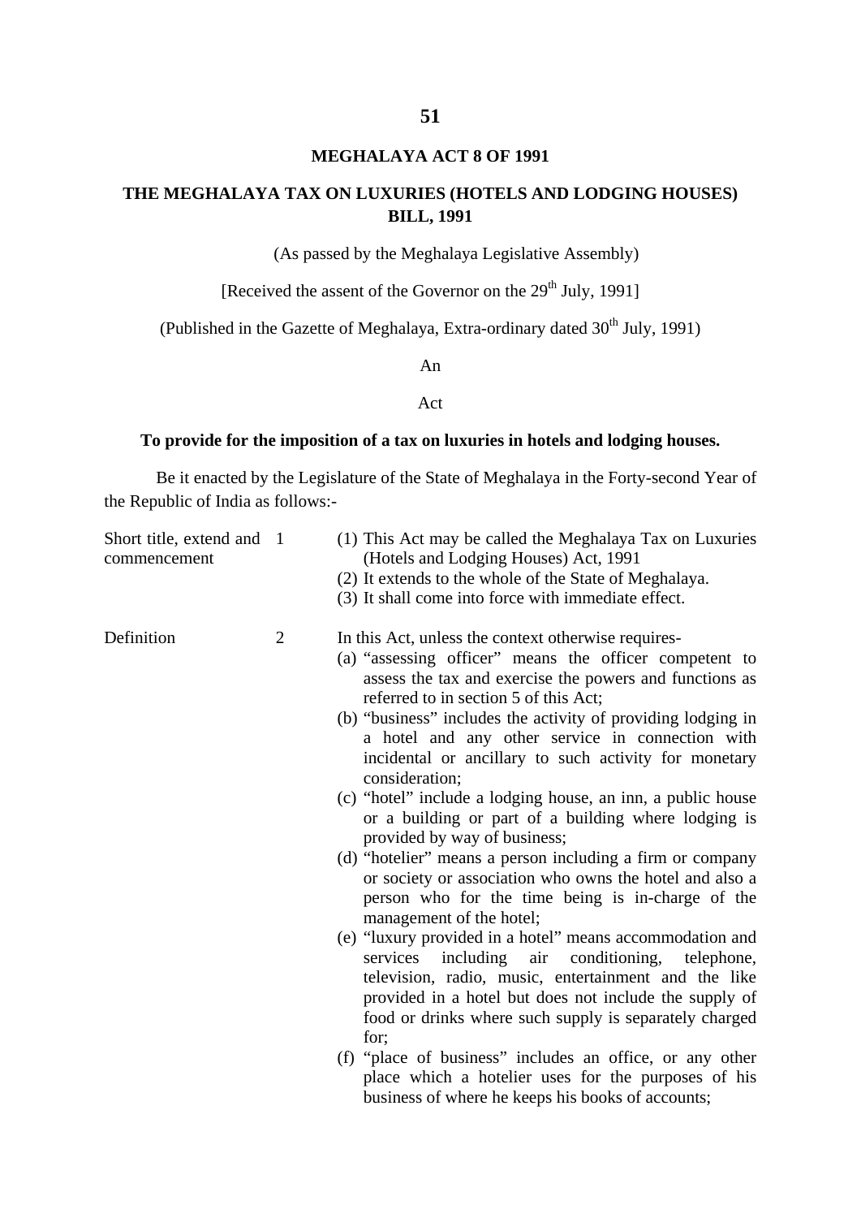## MEGHALAYA ACT 8 OF 1991

## THE MEGHALAYA TAX ON LUXURIES (HOTELS AND LODGING HOUSES) BILL, 1991

(As passed by the Meghalaya Legislative Assembly)

[Received the assent of the Governor on the 29th July, 1991]

(Published in the Gazette of Meghalaya, Extra-ordinary dated 30th July, 1991)

An

Act

**To provide for the imposition of a tax on luxuries in hotels and lodging houses.**

Be it enacted by the Legislature of the State of Meghalaya in the Forty-second Year of the Republic of India as follows:-

Short title, extend and commencement

1 (1) This Act may be called the Meghalaya Tax on Luxuries (Hotels and Lodging Houses) Act, 1991

(2) It extends to the whole of the State of Meghalaya.

(3) It shall come into force with immediate effect.

Definition

2 In this Act, unless the context otherwise requires-

(a) "assessing officer" means the officer competent to assess the tax and exercise the powers and functions as referred to in section 5 of this Act;

(b) "business" includes the activity of providing lodging in a hotel and any other service in connection with incidental or ancillary to such activity for monetary consideration;

(c) "hotel" include a lodging house, an inn, a public house or a building or part of a building where lodging is provided by way of business;

(d) "hotelier" means a person including a firm or company or society or association who owns the hotel and also a person who for the time being is in-charge of the management of the hotel;

(e) "luxury provided in a hotel" means accommodation and services including air conditioning, telephone, television, radio, music, entertainment and the like provided in a hotel but does not include the supply of food or drinks where such supply is separately charged for;

(f) "place of business" includes an office, or any other place which a hotelier uses for the purposes of his business of where he keeps his books of accounts;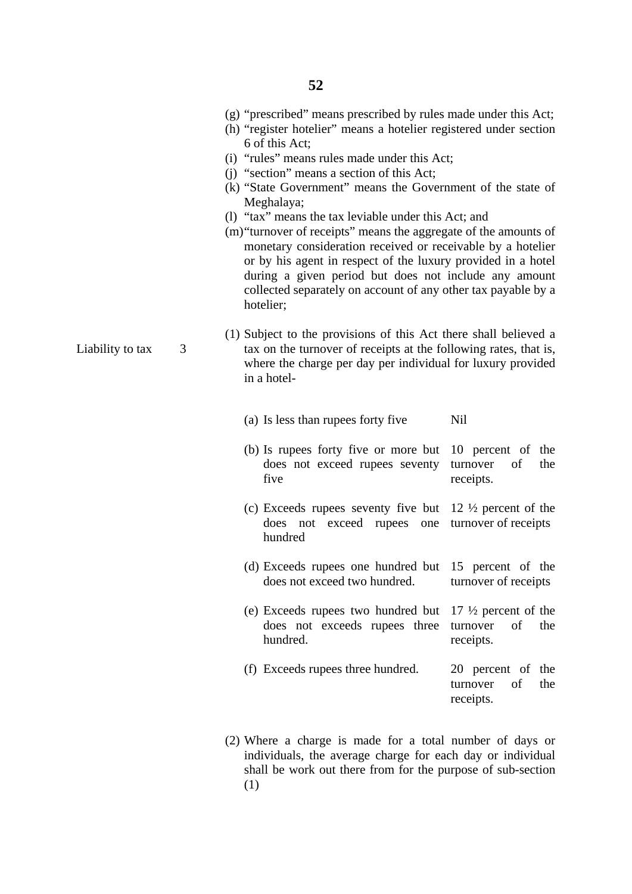(g) "prescribed" means prescribed by rules made under this Act;

(h) "register hotelier" means a hotelier registered under section 6 of this Act;

(i) "rules" means rules made under this Act;

(j) "section" means a section of this Act;

(k) "State Government" means the Government of the state of Meghalaya;

(l) "tax" means the tax leviable under this Act; and

(m) "turnover of receipts" means the aggregate of the amounts of monetary consideration received or receivable by a hotelier or by his agent in respect of the luxury provided in a hotel during a given period but does not include any amount collected separately on account of any other tax payable by a hotelier;

Liability to tax 3

(1) Subject to the provisions of this Act there shall believed a tax on the turnover of receipts at the following rates, that is, where the charge per day per individual for luxury provided in a hotel-

| | |
|---|---|
| (a) Is less than rupees forty five | Nil |
| (b) Is rupees forty five or more but does not exceed rupees seventy five | 10 percent of the turnover of the receipts. |
| (c) Exceeds rupees seventy five but does not exceed rupees one hundred | 12 ½ percent of the turnover of receipts |
| (d) Exceeds rupees one hundred but does not exceed two hundred. | 15 percent of the turnover of receipts |
| (e) Exceeds rupees two hundred but does not exceeds rupees three hundred. | 17 ½ percent of the turnover of the receipts. |
| (f) Exceeds rupees three hundred. | 20 percent of the turnover of the receipts. |

(2) Where a charge is made for a total number of days or individuals, the average charge for each day or individual shall be work out there from for the purpose of sub-section (1)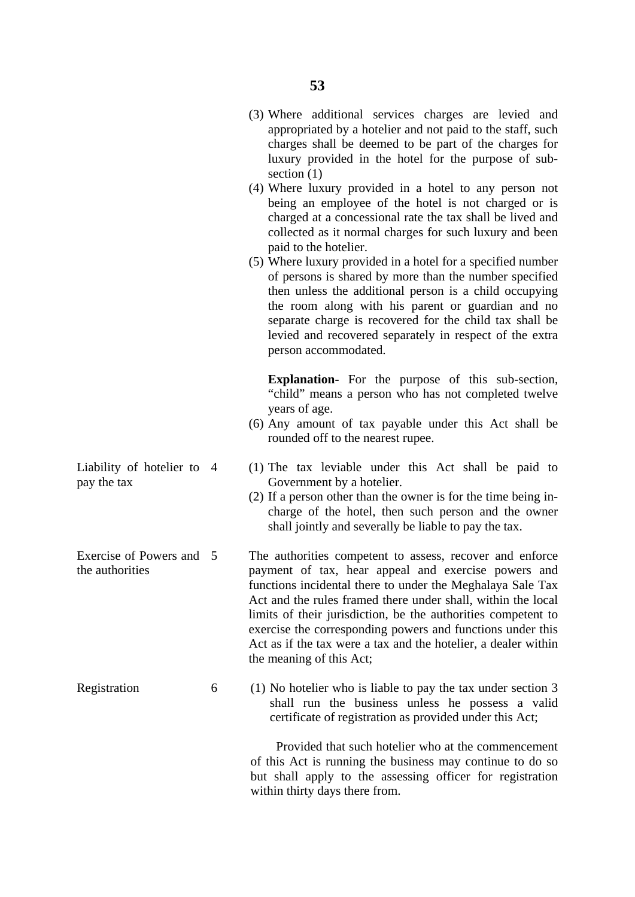(3) Where additional services charges are levied and appropriated by a hotelier and not paid to the staff, such charges shall be deemed to be part of the charges for luxury provided in the hotel for the purpose of sub-section (1)

(4) Where luxury provided in a hotel to any person not being an employee of the hotel is not charged or is charged at a concessional rate the tax shall be lived and collected as it normal charges for such luxury and been paid to the hotelier.

(5) Where luxury provided in a hotel for a specified number of persons is shared by more than the number specified then unless the additional person is a child occupying the room along with his parent or guardian and no separate charge is recovered for the child tax shall be levied and recovered separately in respect of the extra person accommodated.

**Explanation-** For the purpose of this sub-section, "child" means a person who has not completed twelve years of age.

(6) Any amount of tax payable under this Act shall be rounded off to the nearest rupee.

**Liability of hotelier to pay the tax**

4 (1) The tax leviable under this Act shall be paid to Government by a hotelier.

(2) If a person other than the owner is for the time being in-charge of the hotel, then such person and the owner shall jointly and severally be liable to pay the tax.

**Exercise of Powers and the authorities**

5 The authorities competent to assess, recover and enforce payment of tax, hear appeal and exercise powers and functions incidental there to under the Meghalaya Sale Tax Act and the rules framed there under shall, within the local limits of their jurisdiction, be the authorities competent to exercise the corresponding powers and functions under this Act as if the tax were a tax and the hotelier, a dealer within the meaning of this Act;

**Registration**

6 (1) No hotelier who is liable to pay the tax under section 3 shall run the business unless he possess a valid certificate of registration as provided under this Act;

Provided that such hotelier who at the commencement of this Act is running the business may continue to do so but shall apply to the assessing officer for registration within thirty days there from.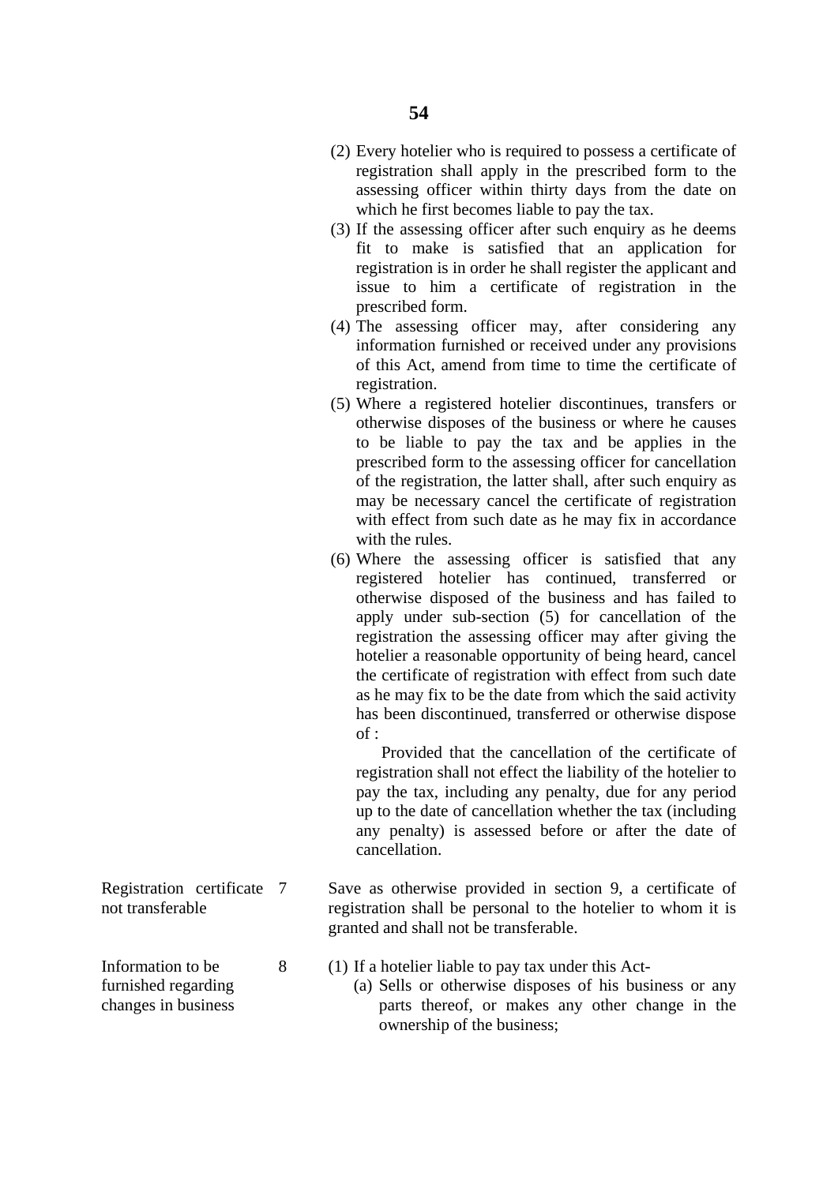(2) Every hotelier who is required to possess a certificate of registration shall apply in the prescribed form to the assessing officer within thirty days from the date on which he first becomes liable to pay the tax.

(3) If the assessing officer after such enquiry as he deems fit to make is satisfied that an application for registration is in order he shall register the applicant and issue to him a certificate of registration in the prescribed form.

(4) The assessing officer may, after considering any information furnished or received under any provisions of this Act, amend from time to time the certificate of registration.

(5) Where a registered hotelier discontinues, transfers or otherwise disposes of the business or where he causes to be liable to pay the tax and be applies in the prescribed form to the assessing officer for cancellation of the registration, the latter shall, after such enquiry as may be necessary cancel the certificate of registration with effect from such date as he may fix in accordance with the rules.

(6) Where the assessing officer is satisfied that any registered hotelier has continued, transferred or otherwise disposed of the business and has failed to apply under sub-section (5) for cancellation of the registration the assessing officer may after giving the hotelier a reasonable opportunity of being heard, cancel the certificate of registration with effect from such date as he may fix to be the date from which the said activity has been discontinued, transferred or otherwise dispose of :

Provided that the cancellation of the certificate of registration shall not effect the liability of the hotelier to pay the tax, including any penalty, due for any period up to the date of cancellation whether the tax (including any penalty) is assessed before or after the date of cancellation.

**Registration certificate not transferable**

7 Save as otherwise provided in section 9, a certificate of registration shall be personal to the hotelier to whom it is granted and shall not be transferable.

**Information to be furnished regarding changes in business**

8 (1) If a hotelier liable to pay tax under this Act-

(a) Sells or otherwise disposes of his business or any parts thereof, or makes any other change in the ownership of the business;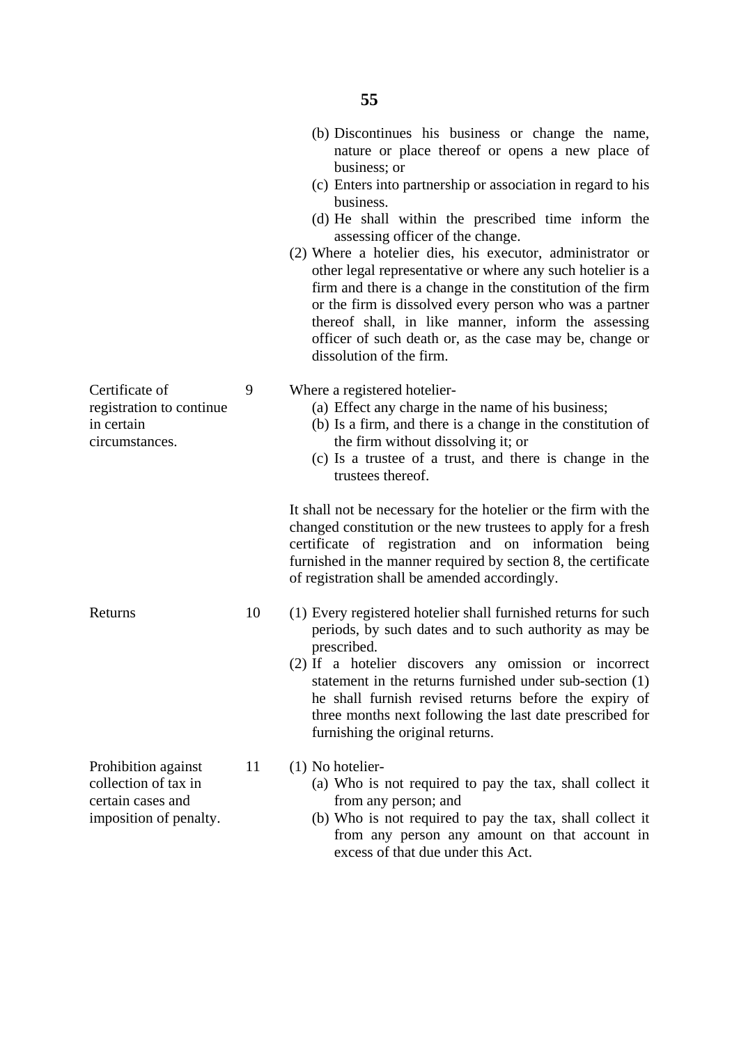(b) Discontinues his business or change the name, nature or place thereof or opens a new place of business; or

(c) Enters into partnership or association in regard to his business.

(d) He shall within the prescribed time inform the assessing officer of the change.

(2) Where a hotelier dies, his executor, administrator or other legal representative or where any such hotelier is a firm and there is a change in the constitution of the firm or the firm is dissolved every person who was a partner thereof shall, in like manner, inform the assessing officer of such death or, as the case may be, change or dissolution of the firm.

**Certificate of registration to continue in certain circumstances.**

9 Where a registered hotelier-

(a) Effect any charge in the name of his business;

(b) Is a firm, and there is a change in the constitution of the firm without dissolving it; or

(c) Is a trustee of a trust, and there is change in the trustees thereof.

It shall not be necessary for the hotelier or the firm with the changed constitution or the new trustees to apply for a fresh certificate of registration and on information being furnished in the manner required by section 8, the certificate of registration shall be amended accordingly.

**Returns**

10 (1) Every registered hotelier shall furnished returns for such periods, by such dates and to such authority as may be prescribed.

(2) If a hotelier discovers any omission or incorrect statement in the returns furnished under sub-section (1) he shall furnish revised returns before the expiry of three months next following the last date prescribed for furnishing the original returns.

**Prohibition against collection of tax in certain cases and imposition of penalty.**

11 (1) No hotelier-

(a) Who is not required to pay the tax, shall collect it from any person; and

(b) Who is not required to pay the tax, shall collect it from any person any amount on that account in excess of that due under this Act.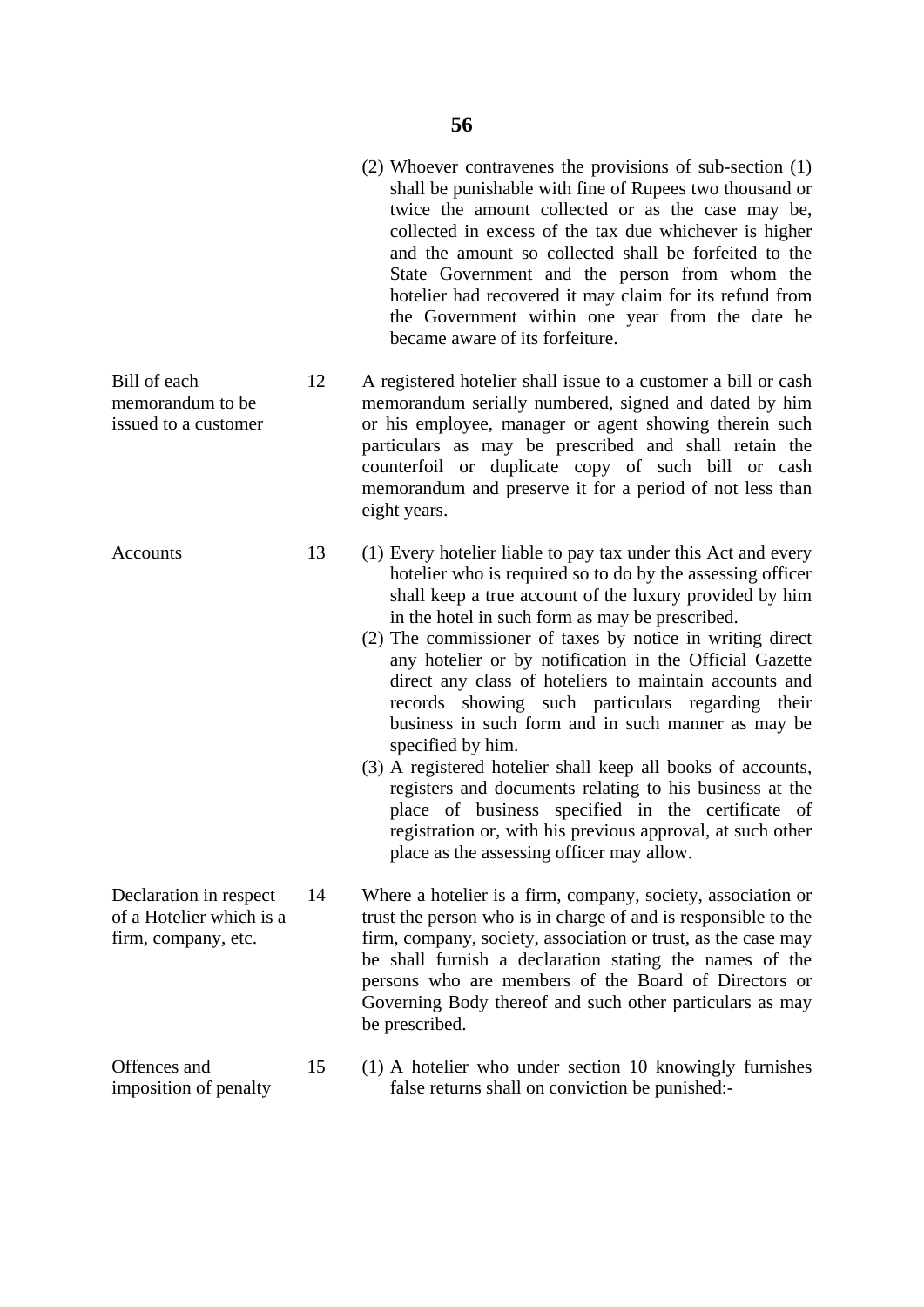(2) Whoever contravenes the provisions of sub-section (1) shall be punishable with fine of Rupees two thousand or twice the amount collected or as the case may be, collected in excess of the tax due whichever is higher and the amount so collected shall be forfeited to the State Government and the person from whom the hotelier had recovered it may claim for its refund from the Government within one year from the date he became aware of its forfeiture.

**Bill of each memorandum to be issued to a customer**

12 A registered hotelier shall issue to a customer a bill or cash memorandum serially numbered, signed and dated by him or his employee, manager or agent showing therein such particulars as may be prescribed and shall retain the counterfoil or duplicate copy of such bill or cash memorandum and preserve it for a period of not less than eight years.

**Accounts**

13 (1) Every hotelier liable to pay tax under this Act and every hotelier who is required so to do by the assessing officer shall keep a true account of the luxury provided by him in the hotel in such form as may be prescribed.

(2) The commissioner of taxes by notice in writing direct any hotelier or by notification in the Official Gazette direct any class of hoteliers to maintain accounts and records showing such particulars regarding their business in such form and in such manner as may be specified by him.

(3) A registered hotelier shall keep all books of accounts, registers and documents relating to his business at the place of business specified in the certificate of registration or, with his previous approval, at such other place as the assessing officer may allow.

**Declaration in respect of a Hotelier which is a firm, company, etc.**

14 Where a hotelier is a firm, company, society, association or trust the person who is in charge of and is responsible to the firm, company, society, association or trust, as the case may be shall furnish a declaration stating the names of the persons who are members of the Board of Directors or Governing Body thereof and such other particulars as may be prescribed.

**Offences and imposition of penalty**

15 (1) A hotelier who under section 10 knowingly furnishes false returns shall on conviction be punished:-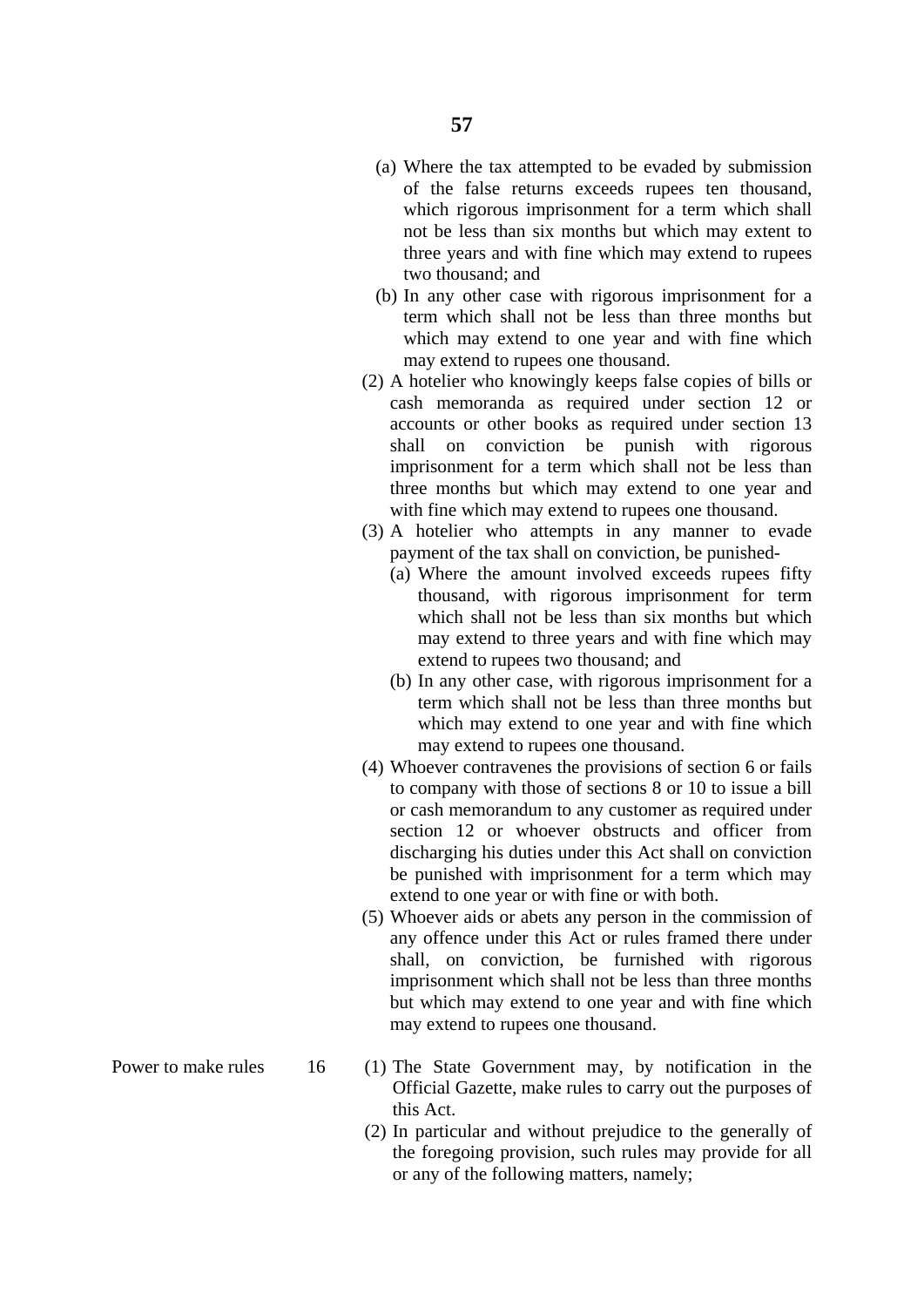(a) Where the tax attempted to be evaded by submission of the false returns exceeds rupees ten thousand, which rigorous imprisonment for a term which shall not be less than six months but which may extent to three years and with fine which may extend to rupees two thousand; and

(b) In any other case with rigorous imprisonment for a term which shall not be less than three months but which may extend to one year and with fine which may extend to rupees one thousand.

(2) A hotelier who knowingly keeps false copies of bills or cash memoranda as required under section 12 or accounts or other books as required under section 13 shall on conviction be punish with rigorous imprisonment for a term which shall not be less than three months but which may extend to one year and with fine which may extend to rupees one thousand.

(3) A hotelier who attempts in any manner to evade payment of the tax shall on conviction, be punished-

(a) Where the amount involved exceeds rupees fifty thousand, with rigorous imprisonment for term which shall not be less than six months but which may extend to three years and with fine which may extend to rupees two thousand; and

(b) In any other case, with rigorous imprisonment for a term which shall not be less than three months but which may extend to one year and with fine which may extend to rupees one thousand.

(4) Whoever contravenes the provisions of section 6 or fails to company with those of sections 8 or 10 to issue a bill or cash memorandum to any customer as required under section 12 or whoever obstructs and officer from discharging his duties under this Act shall on conviction be punished with imprisonment for a term which may extend to one year or with fine or with both.

(5) Whoever aids or abets any person in the commission of any offence under this Act or rules framed there under shall, on conviction, be furnished with rigorous imprisonment which shall not be less than three months but which may extend to one year and with fine which may extend to rupees one thousand.

**Power to make rules** 16 (1) The State Government may, by notification in the Official Gazette, make rules to carry out the purposes of this Act.

(2) In particular and without prejudice to the generally of the foregoing provision, such rules may provide for all or any of the following matters, namely;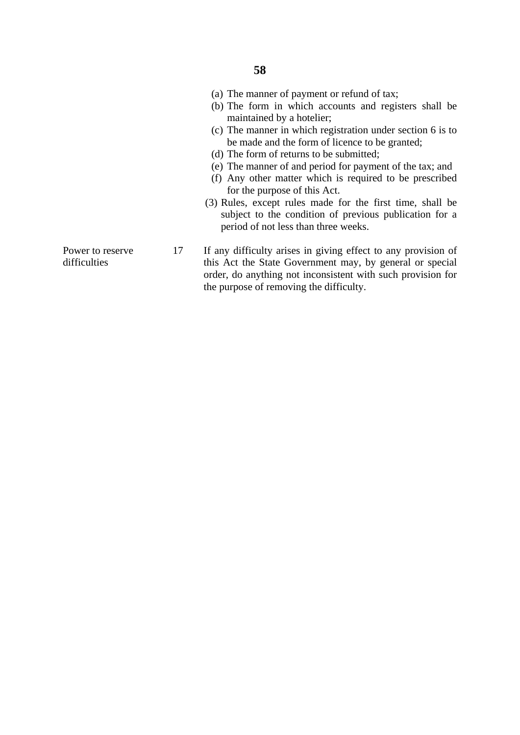(a) The manner of payment or refund of tax;
(b) The form in which accounts and registers shall be maintained by a hotelier;
(c) The manner in which registration under section 6 is to be made and the form of licence to be granted;
(d) The form of returns to be submitted;
(e) The manner of and period for payment of the tax; and
(f) Any other matter which is required to be prescribed for the purpose of this Act.

(3) Rules, except rules made for the first time, shall be subject to the condition of previous publication for a period of not less than three weeks.

| Power to reserve difficulties | 17 | If any difficulty arises in giving effect to any provision of this Act the State Government may, by general or special order, do anything not inconsistent with such provision for the purpose of removing the difficulty. |
| --- | --- | --- |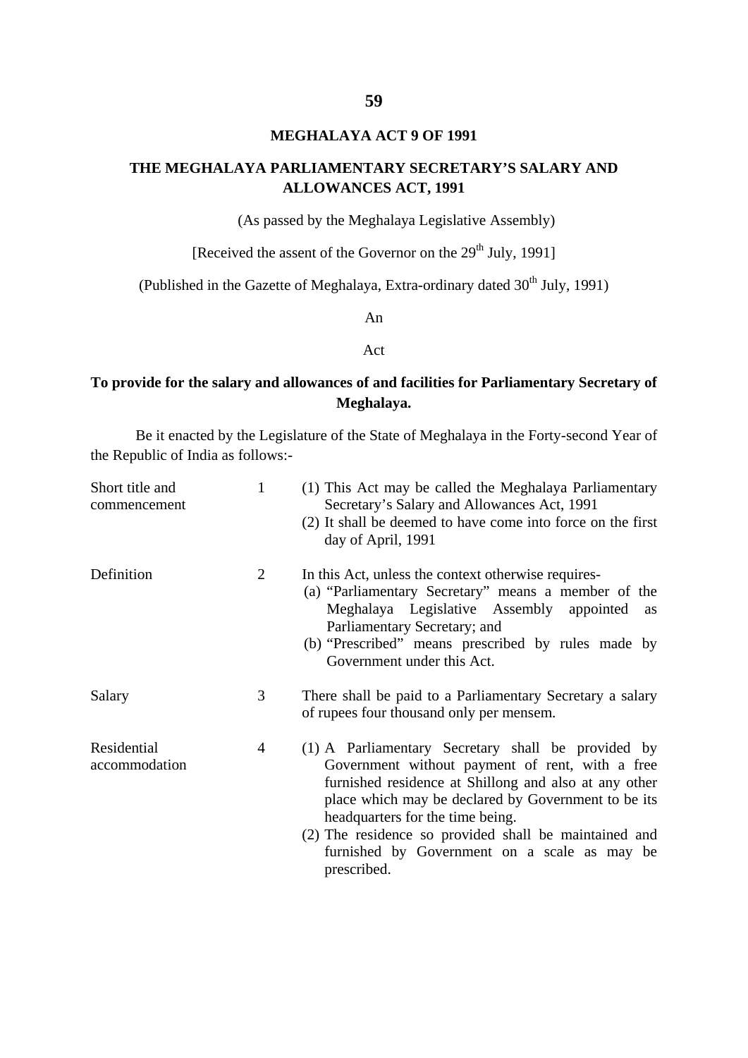# MEGHALAYA ACT 9 OF 1991

## THE MEGHALAYA PARLIAMENTARY SECRETARY'S SALARY AND ALLOWANCES ACT, 1991

(As passed by the Meghalaya Legislative Assembly)

[Received the assent of the Governor on the 29th July, 1991]

(Published in the Gazette of Meghalaya, Extra-ordinary dated 30th July, 1991)

An

Act

**To provide for the salary and allowances of and facilities for Parliamentary Secretary of Meghalaya.**

Be it enacted by the Legislature of the State of Meghalaya in the Forty-second Year of the Republic of India as follows:-

**Short title and commencement**

1 (1) This Act may be called the Meghalaya Parliamentary Secretary's Salary and Allowances Act, 1991

(2) It shall be deemed to have come into force on the first day of April, 1991

**Definition**

2 In this Act, unless the context otherwise requires-

(a) "Parliamentary Secretary" means a member of the Meghalaya Legislative Assembly appointed as Parliamentary Secretary; and

(b) "Prescribed" means prescribed by rules made by Government under this Act.

**Salary**

3 There shall be paid to a Parliamentary Secretary a salary of rupees four thousand only per mensem.

**Residential accommodation**

4 (1) A Parliamentary Secretary shall be provided by Government without payment of rent, with a free furnished residence at Shillong and also at any other place which may be declared by Government to be its headquarters for the time being.

(2) The residence so provided shall be maintained and furnished by Government on a scale as may be prescribed.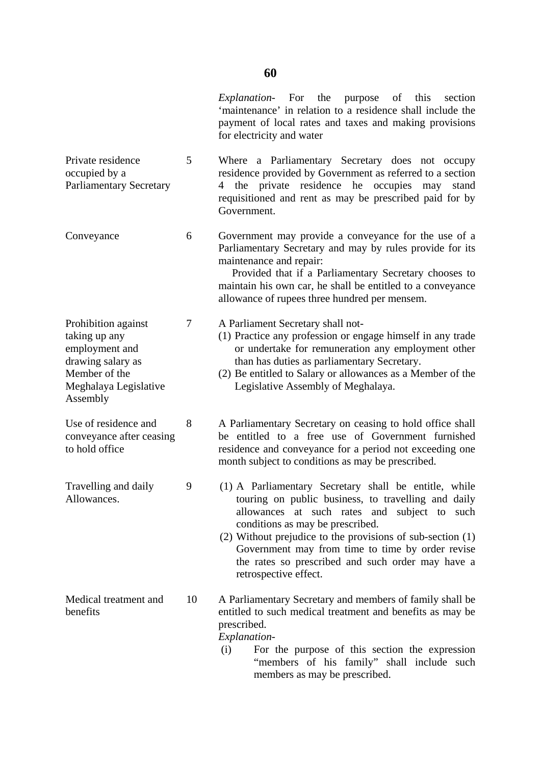*Explanation*- For the purpose of this section 'maintenance' in relation to a residence shall include the payment of local rates and taxes and making provisions for electricity and water

| | | |
|---|---|---|
| Private residence occupied by a Parliamentary Secretary | 5 | Where a Parliamentary Secretary does not occupy residence provided by Government as referred to a section 4 the private residence he occupies may stand requisitioned and rent as may be prescribed paid for by Government. |
| Conveyance | 6 | Government may provide a conveyance for the use of a Parliamentary Secretary and may by rules provide for its maintenance and repair: Provided that if a Parliamentary Secretary chooses to maintain his own car, he shall be entitled to a conveyance allowance of rupees three hundred per mensem. |
| Prohibition against taking up any employment and drawing salary as Member of the Meghalaya Legislative Assembly | 7 | A Parliament Secretary shall not- (1) Practice any profession or engage himself in any trade or undertake for remuneration any employment other than has duties as parliamentary Secretary. (2) Be entitled to Salary or allowances as a Member of the Legislative Assembly of Meghalaya. |
| Use of residence and conveyance after ceasing to hold office | 8 | A Parliamentary Secretary on ceasing to hold office shall be entitled to a free use of Government furnished residence and conveyance for a period not exceeding one month subject to conditions as may be prescribed. |
| Travelling and daily Allowances. | 9 | (1) A Parliamentary Secretary shall be entitle, while touring on public business, to travelling and daily allowances at such rates and subject to such conditions as may be prescribed. (2) Without prejudice to the provisions of sub-section (1) Government may from time to time by order revise the rates so prescribed and such order may have a retrospective effect. |
| Medical treatment and benefits | 10 | A Parliamentary Secretary and members of family shall be entitled to such medical treatment and benefits as may be prescribed. *Explanation*- (i) For the purpose of this section the expression "members of his family" shall include such members as may be prescribed. |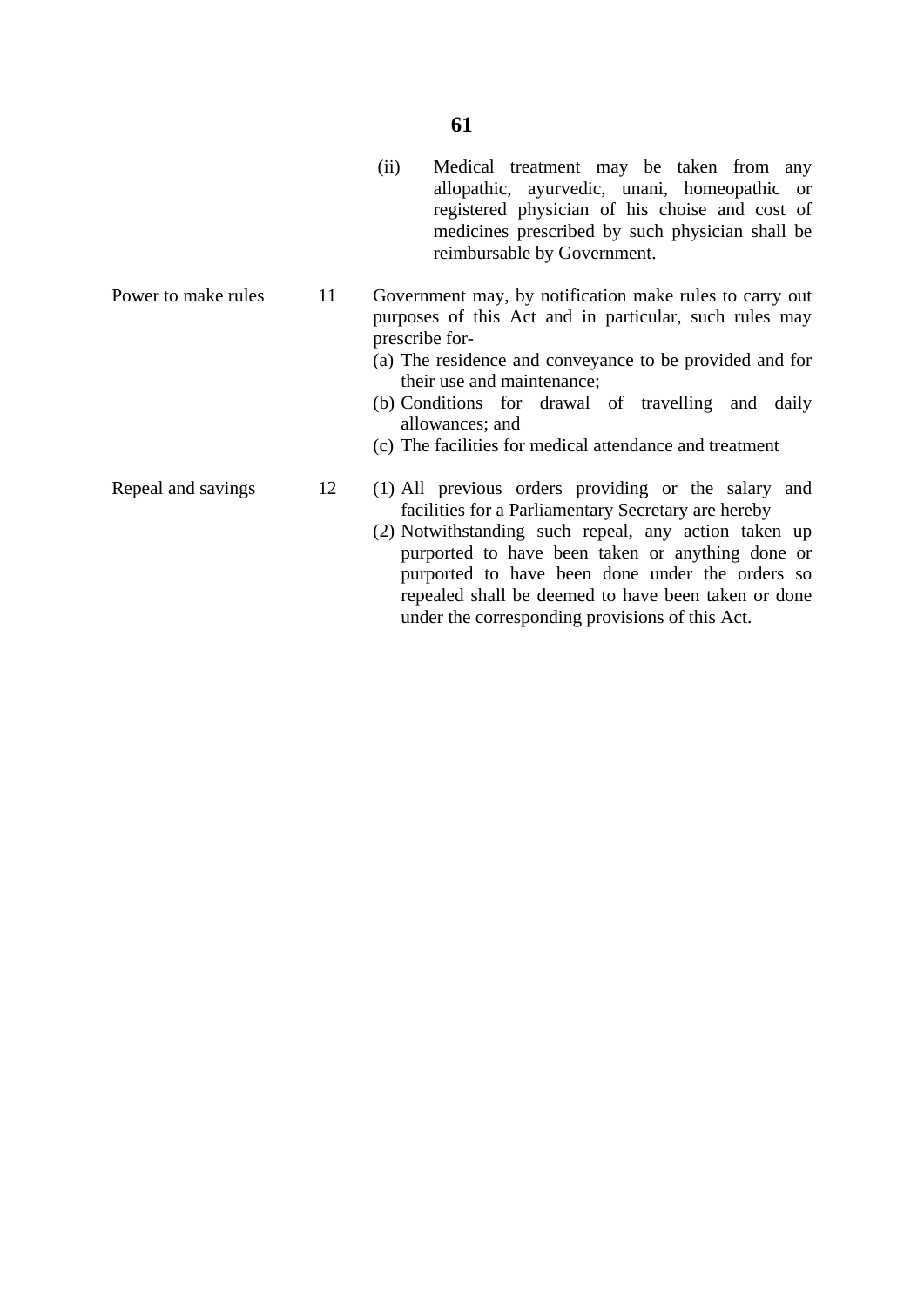(ii) Medical treatment may be taken from any allopathic, ayurvedic, unani, homeopathic or registered physician of his choise and cost of medicines prescribed by such physician shall be reimbursable by Government.

| | | |
|---|---|---|
| Power to make rules | 11 | Government may, by notification make rules to carry out purposes of this Act and in particular, such rules may prescribe for-<br>(a) The residence and conveyance to be provided and for their use and maintenance;<br>(b) Conditions for drawal of travelling and daily allowances; and<br>(c) The facilities for medical attendance and treatment |
| Repeal and savings | 12 | (1) All previous orders providing or the salary and facilities for a Parliamentary Secretary are hereby<br>(2) Notwithstanding such repeal, any action taken up purported to have been taken or anything done or purported to have been done under the orders so repealed shall be deemed to have been taken or done under the corresponding provisions of this Act. |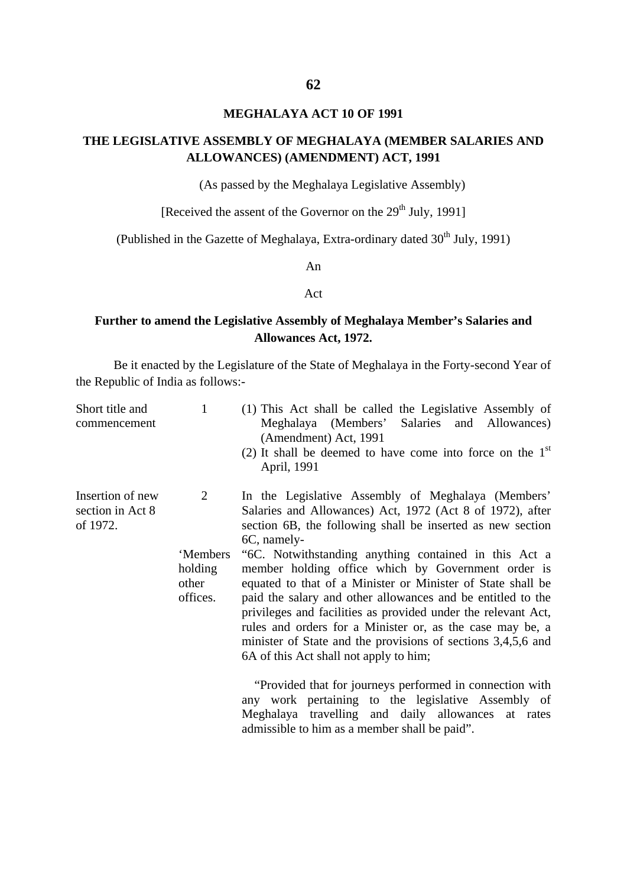# MEGHALAYA ACT 10 OF 1991

## THE LEGISLATIVE ASSEMBLY OF MEGHALAYA (MEMBER SALARIES AND ALLOWANCES) (AMENDMENT) ACT, 1991

(As passed by the Meghalaya Legislative Assembly)

[Received the assent of the Governor on the 29th July, 1991]

(Published in the Gazette of Meghalaya, Extra-ordinary dated 30th July, 1991)

An

Act

**Further to amend the Legislative Assembly of Meghalaya Member's Salaries and Allowances Act, 1972.**

Be it enacted by the Legislature of the State of Meghalaya in the Forty-second Year of the Republic of India as follows:-

Short title and commencement

1 (1) This Act shall be called the Legislative Assembly of Meghalaya (Members' Salaries and Allowances) (Amendment) Act, 1991

(2) It shall be deemed to have come into force on the 1st April, 1991

Insertion of new section in Act 8 of 1972.

2 In the Legislative Assembly of Meghalaya (Members' Salaries and Allowances) Act, 1972 (Act 8 of 1972), after section 6B, the following shall be inserted as new section 6C, namely-

'Members holding other offices.

"6C. Notwithstanding anything contained in this Act a member holding office which by Government order is equated to that of a Minister or Minister of State shall be paid the salary and other allowances and be entitled to the privileges and facilities as provided under the relevant Act, rules and orders for a Minister or, as the case may be, a minister of State and the provisions of sections 3,4,5,6 and 6A of this Act shall not apply to him;

"Provided that for journeys performed in connection with any work pertaining to the legislative Assembly of Meghalaya travelling and daily allowances at rates admissible to him as a member shall be paid".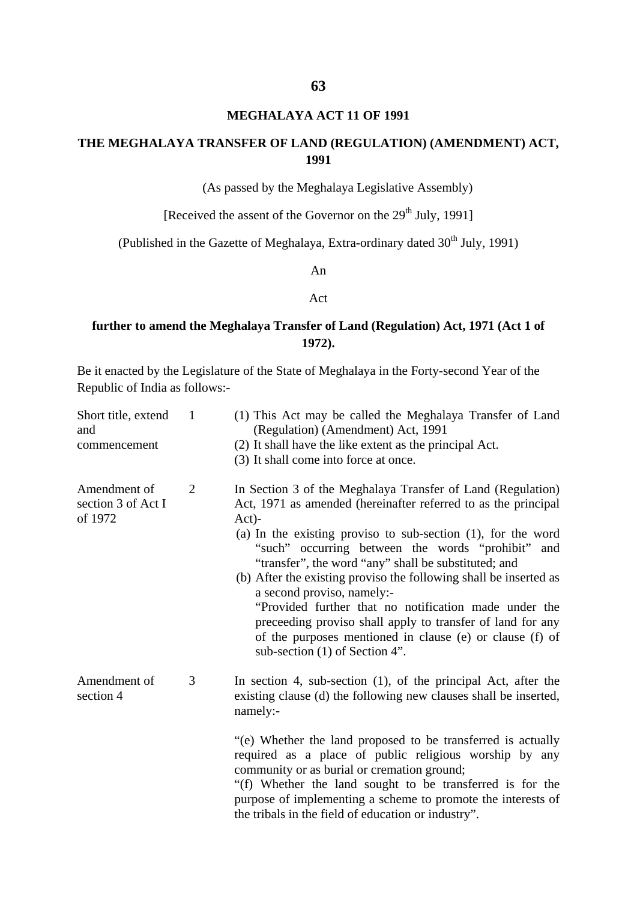# MEGHALAYA ACT 11 OF 1991

## THE MEGHALAYA TRANSFER OF LAND (REGULATION) (AMENDMENT) ACT, 1991

(As passed by the Meghalaya Legislative Assembly)

[Received the assent of the Governor on the 29th July, 1991]

(Published in the Gazette of Meghalaya, Extra-ordinary dated 30th July, 1991)

An

Act

**further to amend the Meghalaya Transfer of Land (Regulation) Act, 1971 (Act 1 of 1972).**

Be it enacted by the Legislature of the State of Meghalaya in the Forty-second Year of the Republic of India as follows:-

| | | |
|---|---|---|
| Short title, extend and commencement | 1 | (1) This Act may be called the Meghalaya Transfer of Land (Regulation) (Amendment) Act, 1991<br>(2) It shall have the like extent as the principal Act.<br>(3) It shall come into force at once. |
| Amendment of section 3 of Act I of 1972 | 2 | In Section 3 of the Meghalaya Transfer of Land (Regulation) Act, 1971 as amended (hereinafter referred to as the principal Act)-<br>(a) In the existing proviso to sub-section (1), for the word "such" occurring between the words "prohibit" and "transfer", the word "any" shall be substituted; and<br>(b) After the existing proviso the following shall be inserted as a second proviso, namely:-<br>"Provided further that no notification made under the preceeding proviso shall apply to transfer of land for any of the purposes mentioned in clause (e) or clause (f) of sub-section (1) of Section 4". |
| Amendment of section 4 | 3 | In section 4, sub-section (1), of the principal Act, after the existing clause (d) the following new clauses shall be inserted, namely:-<br><br>"(e) Whether the land proposed to be transferred is actually required as a place of public religious worship by any community or as burial or cremation ground;<br>"(f) Whether the land sought to be transferred is for the purpose of implementing a scheme to promote the interests of the tribals in the field of education or industry". |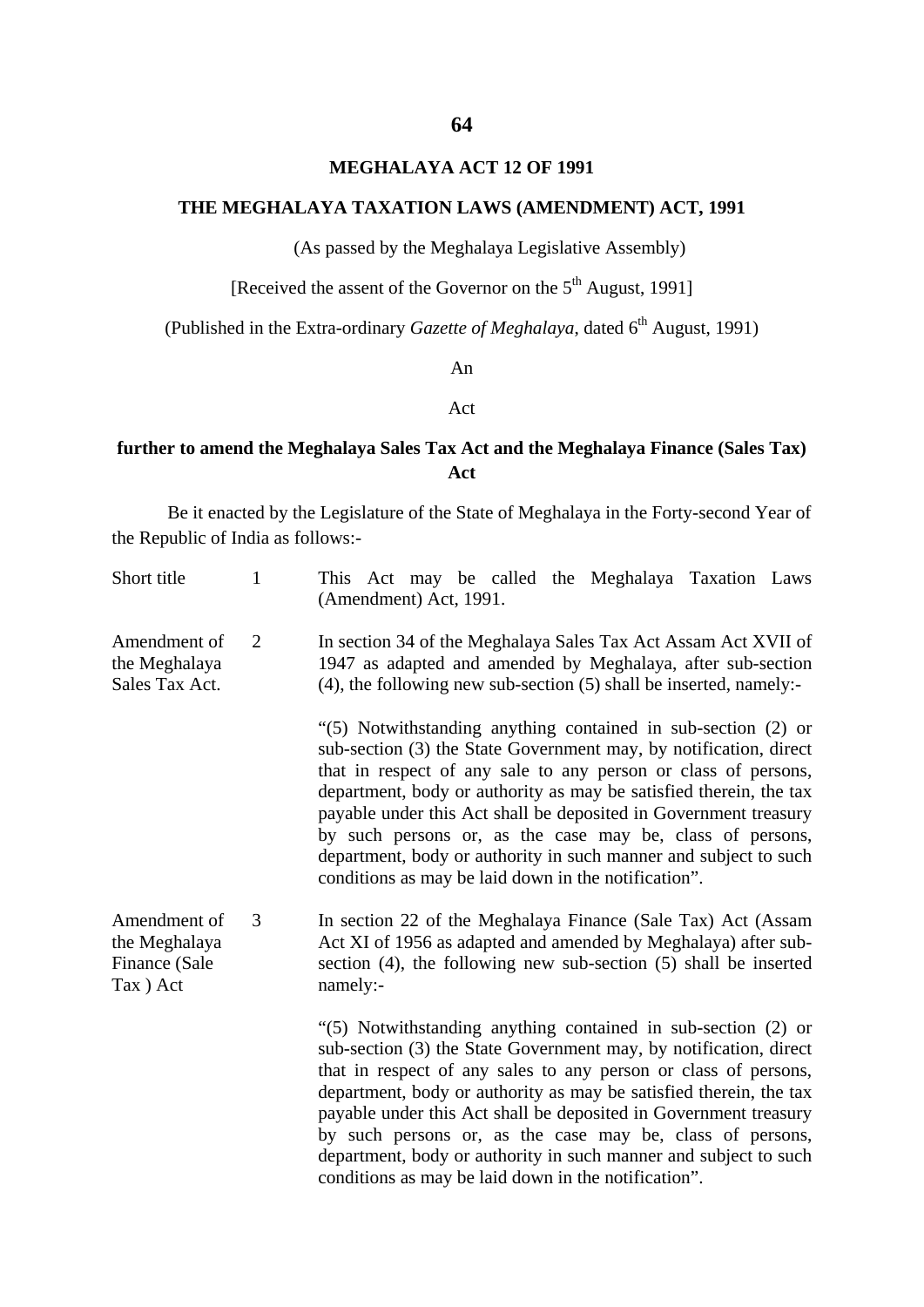# MEGHALAYA ACT 12 OF 1991

## THE MEGHALAYA TAXATION LAWS (AMENDMENT) ACT, 1991

(As passed by the Meghalaya Legislative Assembly)

[Received the assent of the Governor on the 5th August, 1991]

(Published in the Extra-ordinary *Gazette of Meghalaya*, dated 6th August, 1991)

An

Act

**further to amend the Meghalaya Sales Tax Act and the Meghalaya Finance (Sales Tax) Act**

Be it enacted by the Legislature of the State of Meghalaya in the Forty-second Year of the Republic of India as follows:-

| | | |
|---|---|---|
| Short title | 1 | This Act may be called the Meghalaya Taxation Laws (Amendment) Act, 1991. |
| Amendment of the Meghalaya Sales Tax Act. | 2 | In section 34 of the Meghalaya Sales Tax Act Assam Act XVII of 1947 as adapted and amended by Meghalaya, after sub-section (4), the following new sub-section (5) shall be inserted, namely:-<br><br>"(5) Notwithstanding anything contained in sub-section (2) or sub-section (3) the State Government may, by notification, direct that in respect of any sale to any person or class of persons, department, body or authority as may be satisfied therein, the tax payable under this Act shall be deposited in Government treasury by such persons or, as the case may be, class of persons, department, body or authority in such manner and subject to such conditions as may be laid down in the notification". |
| Amendment of the Meghalaya Finance (Sale Tax ) Act | 3 | In section 22 of the Meghalaya Finance (Sale Tax) Act (Assam Act XI of 1956 as adapted and amended by Meghalaya) after sub-section (4), the following new sub-section (5) shall be inserted namely:-<br><br>"(5) Notwithstanding anything contained in sub-section (2) or sub-section (3) the State Government may, by notification, direct that in respect of any sales to any person or class of persons, department, body or authority as may be satisfied therein, the tax payable under this Act shall be deposited in Government treasury by such persons or, as the case may be, class of persons, department, body or authority in such manner and subject to such conditions as may be laid down in the notification". |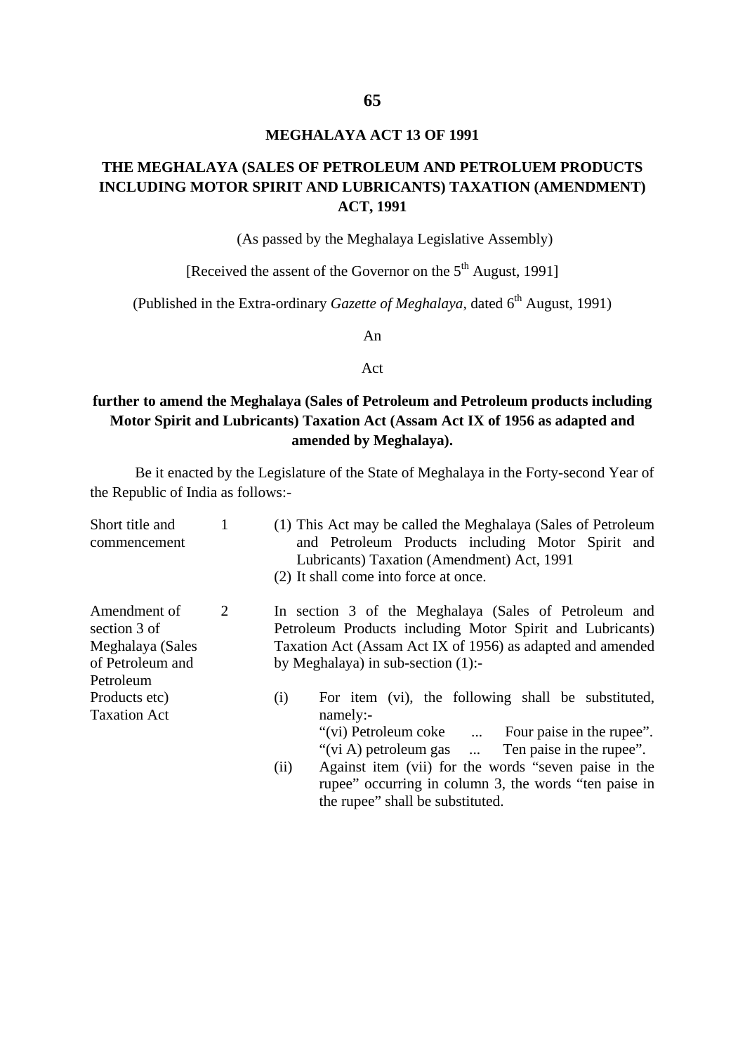# MEGHALAYA ACT 13 OF 1991

## THE MEGHALAYA (SALES OF PETROLEUM AND PETROLUEM PRODUCTS INCLUDING MOTOR SPIRIT AND LUBRICANTS) TAXATION (AMENDMENT) ACT, 1991

(As passed by the Meghalaya Legislative Assembly)

[Received the assent of the Governor on the 5th August, 1991]

(Published in the Extra-ordinary *Gazette of Meghalaya*, dated 6th August, 1991)

An

Act

**further to amend the Meghalaya (Sales of Petroleum and Petroleum products including Motor Spirit and Lubricants) Taxation Act (Assam Act IX of 1956 as adapted and amended by Meghalaya).**

Be it enacted by the Legislature of the State of Meghalaya in the Forty-second Year of the Republic of India as follows:-

Short title and commencement

1 (1) This Act may be called the Meghalaya (Sales of Petroleum and Petroleum Products including Motor Spirit and Lubricants) Taxation (Amendment) Act, 1991

(2) It shall come into force at once.

Amendment of section 3 of Meghalaya (Sales of Petroleum and Petroleum Products etc) Taxation Act

2 In section 3 of the Meghalaya (Sales of Petroleum and Petroleum Products including Motor Spirit and Lubricants) Taxation Act (Assam Act IX of 1956) as adapted and amended by Meghalaya) in sub-section (1):-

(i) For item (vi), the following shall be substituted, namely:-

"(vi) Petroleum coke ... Four paise in the rupee".

"(vi A) petroleum gas ... Ten paise in the rupee".

(ii) Against item (vii) for the words "seven paise in the rupee" occurring in column 3, the words "ten paise in the rupee" shall be substituted.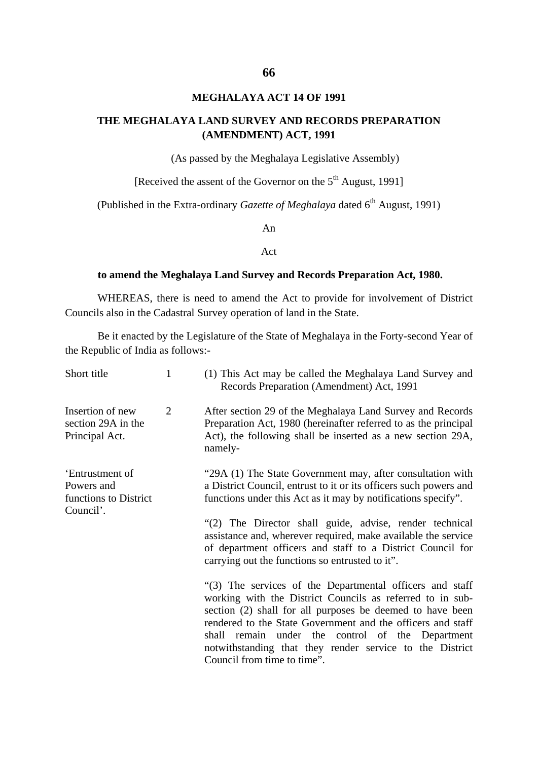**MEGHALAYA ACT 14 OF 1991**

# THE MEGHALAYA LAND SURVEY AND RECORDS PREPARATION (AMENDMENT) ACT, 1991

(As passed by the Meghalaya Legislative Assembly)

[Received the assent of the Governor on the 5th August, 1991]

(Published in the Extra-ordinary *Gazette of Meghalaya* dated 6th August, 1991)

An

Act

**to amend the Meghalaya Land Survey and Records Preparation Act, 1980.**

WHEREAS, there is need to amend the Act to provide for involvement of District Councils also in the Cadastral Survey operation of land in the State.

Be it enacted by the Legislature of the State of Meghalaya in the Forty-second Year of the Republic of India as follows:-

Short title

1 (1) This Act may be called the Meghalaya Land Survey and Records Preparation (Amendment) Act, 1991

Insertion of new section 29A in the Principal Act.

2 After section 29 of the Meghalaya Land Survey and Records Preparation Act, 1980 (hereinafter referred to as the principal Act), the following shall be inserted as a new section 29A, namely-

'Entrustment of Powers and functions to District Council'.

"29A (1) The State Government may, after consultation with a District Council, entrust to it or its officers such powers and functions under this Act as it may by notifications specify".

"(2) The Director shall guide, advise, render technical assistance and, wherever required, make available the service of department officers and staff to a District Council for carrying out the functions so entrusted to it".

"(3) The services of the Departmental officers and staff working with the District Councils as referred to in sub-section (2) shall for all purposes be deemed to have been rendered to the State Government and the officers and staff shall remain under the control of the Department notwithstanding that they render service to the District Council from time to time".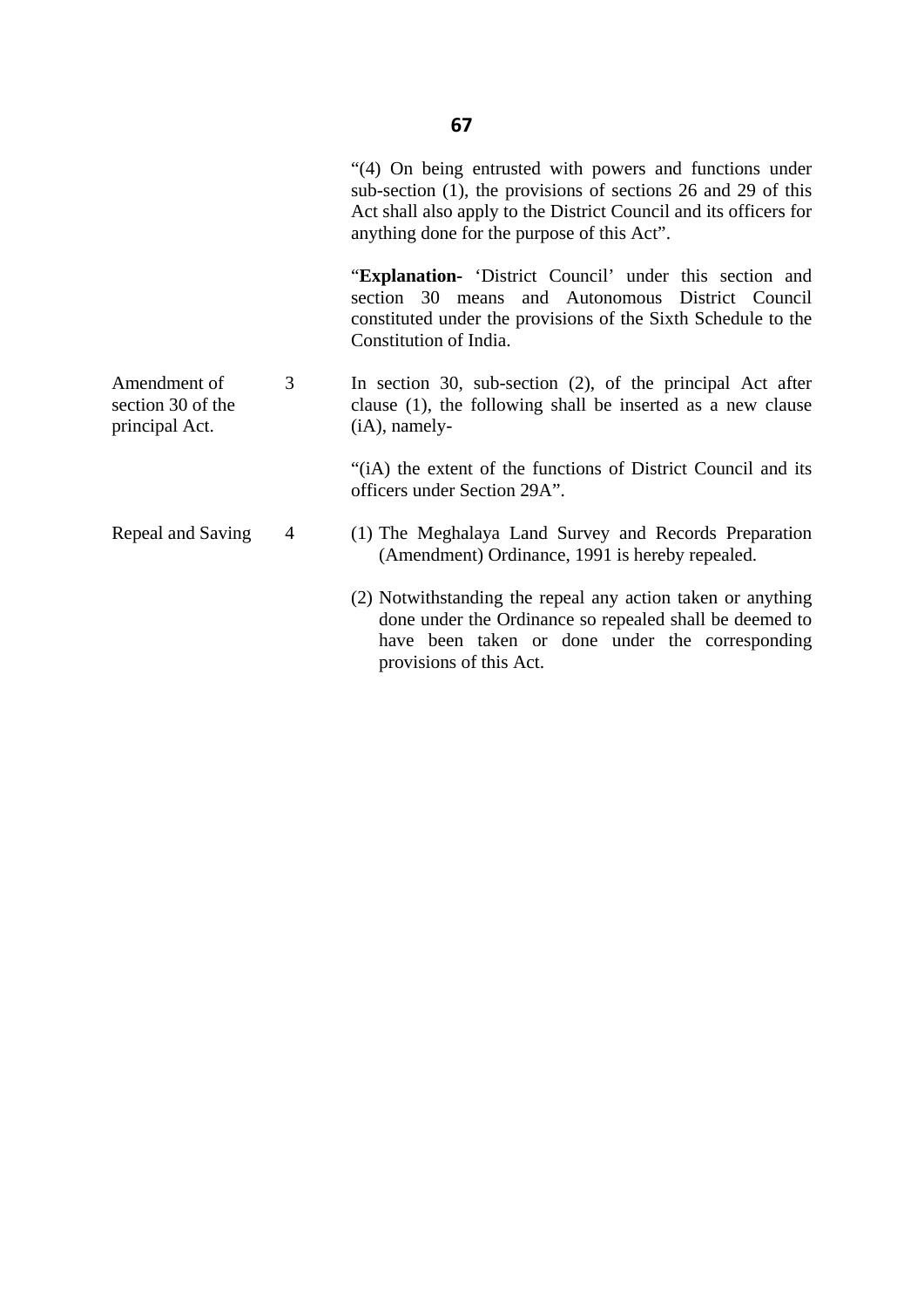"(4) On being entrusted with powers and functions under sub-section (1), the provisions of sections 26 and 29 of this Act shall also apply to the District Council and its officers for anything done for the purpose of this Act".

"**Explanation-** 'District Council' under this section and section 30 means and Autonomous District Council constituted under the provisions of the Sixth Schedule to the Constitution of India.

| | | |
|---|---|---|
| Amendment of section 30 of the principal Act. | 3 | In section 30, sub-section (2), of the principal Act after clause (1), the following shall be inserted as a new clause (iA), namely- |

"(iA) the extent of the functions of District Council and its officers under Section 29A".

| | | |
|---|---|---|
| Repeal and Saving | 4 | (1) The Meghalaya Land Survey and Records Preparation (Amendment) Ordinance, 1991 is hereby repealed. |

(2) Notwithstanding the repeal any action taken or anything done under the Ordinance so repealed shall be deemed to have been taken or done under the corresponding provisions of this Act.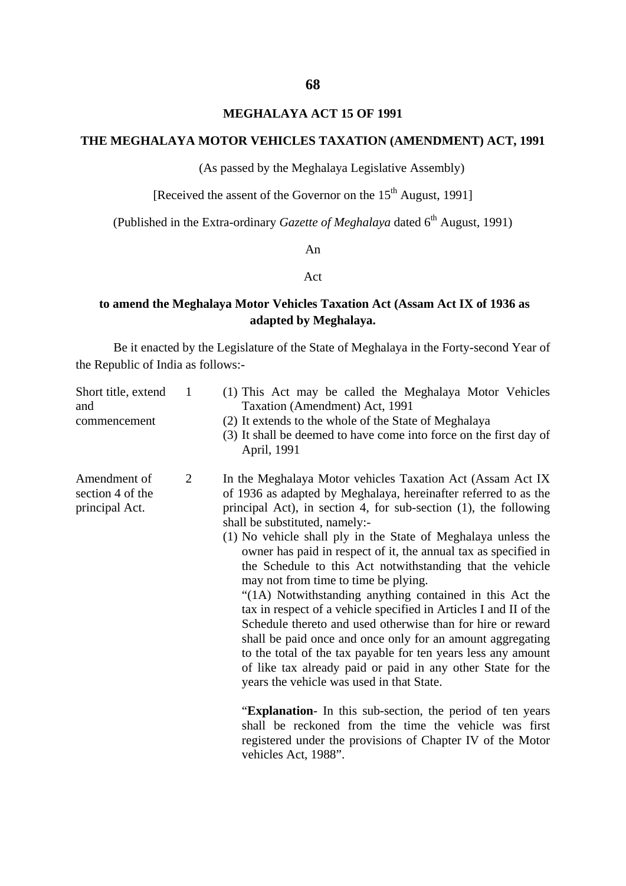# MEGHALAYA ACT 15 OF 1991

## THE MEGHALAYA MOTOR VEHICLES TAXATION (AMENDMENT) ACT, 1991

(As passed by the Meghalaya Legislative Assembly)

[Received the assent of the Governor on the 15th August, 1991]

(Published in the Extra-ordinary *Gazette of Meghalaya* dated 6th August, 1991)

An

Act

**to amend the Meghalaya Motor Vehicles Taxation Act (Assam Act IX of 1936 as adapted by Meghalaya.**

Be it enacted by the Legislature of the State of Meghalaya in the Forty-second Year of the Republic of India as follows:-

Short title, extend and commencement

1 (1) This Act may be called the Meghalaya Motor Vehicles Taxation (Amendment) Act, 1991

(2) It extends to the whole of the State of Meghalaya

(3) It shall be deemed to have come into force on the first day of April, 1991

Amendment of section 4 of the principal Act.

2 In the Meghalaya Motor vehicles Taxation Act (Assam Act IX of 1936 as adapted by Meghalaya, hereinafter referred to as the principal Act), in section 4, for sub-section (1), the following shall be substituted, namely:-

(1) No vehicle shall ply in the State of Meghalaya unless the owner has paid in respect of it, the annual tax as specified in the Schedule to this Act notwithstanding that the vehicle may not from time to time be plying.

"(1A) Notwithstanding anything contained in this Act the tax in respect of a vehicle specified in Articles I and II of the Schedule thereto and used otherwise than for hire or reward shall be paid once and once only for an amount aggregating to the total of the tax payable for ten years less any amount of like tax already paid or paid in any other State for the years the vehicle was used in that State.

"**Explanation**- In this sub-section, the period of ten years shall be reckoned from the time the vehicle was first registered under the provisions of Chapter IV of the Motor vehicles Act, 1988".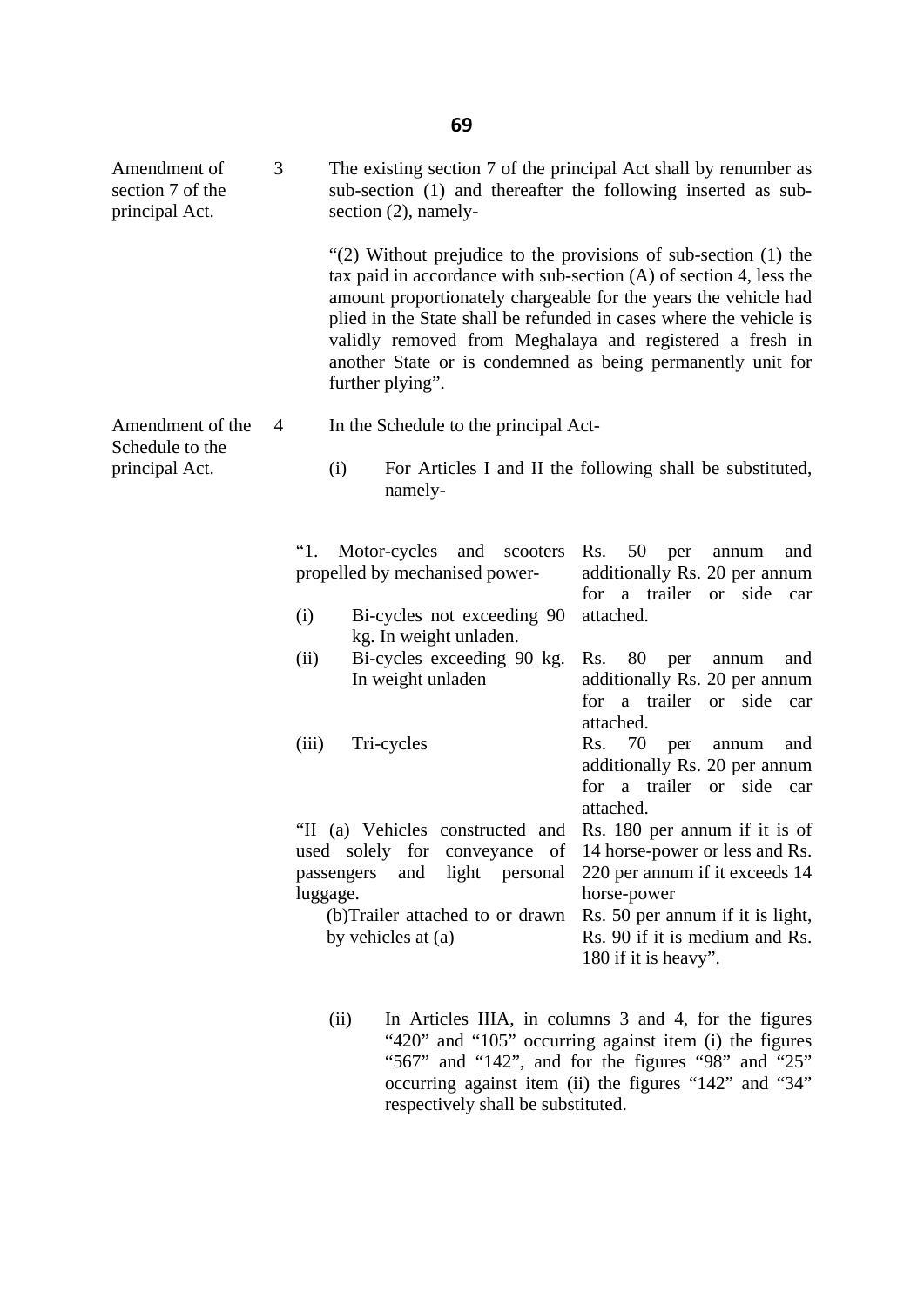**Amendment of section 7 of the principal Act.**

3 The existing section 7 of the principal Act shall by renumber as sub-section (1) and thereafter the following inserted as sub-section (2), namely-

"(2) Without prejudice to the provisions of sub-section (1) the tax paid in accordance with sub-section (A) of section 4, less the amount proportionately chargeable for the years the vehicle had plied in the State shall be refunded in cases where the vehicle is validly removed from Meghalaya and registered a fresh in another State or is condemned as being permanently unit for further plying".

**Amendment of the Schedule to the principal Act.**

4 In the Schedule to the principal Act-

(i) For Articles I and II the following shall be substituted, namely-

| | |
|---|---|
| "1. Motor-cycles and scooters propelled by mechanised power- (i) Bi-cycles not exceeding 90 kg. In weight unladen. | Rs. 50 per annum and additionally Rs. 20 per annum for a trailer or side car attached. |
| (ii) Bi-cycles exceeding 90 kg. In weight unladen | Rs. 80 per annum and additionally Rs. 20 per annum for a trailer or side car attached. |
| (iii) Tri-cycles | Rs. 70 per annum and additionally Rs. 20 per annum for a trailer or side car attached. |
| "II (a) Vehicles constructed and used solely for conveyance of passengers and light personal luggage. | Rs. 180 per annum if it is of 14 horse-power or less and Rs. 220 per annum if it exceeds 14 horse-power |
| (b)Trailer attached to or drawn by vehicles at (a) | Rs. 50 per annum if it is light, Rs. 90 if it is medium and Rs. 180 if it is heavy". |

(ii) In Articles IIIA, in columns 3 and 4, for the figures "420" and "105" occurring against item (i) the figures "567" and "142", and for the figures "98" and "25" occurring against item (ii) the figures "142" and "34" respectively shall be substituted.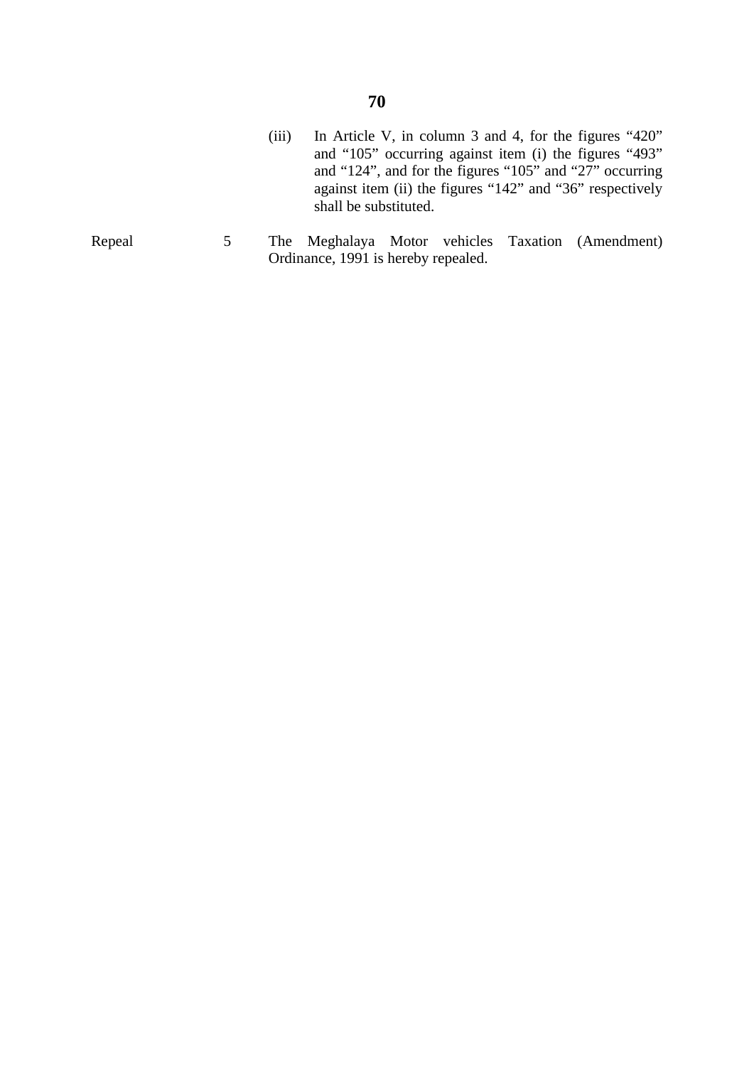(iii) In Article V, in column 3 and 4, for the figures "420" and "105" occurring against item (i) the figures "493" and "124", and for the figures "105" and "27" occurring against item (ii) the figures "142" and "36" respectively shall be substituted.

Repeal 5 The Meghalaya Motor vehicles Taxation (Amendment) Ordinance, 1991 is hereby repealed.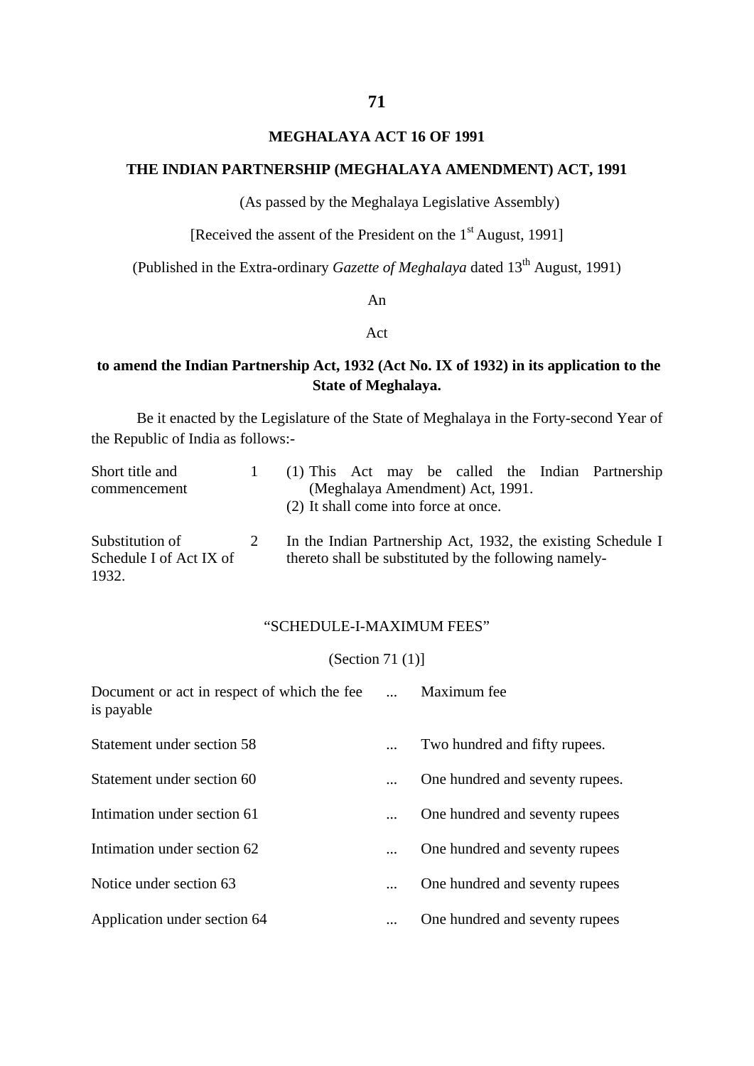# MEGHALAYA ACT 16 OF 1991

## THE INDIAN PARTNERSHIP (MEGHALAYA AMENDMENT) ACT, 1991

(As passed by the Meghalaya Legislative Assembly)

[Received the assent of the President on the 1st August, 1991]

(Published in the Extra-ordinary *Gazette of Meghalaya* dated 13th August, 1991)

An

Act

**to amend the Indian Partnership Act, 1932 (Act No. IX of 1932) in its application to the State of Meghalaya.**

Be it enacted by the Legislature of the State of Meghalaya in the Forty-second Year of the Republic of India as follows:-

| | | |
|---|---|---|
| Short title and commencement | 1 | (1) This Act may be called the Indian Partnership (Meghalaya Amendment) Act, 1991.<br>(2) It shall come into force at once. |
| Substitution of Schedule I of Act IX of 1932. | 2 | In the Indian Partnership Act, 1932, the existing Schedule I thereto shall be substituted by the following namely- |

"SCHEDULE-I-MAXIMUM FEES"

(Section 71 (1)]

| Document or act in respect of which the fee is payable | ... | Maximum fee |
|---|---|---|
| Statement under section 58 | ... | Two hundred and fifty rupees. |
| Statement under section 60 | ... | One hundred and seventy rupees. |
| Intimation under section 61 | ... | One hundred and seventy rupees |
| Intimation under section 62 | ... | One hundred and seventy rupees |
| Notice under section 63 | ... | One hundred and seventy rupees |
| Application under section 64 | ... | One hundred and seventy rupees |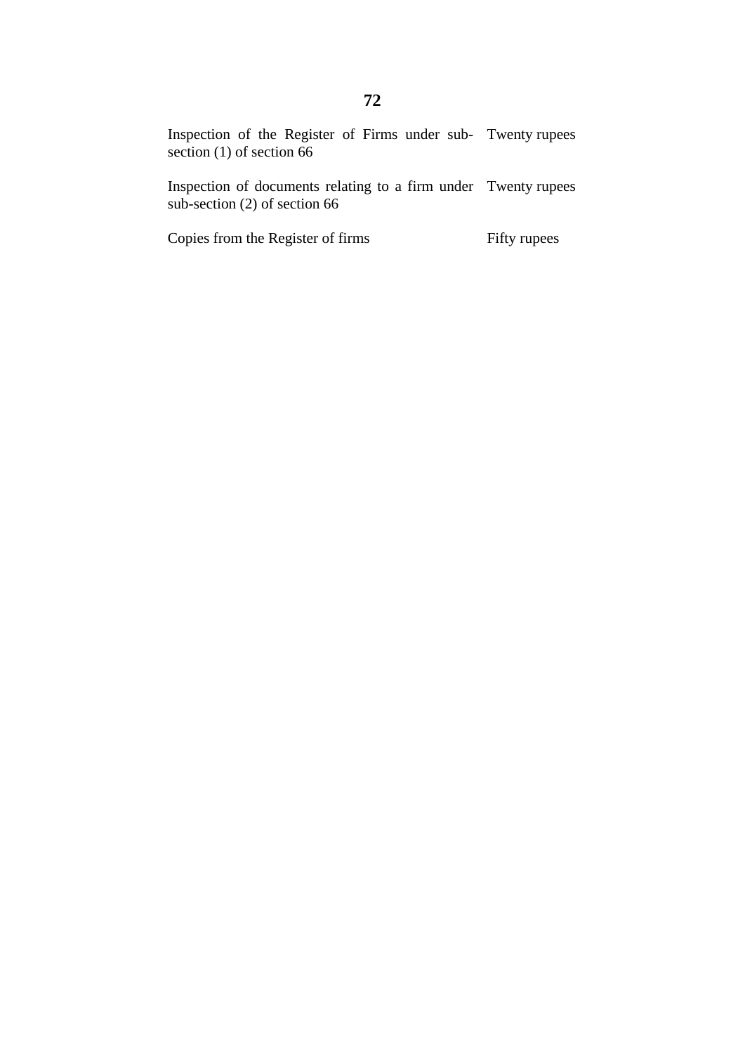| | |
|---|---|
| Inspection of the Register of Firms under sub-section (1) of section 66 | Twenty rupees |
| Inspection of documents relating to a firm under sub-section (2) of section 66 | Twenty rupees |
| Copies from the Register of firms | Fifty rupees |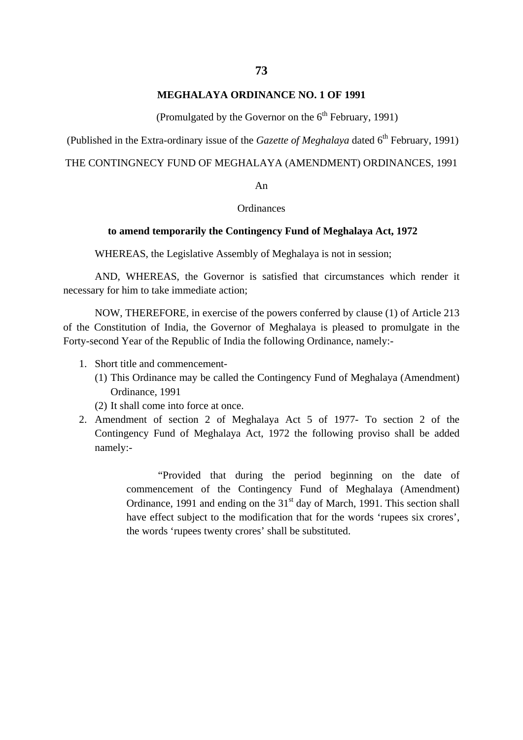## MEGHALAYA ORDINANCE NO. 1 OF 1991

(Promulgated by the Governor on the 6th February, 1991)

(Published in the Extra-ordinary issue of the *Gazette of Meghalaya* dated 6th February, 1991)

THE CONTINGNECY FUND OF MEGHALAYA (AMENDMENT) ORDINANCES, 1991

An

Ordinances

**to amend temporarily the Contingency Fund of Meghalaya Act, 1972**

WHEREAS, the Legislative Assembly of Meghalaya is not in session;

AND, WHEREAS, the Governor is satisfied that circumstances which render it necessary for him to take immediate action;

NOW, THEREFORE, in exercise of the powers conferred by clause (1) of Article 213 of the Constitution of India, the Governor of Meghalaya is pleased to promulgate in the Forty-second Year of the Republic of India the following Ordinance, namely:-

1. Short title and commencement-
   (1) This Ordinance may be called the Contingency Fund of Meghalaya (Amendment) Ordinance, 1991
   (2) It shall come into force at once.
2. Amendment of section 2 of Meghalaya Act 5 of 1977- To section 2 of the Contingency Fund of Meghalaya Act, 1972 the following proviso shall be added namely:-

   > "Provided that during the period beginning on the date of commencement of the Contingency Fund of Meghalaya (Amendment) Ordinance, 1991 and ending on the 31st day of March, 1991. This section shall have effect subject to the modification that for the words 'rupees six crores', the words 'rupees twenty crores' shall be substituted.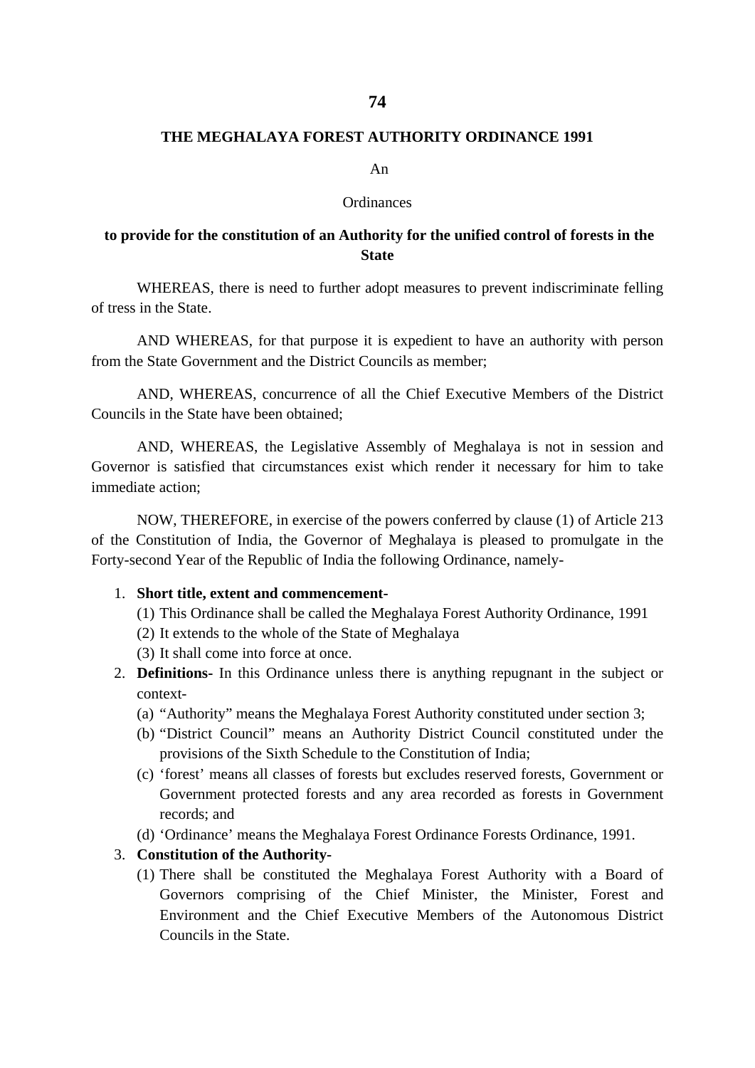# THE MEGHALAYA FOREST AUTHORITY ORDINANCE 1991

An

Ordinances

**to provide for the constitution of an Authority for the unified control of forests in the State**

WHEREAS, there is need to further adopt measures to prevent indiscriminate felling of tress in the State.

AND WHEREAS, for that purpose it is expedient to have an authority with person from the State Government and the District Councils as member;

AND, WHEREAS, concurrence of all the Chief Executive Members of the District Councils in the State have been obtained;

AND, WHEREAS, the Legislative Assembly of Meghalaya is not in session and Governor is satisfied that circumstances exist which render it necessary for him to take immediate action;

NOW, THEREFORE, in exercise of the powers conferred by clause (1) of Article 213 of the Constitution of India, the Governor of Meghalaya is pleased to promulgate in the Forty-second Year of the Republic of India the following Ordinance, namely-

1. **Short title, extent and commencement-**
   (1) This Ordinance shall be called the Meghalaya Forest Authority Ordinance, 1991
   (2) It extends to the whole of the State of Meghalaya
   (3) It shall come into force at once.
2. **Definitions-** In this Ordinance unless there is anything repugnant in the subject or context-
   (a) "Authority" means the Meghalaya Forest Authority constituted under section 3;
   (b) "District Council" means an Authority District Council constituted under the provisions of the Sixth Schedule to the Constitution of India;
   (c) 'forest' means all classes of forests but excludes reserved forests, Government or Government protected forests and any area recorded as forests in Government records; and
   (d) 'Ordinance' means the Meghalaya Forest Ordinance Forests Ordinance, 1991.
3. **Constitution of the Authority-**
   (1) There shall be constituted the Meghalaya Forest Authority with a Board of Governors comprising of the Chief Minister, the Minister, Forest and Environment and the Chief Executive Members of the Autonomous District Councils in the State.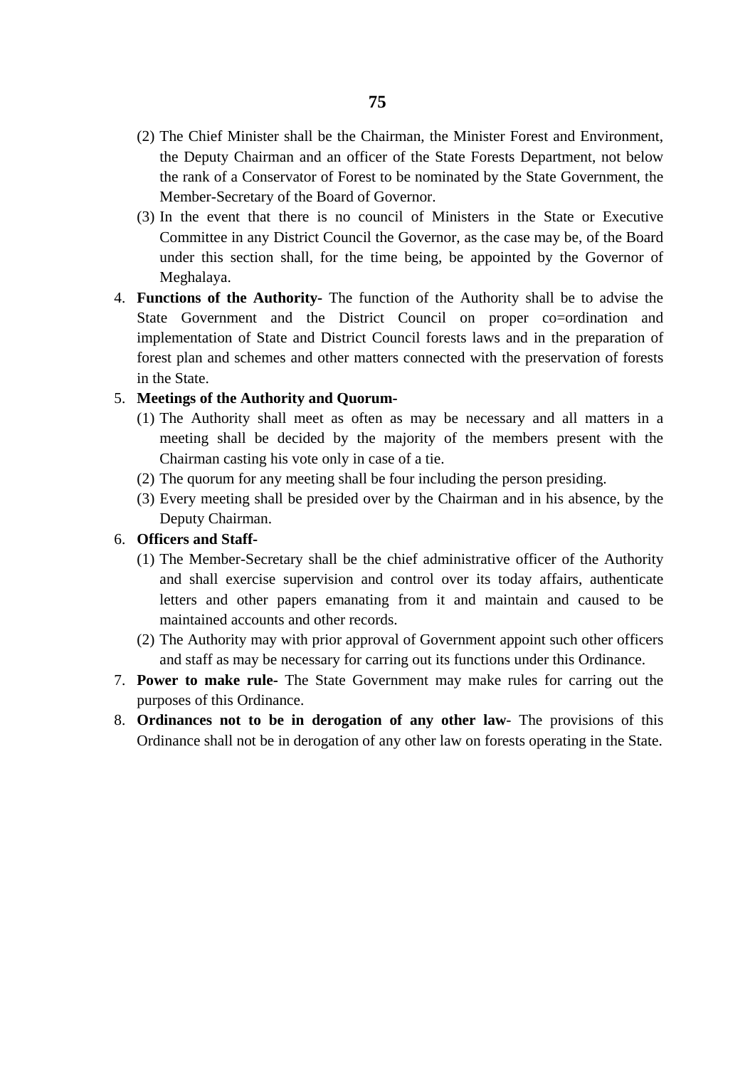(2) The Chief Minister shall be the Chairman, the Minister Forest and Environment, the Deputy Chairman and an officer of the State Forests Department, not below the rank of a Conservator of Forest to be nominated by the State Government, the Member-Secretary of the Board of Governor.

(3) In the event that there is no council of Ministers in the State or Executive Committee in any District Council the Governor, as the case may be, of the Board under this section shall, for the time being, be appointed by the Governor of Meghalaya.

4. **Functions of the Authority-** The function of the Authority shall be to advise the State Government and the District Council on proper co=ordination and implementation of State and District Council forests laws and in the preparation of forest plan and schemes and other matters connected with the preservation of forests in the State.

5. **Meetings of the Authority and Quorum-**

   (1) The Authority shall meet as often as may be necessary and all matters in a meeting shall be decided by the majority of the members present with the Chairman casting his vote only in case of a tie.

   (2) The quorum for any meeting shall be four including the person presiding.

   (3) Every meeting shall be presided over by the Chairman and in his absence, by the Deputy Chairman.

6. **Officers and Staff-**

   (1) The Member-Secretary shall be the chief administrative officer of the Authority and shall exercise supervision and control over its today affairs, authenticate letters and other papers emanating from it and maintain and caused to be maintained accounts and other records.

   (2) The Authority may with prior approval of Government appoint such other officers and staff as may be necessary for carring out its functions under this Ordinance.

7. **Power to make rule-** The State Government may make rules for carring out the purposes of this Ordinance.

8. **Ordinances not to be in derogation of any other law-** The provisions of this Ordinance shall not be in derogation of any other law on forests operating in the State.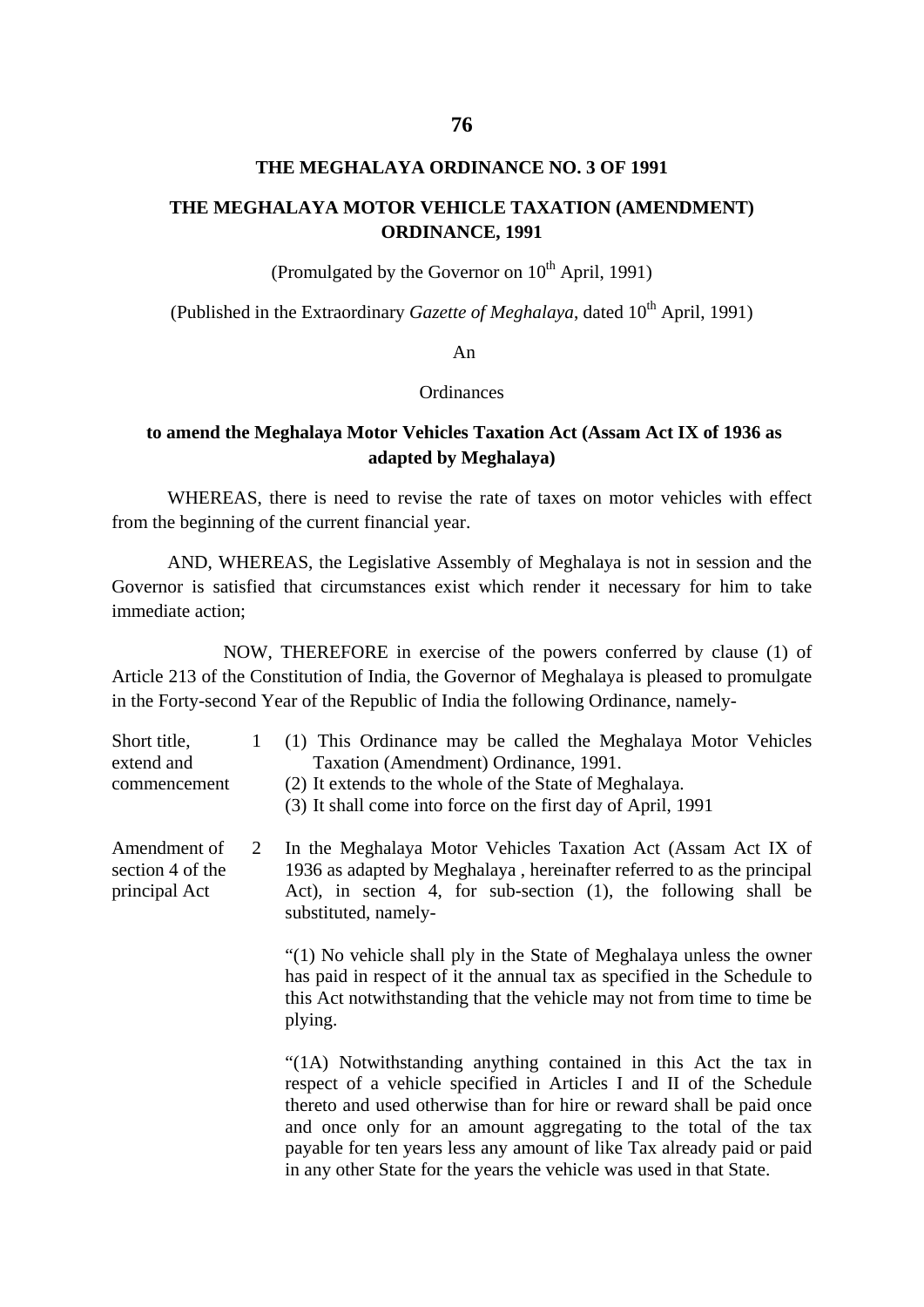**THE MEGHALAYA ORDINANCE NO. 3 OF 1991**

**THE MEGHALAYA MOTOR VEHICLE TAXATION (AMENDMENT) ORDINANCE, 1991**

(Promulgated by the Governor on 10th April, 1991)

(Published in the Extraordinary *Gazette of Meghalaya*, dated 10th April, 1991)

An

Ordinances

**to amend the Meghalaya Motor Vehicles Taxation Act (Assam Act IX of 1936 as adapted by Meghalaya)**

WHEREAS, there is need to revise the rate of taxes on motor vehicles with effect from the beginning of the current financial year.

AND, WHEREAS, the Legislative Assembly of Meghalaya is not in session and the Governor is satisfied that circumstances exist which render it necessary for him to take immediate action;

NOW, THEREFORE in exercise of the powers conferred by clause (1) of Article 213 of the Constitution of India, the Governor of Meghalaya is pleased to promulgate in the Forty-second Year of the Republic of India the following Ordinance, namely-

Short title, extend and commencement

1 (1) This Ordinance may be called the Meghalaya Motor Vehicles Taxation (Amendment) Ordinance, 1991.

(2) It extends to the whole of the State of Meghalaya.

(3) It shall come into force on the first day of April, 1991

Amendment of section 4 of the principal Act

2 In the Meghalaya Motor Vehicles Taxation Act (Assam Act IX of 1936 as adapted by Meghalaya , hereinafter referred to as the principal Act), in section 4, for sub-section (1), the following shall be substituted, namely-

"(1) No vehicle shall ply in the State of Meghalaya unless the owner has paid in respect of it the annual tax as specified in the Schedule to this Act notwithstanding that the vehicle may not from time to time be plying.

"(1A) Notwithstanding anything contained in this Act the tax in respect of a vehicle specified in Articles I and II of the Schedule thereto and used otherwise than for hire or reward shall be paid once and once only for an amount aggregating to the total of the tax payable for ten years less any amount of like Tax already paid or paid in any other State for the years the vehicle was used in that State.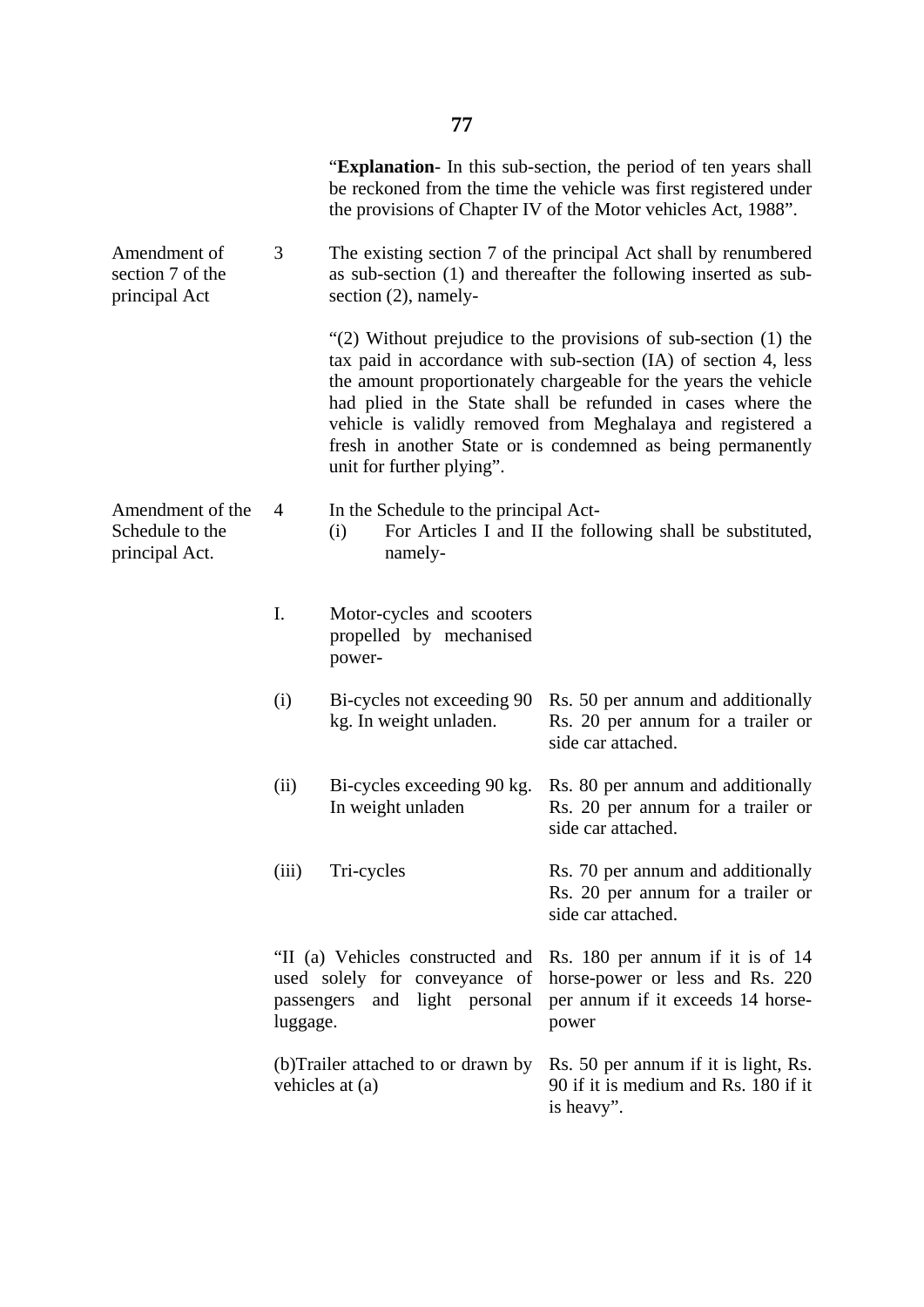"**Explanation**- In this sub-section, the period of ten years shall be reckoned from the time the vehicle was first registered under the provisions of Chapter IV of the Motor vehicles Act, 1988".

Amendment of section 7 of the principal Act

3 The existing section 7 of the principal Act shall by renumbered as sub-section (1) and thereafter the following inserted as sub-section (2), namely-

"(2) Without prejudice to the provisions of sub-section (1) the tax paid in accordance with sub-section (IA) of section 4, less the amount proportionately chargeable for the years the vehicle had plied in the State shall be refunded in cases where the vehicle is validly removed from Meghalaya and registered a fresh in another State or is condemned as being permanently unit for further plying".

Amendment of the Schedule to the principal Act.

4 In the Schedule to the principal Act-

(i) For Articles I and II the following shall be substituted, namely-

| | | |
|---|---|---|
| I. | Motor-cycles and scooters propelled by mechanised power- | |
| (i) | Bi-cycles not exceeding 90 kg. In weight unladen. | Rs. 50 per annum and additionally Rs. 20 per annum for a trailer or side car attached. |
| (ii) | Bi-cycles exceeding 90 kg. In weight unladen | Rs. 80 per annum and additionally Rs. 20 per annum for a trailer or side car attached. |
| (iii) | Tri-cycles | Rs. 70 per annum and additionally Rs. 20 per annum for a trailer or side car attached. |
| "II (a) | Vehicles constructed and used solely for conveyance of passengers and light personal luggage. | Rs. 180 per annum if it is of 14 horse-power or less and Rs. 220 per annum if it exceeds 14 horse-power |
| (b) | Trailer attached to or drawn by vehicles at (a) | Rs. 50 per annum if it is light, Rs. 90 if it is medium and Rs. 180 if it is heavy". |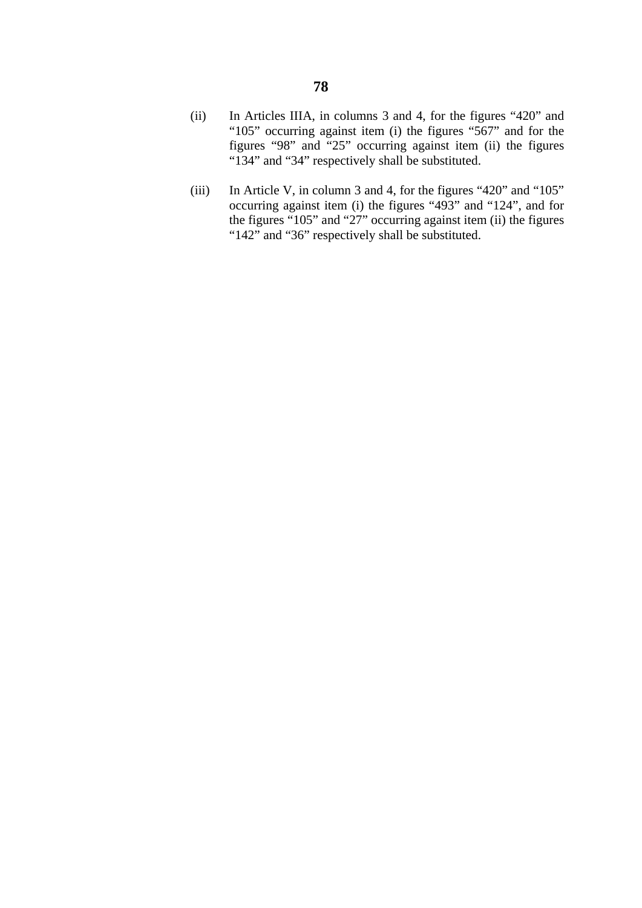(ii) In Articles IIIA, in columns 3 and 4, for the figures "420" and "105" occurring against item (i) the figures "567" and for the figures "98" and "25" occurring against item (ii) the figures "134" and "34" respectively shall be substituted.

(iii) In Article V, in column 3 and 4, for the figures "420" and "105" occurring against item (i) the figures "493" and "124", and for the figures "105" and "27" occurring against item (ii) the figures "142" and "36" respectively shall be substituted.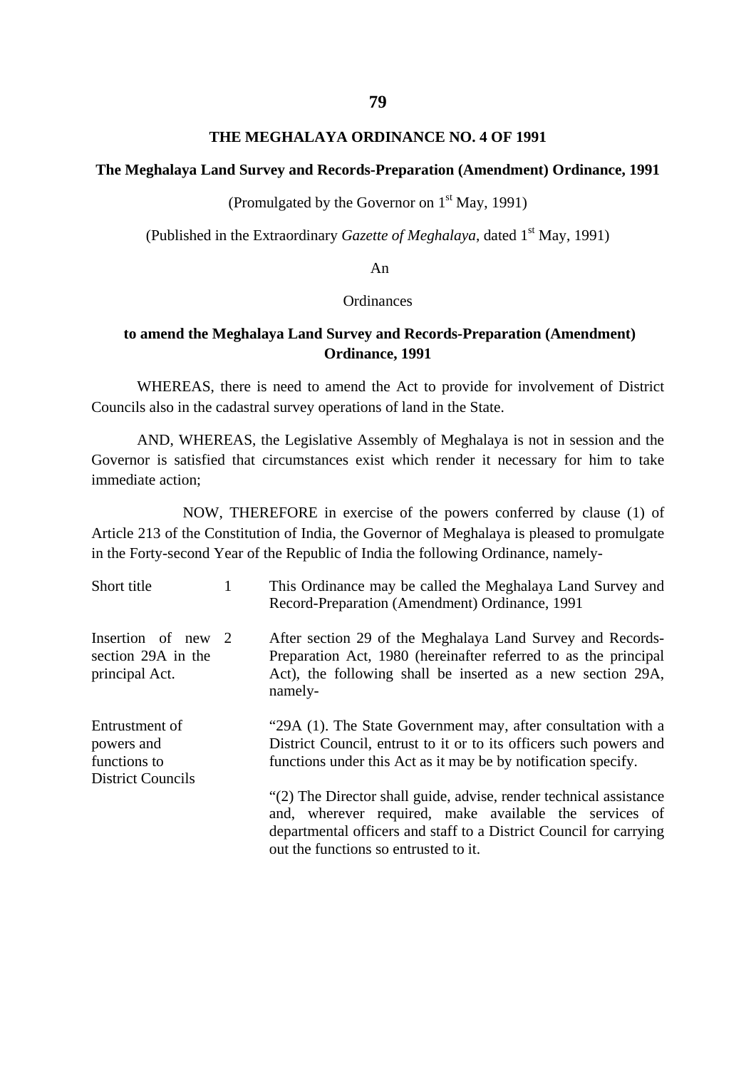# THE MEGHALAYA ORDINANCE NO. 4 OF 1991

## The Meghalaya Land Survey and Records-Preparation (Amendment) Ordinance, 1991

(Promulgated by the Governor on 1st May, 1991)

(Published in the Extraordinary *Gazette of Meghalaya*, dated 1st May, 1991)

An

Ordinances

**to amend the Meghalaya Land Survey and Records-Preparation (Amendment) Ordinance, 1991**

WHEREAS, there is need to amend the Act to provide for involvement of District Councils also in the cadastral survey operations of land in the State.

AND, WHEREAS, the Legislative Assembly of Meghalaya is not in session and the Governor is satisfied that circumstances exist which render it necessary for him to take immediate action;

NOW, THEREFORE in exercise of the powers conferred by clause (1) of Article 213 of the Constitution of India, the Governor of Meghalaya is pleased to promulgate in the Forty-second Year of the Republic of India the following Ordinance, namely-

Short title

1 This Ordinance may be called the Meghalaya Land Survey and Record-Preparation (Amendment) Ordinance, 1991

Insertion of new section 29A in the principal Act.

2 After section 29 of the Meghalaya Land Survey and Records-Preparation Act, 1980 (hereinafter referred to as the principal Act), the following shall be inserted as a new section 29A, namely-

Entrustment of powers and functions to District Councils

"29A (1). The State Government may, after consultation with a District Council, entrust to it or to its officers such powers and functions under this Act as it may be by notification specify.

"(2) The Director shall guide, advise, render technical assistance and, wherever required, make available the services of departmental officers and staff to a District Council for carrying out the functions so entrusted to it.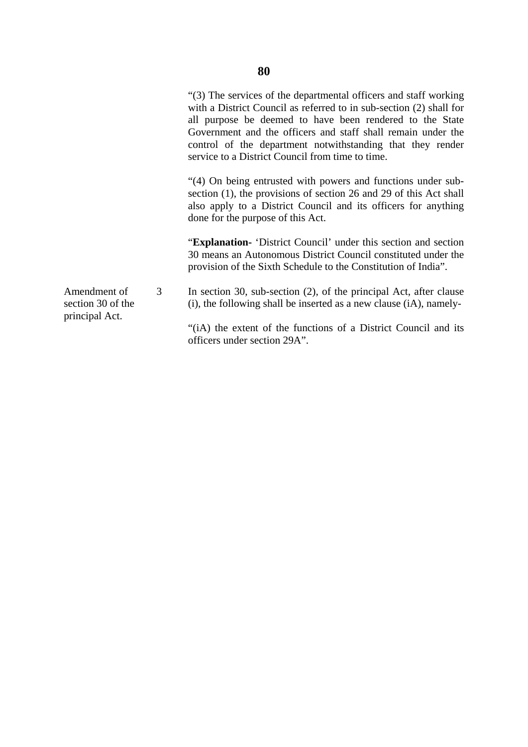"(3) The services of the departmental officers and staff working with a District Council as referred to in sub-section (2) shall for all purpose be deemed to have been rendered to the State Government and the officers and staff shall remain under the control of the department notwithstanding that they render service to a District Council from time to time.

"(4) On being entrusted with powers and functions under sub-section (1), the provisions of section 26 and 29 of this Act shall also apply to a District Council and its officers for anything done for the purpose of this Act.

"**Explanation**- 'District Council' under this section and section 30 means an Autonomous District Council constituted under the provision of the Sixth Schedule to the Constitution of India".

Amendment of section 30 of the principal Act.

3 In section 30, sub-section (2), of the principal Act, after clause (i), the following shall be inserted as a new clause (iA), namely-

"(iA) the extent of the functions of a District Council and its officers under section 29A".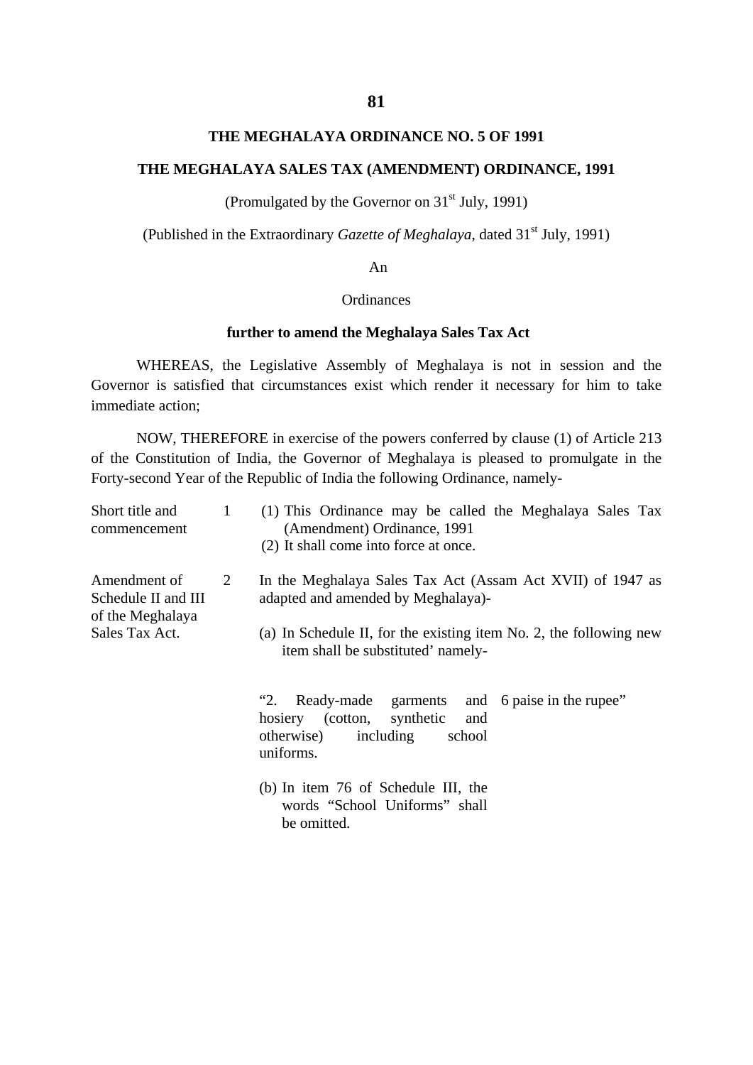# THE MEGHALAYA ORDINANCE NO. 5 OF 1991

## THE MEGHALAYA SALES TAX (AMENDMENT) ORDINANCE, 1991

(Promulgated by the Governor on 31st July, 1991)

(Published in the Extraordinary *Gazette of Meghalaya*, dated 31st July, 1991)

An

Ordinances

**further to amend the Meghalaya Sales Tax Act**

WHEREAS, the Legislative Assembly of Meghalaya is not in session and the Governor is satisfied that circumstances exist which render it necessary for him to take immediate action;

NOW, THEREFORE in exercise of the powers conferred by clause (1) of Article 213 of the Constitution of India, the Governor of Meghalaya is pleased to promulgate in the Forty-second Year of the Republic of India the following Ordinance, namely-

Short title and commencement

1 (1) This Ordinance may be called the Meghalaya Sales Tax (Amendment) Ordinance, 1991

(2) It shall come into force at once.

Amendment of Schedule II and III of the Meghalaya Sales Tax Act.

2 In the Meghalaya Sales Tax Act (Assam Act XVII) of 1947 as adapted and amended by Meghalaya)-

(a) In Schedule II, for the existing item No. 2, the following new item shall be substituted' namely-

"2. Ready-made garments and hosiery (cotton, synthetic and otherwise) including school uniforms. 6 paise in the rupee"

(b) In item 76 of Schedule III, the words "School Uniforms" shall be omitted.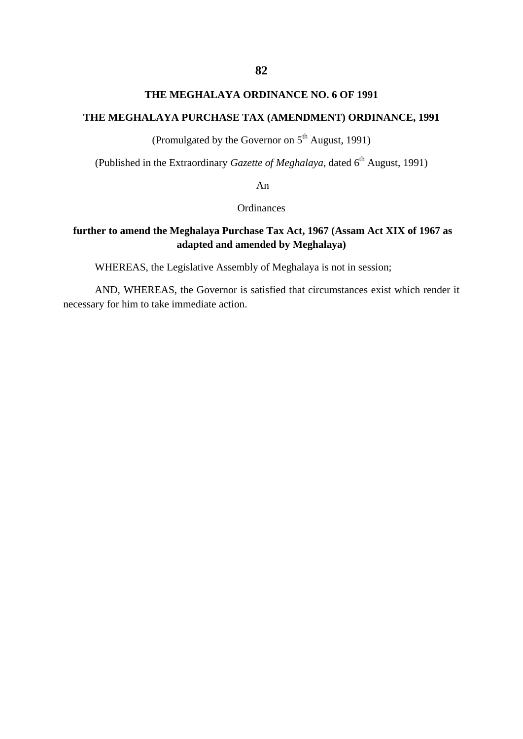# THE MEGHALAYA ORDINANCE NO. 6 OF 1991

## THE MEGHALAYA PURCHASE TAX (AMENDMENT) ORDINANCE, 1991

(Promulgated by the Governor on 5th August, 1991)

(Published in the Extraordinary *Gazette of Meghalaya*, dated 6th August, 1991)

An

Ordinances

**further to amend the Meghalaya Purchase Tax Act, 1967 (Assam Act XIX of 1967 as adapted and amended by Meghalaya)**

WHEREAS, the Legislative Assembly of Meghalaya is not in session;

AND, WHEREAS, the Governor is satisfied that circumstances exist which render it necessary for him to take immediate action.